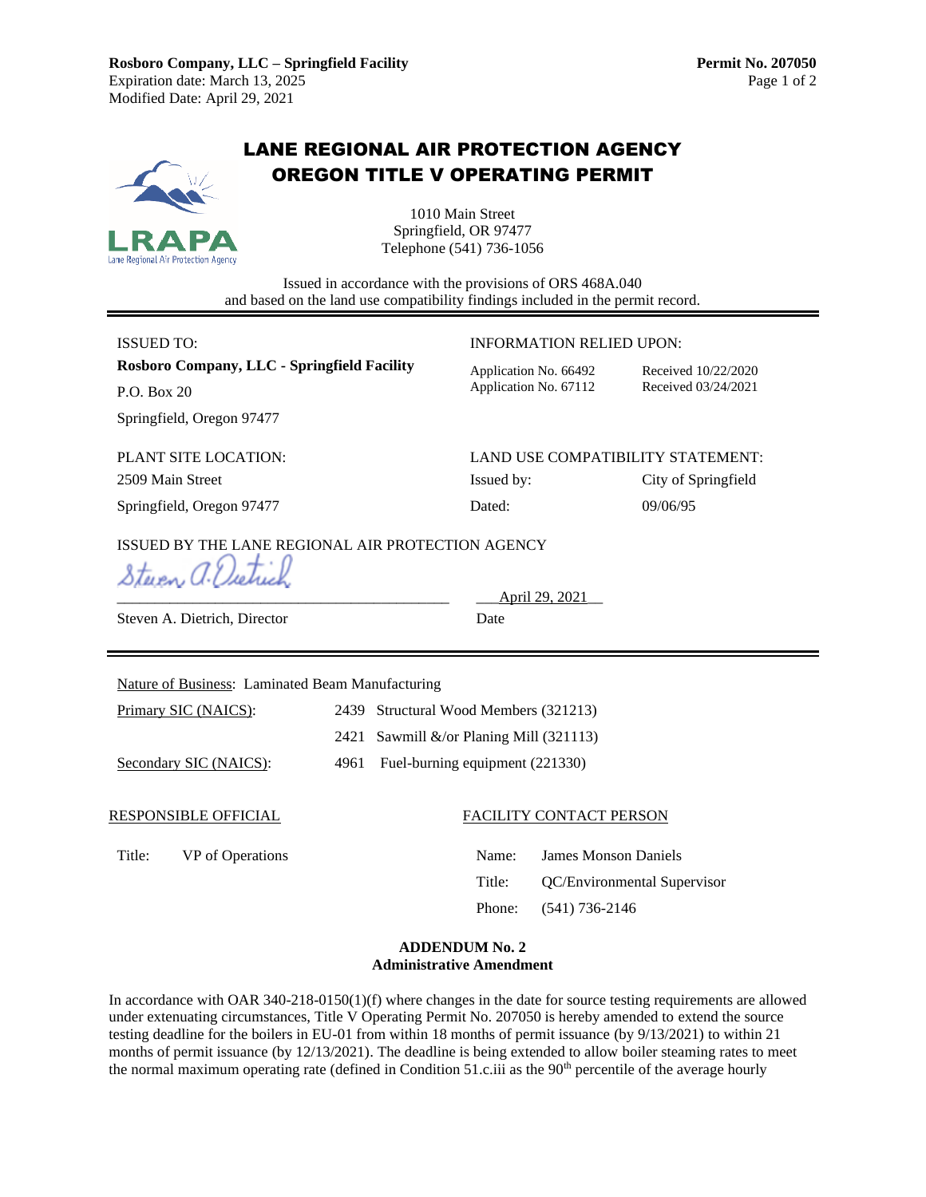**Rosboro Company, LLC – Springfield Facility**
Expiration date: March 13, 2025
Modified Date: April 29, 2021

**Permit No. 207050**

# LANE REGIONAL AIR PROTECTION AGENCY
# OREGON TITLE V OPERATING PERMIT

1010 Main Street
Springfield, OR 97477
Telephone (541) 736-1056

Issued in accordance with the provisions of ORS 468A.040
and based on the land use compatibility findings included in the permit record.

---

ISSUED TO:

**Rosboro Company, LLC - Springfield Facility**
P.O. Box 20
Springfield, Oregon 97477

INFORMATION RELIED UPON:

| | |
|---|---|
| Application No. 66492 | Received 10/22/2020 |
| Application No. 67112 | Received 03/24/2021 |

PLANT SITE LOCATION:
2509 Main Street
Springfield, Oregon 97477

LAND USE COMPATIBILITY STATEMENT:

| | |
|---|---|
| Issued by: | City of Springfield |
| Dated: | 09/06/95 |

ISSUED BY THE LANE REGIONAL AIR PROTECTION AGENCY

Steven A. Dietrich, Director — Date: April 29, 2021

---

Nature of Business: Laminated Beam Manufacturing

| | |
|---|---|
| Primary SIC (NAICS): | 2439 Structural Wood Members (321213) |
| | 2421 Sawmill &/or Planing Mill (321113) |
| Secondary SIC (NAICS): | 4961 Fuel-burning equipment (221330) |

RESPONSIBLE OFFICIAL

Title: VP of Operations

FACILITY CONTACT PERSON

Name: James Monson Daniels
Title: QC/Environmental Supervisor
Phone: (541) 736-2146

**ADDENDUM No. 2**
**Administrative Amendment**

In accordance with OAR 340-218-0150(1)(f) where changes in the date for source testing requirements are allowed under extenuating circumstances, Title V Operating Permit No. 207050 is hereby amended to extend the source testing deadline for the boilers in EU-01 from within 18 months of permit issuance (by 9/13/2021) to within 21 months of permit issuance (by 12/13/2021). The deadline is being extended to allow boiler steaming rates to meet the normal maximum operating rate (defined in Condition 51.c.iii as the 90th percentile of the average hourly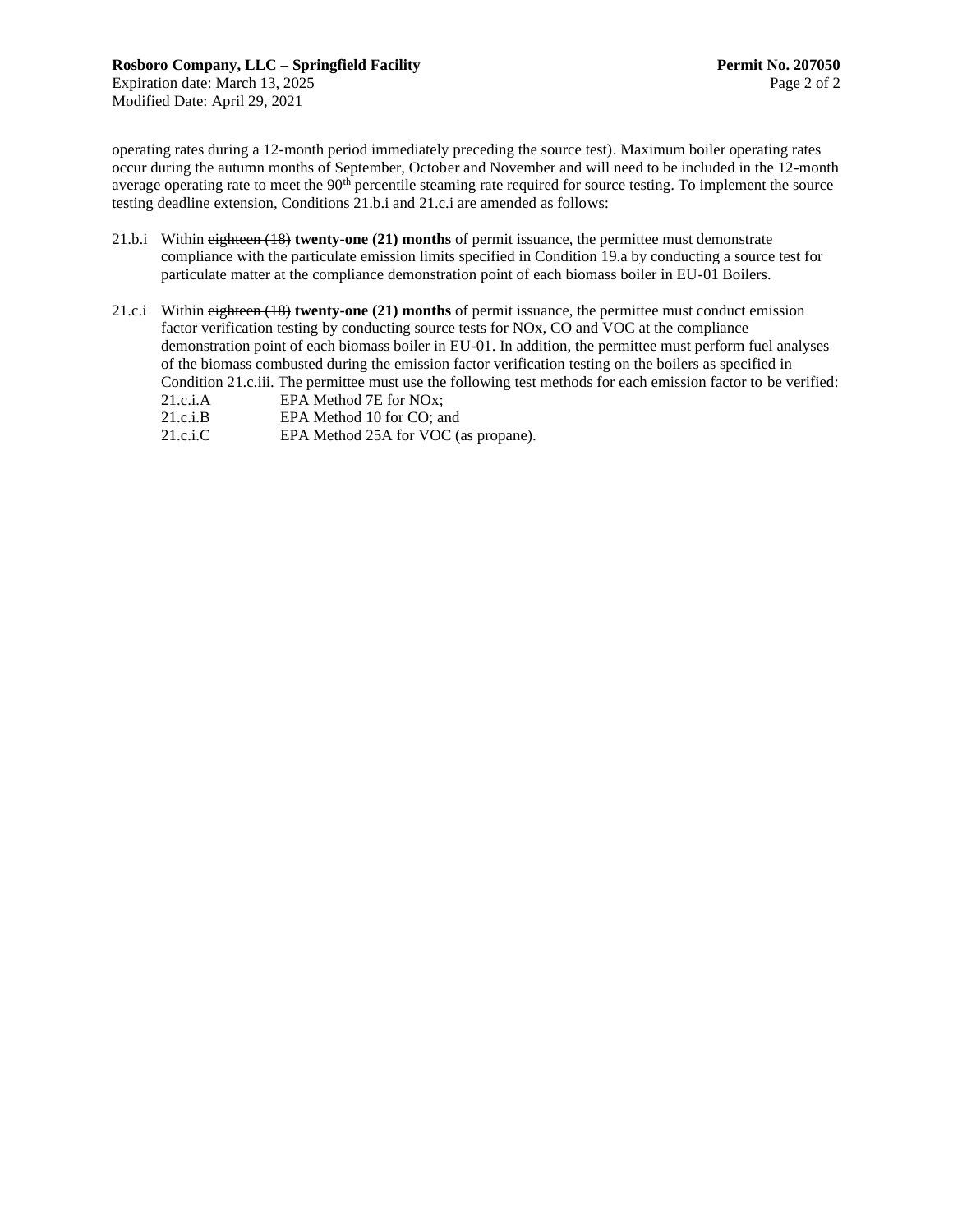operating rates during a 12-month period immediately preceding the source test). Maximum boiler operating rates occur during the autumn months of September, October and November and will need to be included in the 12-month average operating rate to meet the 90th percentile steaming rate required for source testing. To implement the source testing deadline extension, Conditions 21.b.i and 21.c.i are amended as follows:

21.b.i Within ~~eighteen (18)~~ **twenty-one (21) months** of permit issuance, the permittee must demonstrate compliance with the particulate emission limits specified in Condition 19.a by conducting a source test for particulate matter at the compliance demonstration point of each biomass boiler in EU-01 Boilers.

21.c.i Within ~~eighteen (18)~~ **twenty-one (21) months** of permit issuance, the permittee must conduct emission factor verification testing by conducting source tests for NOx, CO and VOC at the compliance demonstration point of each biomass boiler in EU-01. In addition, the permittee must perform fuel analyses of the biomass combusted during the emission factor verification testing on the boilers as specified in Condition 21.c.iii. The permittee must use the following test methods for each emission factor to be verified:

- 21.c.i.A EPA Method 7E for NOx;
- 21.c.i.B EPA Method 10 for CO; and
- 21.c.i.C EPA Method 25A for VOC (as propane).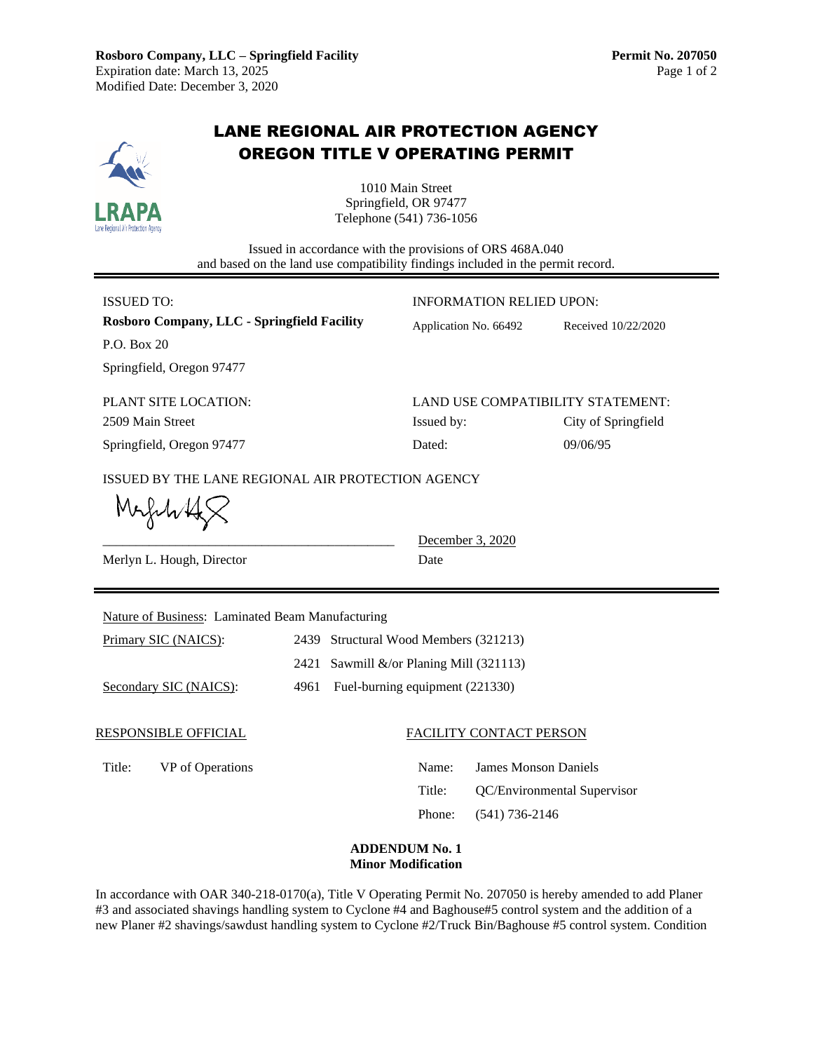**Rosboro Company, LLC – Springfield Facility**
Expiration date: March 13, 2025
Modified Date: December 3, 2020

**Permit No. 207050**

# LANE REGIONAL AIR PROTECTION AGENCY
# OREGON TITLE V OPERATING PERMIT

1010 Main Street
Springfield, OR 97477
Telephone (541) 736-1056

Issued in accordance with the provisions of ORS 468A.040
and based on the land use compatibility findings included in the permit record.

| ISSUED TO: | INFORMATION RELIED UPON: | |
|---|---|---|
| **Rosboro Company, LLC - Springfield Facility** | Application No. 66492 | Received 10/22/2020 |
| P.O. Box 20 | | |
| Springfield, Oregon 97477 | | |
| PLANT SITE LOCATION: | LAND USE COMPATIBILITY STATEMENT: | |
| 2509 Main Street | Issued by: | City of Springfield |
| Springfield, Oregon 97477 | Dated: | 09/06/95 |

ISSUED BY THE LANE REGIONAL AIR PROTECTION AGENCY

Merlyn L. Hough, Director — December 3, 2020 (Date)

Nature of Business: Laminated Beam Manufacturing

| | |
|---|---|
| Primary SIC (NAICS): | 2439 Structural Wood Members (321213) |
| | 2421 Sawmill &/or Planing Mill (321113) |
| Secondary SIC (NAICS): | 4961 Fuel-burning equipment (221330) |

RESPONSIBLE OFFICIAL

Title: VP of Operations

FACILITY CONTACT PERSON

Name: James Monson Daniels
Title: QC/Environmental Supervisor
Phone: (541) 736-2146

**ADDENDUM No. 1**
**Minor Modification**

In accordance with OAR 340-218-0170(a), Title V Operating Permit No. 207050 is hereby amended to add Planer #3 and associated shavings handling system to Cyclone #4 and Baghouse#5 control system and the addition of a new Planer #2 shavings/sawdust handling system to Cyclone #2/Truck Bin/Baghouse #5 control system. Condition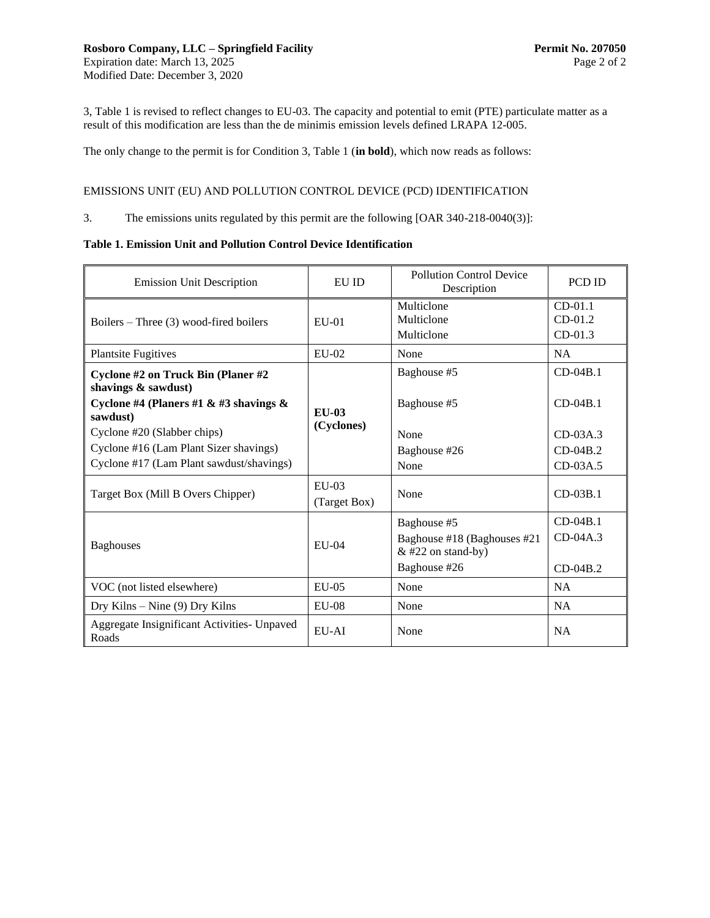3, Table 1 is revised to reflect changes to EU-03. The capacity and potential to emit (PTE) particulate matter as a result of this modification are less than the de minimis emission levels defined LRAPA 12-005.

The only change to the permit is for Condition 3, Table 1 (**in bold**), which now reads as follows:

EMISSIONS UNIT (EU) AND POLLUTION CONTROL DEVICE (PCD) IDENTIFICATION

3. The emissions units regulated by this permit are the following [OAR 340-218-0040(3)]:

**Table 1. Emission Unit and Pollution Control Device Identification**

| Emission Unit Description | EU ID | Pollution Control Device Description | PCD ID |
|---|---|---|---|
| Boilers – Three (3) wood-fired boilers | EU-01 | Multiclone<br>Multiclone<br>Multiclone | CD-01.1<br>CD-01.2<br>CD-01.3 |
| Plantsite Fugitives | EU-02 | None | NA |
| **Cyclone #2 on Truck Bin (Planer #2 shavings & sawdust)**<br>**Cyclone #4 (Planers #1 & #3 shavings & sawdust)**<br>Cyclone #20 (Slabber chips)<br>Cyclone #16 (Lam Plant Sizer shavings)<br>Cyclone #17 (Lam Plant sawdust/shavings) | **EU-03 (Cyclones)** | Baghouse #5<br>Baghouse #5<br>None<br>Baghouse #26<br>None | CD-04B.1<br>CD-04B.1<br>CD-03A.3<br>CD-04B.2<br>CD-03A.5 |
| Target Box (Mill B Overs Chipper) | EU-03 (Target Box) | None | CD-03B.1 |
| Baghouses | EU-04 | Baghouse #5<br>Baghouse #18 (Baghouses #21 & #22 on stand-by)<br>Baghouse #26 | CD-04B.1<br>CD-04A.3<br>CD-04B.2 |
| VOC (not listed elsewhere) | EU-05 | None | NA |
| Dry Kilns – Nine (9) Dry Kilns | EU-08 | None | NA |
| Aggregate Insignificant Activities- Unpaved Roads | EU-AI | None | NA |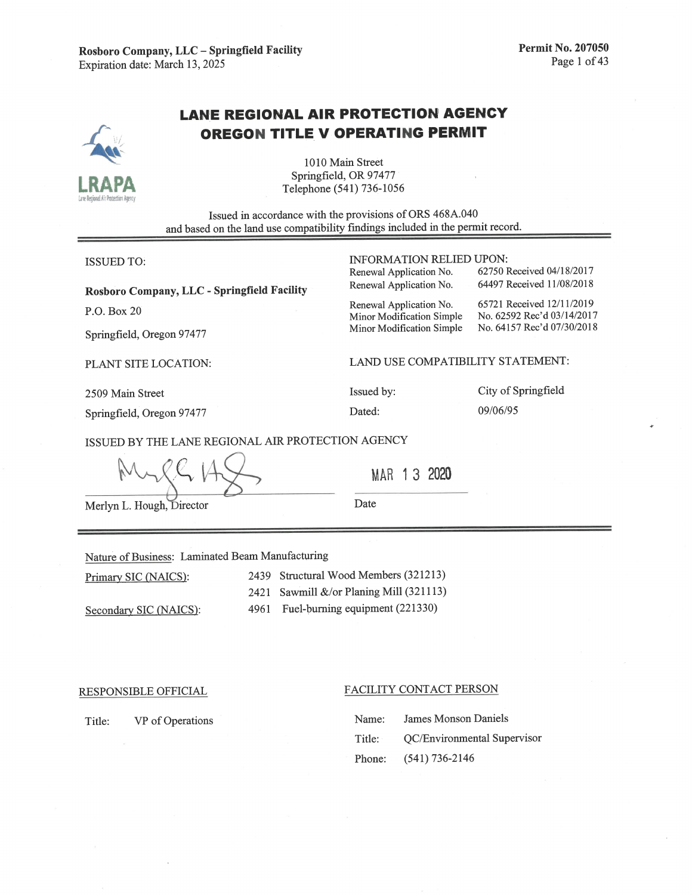# LANE REGIONAL AIR PROTECTION AGENCY
# OREGON TITLE V OPERATING PERMIT

1010 Main Street
Springfield, OR 97477
Telephone (541) 736-1056

Issued in accordance with the provisions of ORS 468A.040
and based on the land use compatibility findings included in the permit record.

---

**ISSUED TO:**

**Rosboro Company, LLC - Springfield Facility**

P.O. Box 20

Springfield, Oregon 97477

**INFORMATION RELIED UPON:**

| | |
|---|---|
| Renewal Application No. | 62750 Received 04/18/2017 |
| Renewal Application No. | 64497 Received 11/08/2018 |
| Renewal Application No. | 65721 Received 12/11/2019 |
| Minor Modification Simple | No. 62592 Rec'd 03/14/2017 |
| Minor Modification Simple | No. 64157 Rec'd 07/30/2018 |

**PLANT SITE LOCATION:**

2509 Main Street

Springfield, Oregon 97477

**LAND USE COMPATIBILITY STATEMENT:**

| | |
|---|---|
| Issued by: | City of Springfield |
| Dated: | 09/06/95 |

ISSUED BY THE LANE REGIONAL AIR PROTECTION AGENCY

Merlyn L. Hough, Director

Date: MAR 13 2020

---

Nature of Business: Laminated Beam Manufacturing

| | |
|---|---|
| Primary SIC (NAICS): | 2439 Structural Wood Members (321213) |
| | 2421 Sawmill &/or Planing Mill (321113) |
| Secondary SIC (NAICS): | 4961 Fuel-burning equipment (221330) |

**RESPONSIBLE OFFICIAL**

Title: VP of Operations

**FACILITY CONTACT PERSON**

Name: James Monson Daniels

Title: QC/Environmental Supervisor

Phone: (541) 736-2146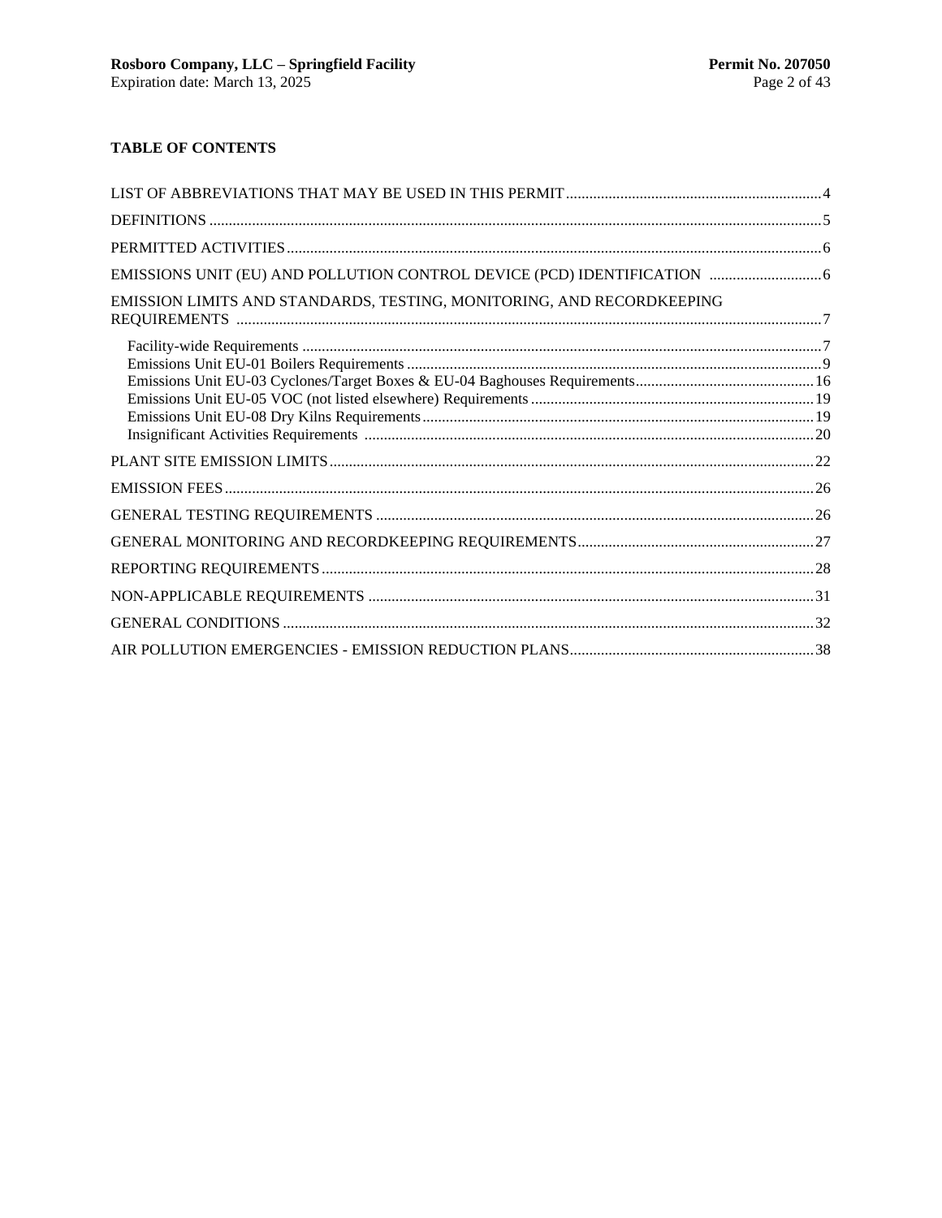## TABLE OF CONTENTS

LIST OF ABBREVIATIONS THAT MAY BE USED IN THIS PERMIT ..... 4

DEFINITIONS ..... 5

PERMITTED ACTIVITIES ..... 6

EMISSIONS UNIT (EU) AND POLLUTION CONTROL DEVICE (PCD) IDENTIFICATION ..... 6

EMISSION LIMITS AND STANDARDS, TESTING, MONITORING, AND RECORDKEEPING REQUIREMENTS ..... 7

- Facility-wide Requirements ..... 7
- Emissions Unit EU-01 Boilers Requirements ..... 9
- Emissions Unit EU-03 Cyclones/Target Boxes & EU-04 Baghouses Requirements ..... 16
- Emissions Unit EU-05 VOC (not listed elsewhere) Requirements ..... 19
- Emissions Unit EU-08 Dry Kilns Requirements ..... 19
- Insignificant Activities Requirements ..... 20

PLANT SITE EMISSION LIMITS ..... 22

EMISSION FEES ..... 26

GENERAL TESTING REQUIREMENTS ..... 26

GENERAL MONITORING AND RECORDKEEPING REQUIREMENTS ..... 27

REPORTING REQUIREMENTS ..... 28

NON-APPLICABLE REQUIREMENTS ..... 31

GENERAL CONDITIONS ..... 32

AIR POLLUTION EMERGENCIES - EMISSION REDUCTION PLANS ..... 38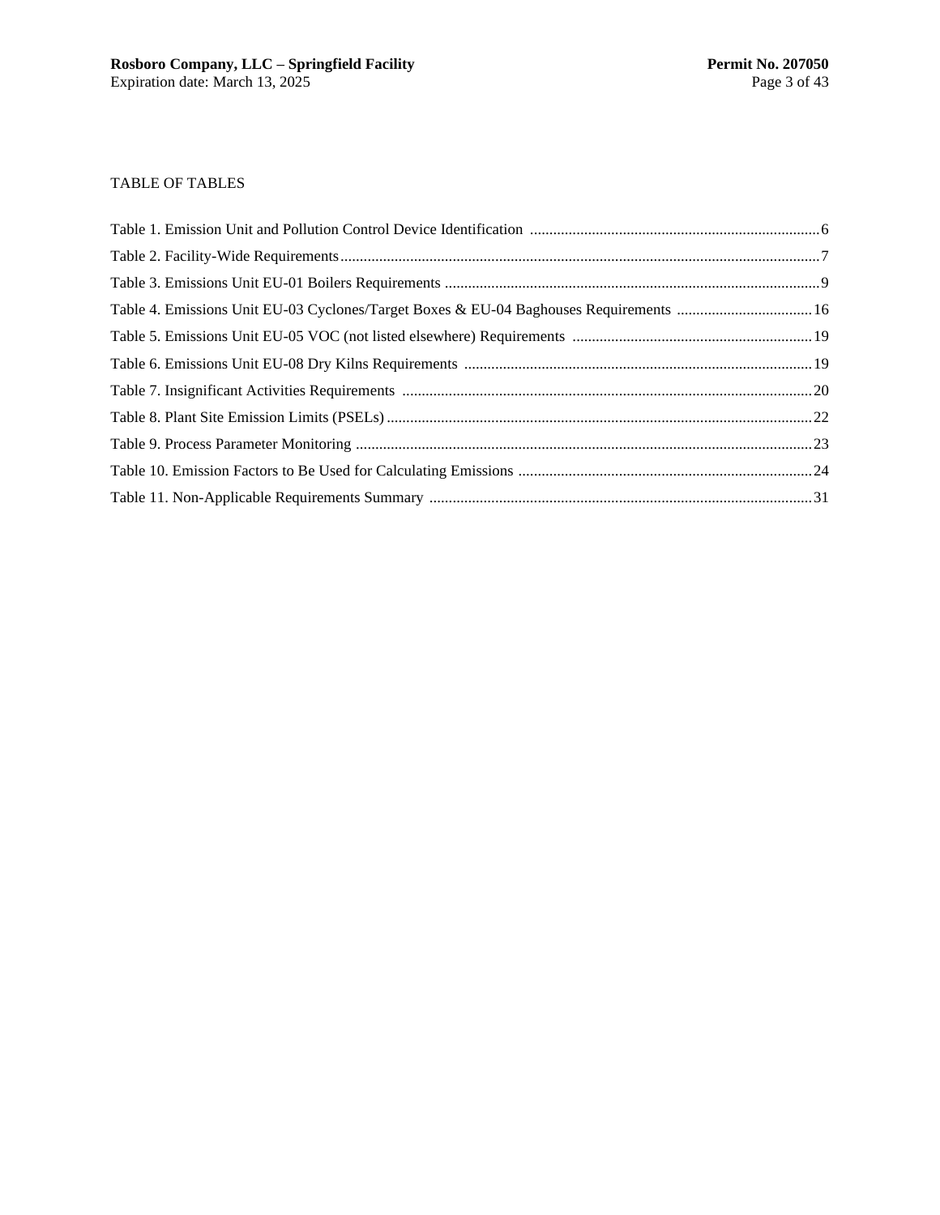TABLE OF TABLES

Table 1. Emission Unit and Pollution Control Device Identification ........................................................................... 6

Table 2. Facility-Wide Requirements ........................................................................................................................... 7

Table 3. Emissions Unit EU-01 Boilers Requirements ................................................................................................. 9

Table 4. Emissions Unit EU-03 Cyclones/Target Boxes & EU-04 Baghouses Requirements ................................... 16

Table 5. Emissions Unit EU-05 VOC (not listed elsewhere) Requirements .............................................................. 19

Table 6. Emissions Unit EU-08 Dry Kilns Requirements .......................................................................................... 19

Table 7. Insignificant Activities Requirements .......................................................................................................... 20

Table 8. Plant Site Emission Limits (PSELs) ............................................................................................................. 22

Table 9. Process Parameter Monitoring ..................................................................................................................... 23

Table 10. Emission Factors to Be Used for Calculating Emissions ............................................................................ 24

Table 11. Non-Applicable Requirements Summary .................................................................................................. 31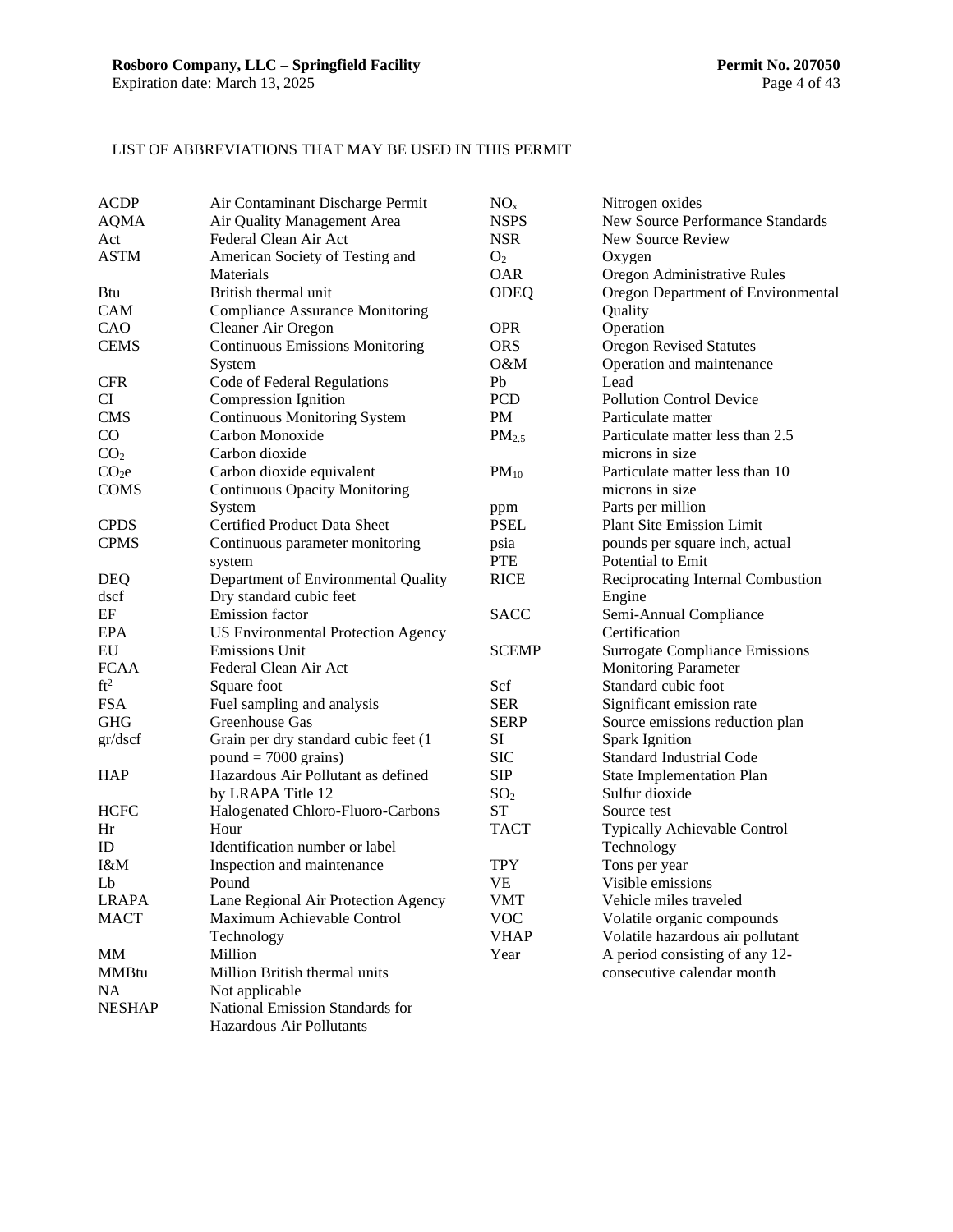LIST OF ABBREVIATIONS THAT MAY BE USED IN THIS PERMIT

| Abbreviation | Definition |
|---|---|
| ACDP | Air Contaminant Discharge Permit |
| AQMA | Air Quality Management Area |
| Act | Federal Clean Air Act |
| ASTM | American Society of Testing and Materials |
| Btu | British thermal unit |
| CAM | Compliance Assurance Monitoring |
| CAO | Cleaner Air Oregon |
| CEMS | Continuous Emissions Monitoring System |
| CFR | Code of Federal Regulations |
| CI | Compression Ignition |
| CMS | Continuous Monitoring System |
| CO | Carbon Monoxide |
| $CO_2$ | Carbon dioxide |
| $CO_2e$ | Carbon dioxide equivalent |
| COMS | Continuous Opacity Monitoring System |
| CPDS | Certified Product Data Sheet |
| CPMS | Continuous parameter monitoring system |
| DEQ | Department of Environmental Quality |
| dscf | Dry standard cubic feet |
| EF | Emission factor |
| EPA | US Environmental Protection Agency |
| EU | Emissions Unit |
| FCAA | Federal Clean Air Act |
| $ft^2$ | Square foot |
| FSA | Fuel sampling and analysis |
| GHG | Greenhouse Gas |
| gr/dscf | Grain per dry standard cubic feet (1 pound = 7000 grains) |
| HAP | Hazardous Air Pollutant as defined by LRAPA Title 12 |
| HCFC | Halogenated Chloro-Fluoro-Carbons |
| Hr | Hour |
| ID | Identification number or label |
| I&M | Inspection and maintenance |
| Lb | Pound |
| LRAPA | Lane Regional Air Protection Agency |
| MACT | Maximum Achievable Control Technology |
| MM | Million |
| MMBtu | Million British thermal units |
| NA | Not applicable |
| NESHAP | National Emission Standards for Hazardous Air Pollutants |
| $NO_x$ | Nitrogen oxides |
| NSPS | New Source Performance Standards |
| NSR | New Source Review |
| $O_2$ | Oxygen |
| OAR | Oregon Administrative Rules |
| ODEQ | Oregon Department of Environmental Quality |
| OPR | Operation |
| ORS | Oregon Revised Statutes |
| O&M | Operation and maintenance |
| Pb | Lead |
| PCD | Pollution Control Device |
| PM | Particulate matter |
| $PM_{2.5}$ | Particulate matter less than 2.5 microns in size |
| $PM_{10}$ | Particulate matter less than 10 microns in size |
| ppm | Parts per million |
| PSEL | Plant Site Emission Limit |
| psia | pounds per square inch, actual |
| PTE | Potential to Emit |
| RICE | Reciprocating Internal Combustion Engine |
| SACC | Semi-Annual Compliance Certification |
| SCEMP | Surrogate Compliance Emissions Monitoring Parameter |
| Scf | Standard cubic foot |
| SER | Significant emission rate |
| SERP | Source emissions reduction plan |
| SI | Spark Ignition |
| SIC | Standard Industrial Code |
| SIP | State Implementation Plan |
| $SO_2$ | Sulfur dioxide |
| ST | Source test |
| TACT | Typically Achievable Control Technology |
| TPY | Tons per year |
| VE | Visible emissions |
| VMT | Vehicle miles traveled |
| VOC | Volatile organic compounds |
| VHAP | Volatile hazardous air pollutant |
| Year | A period consisting of any 12-consecutive calendar month |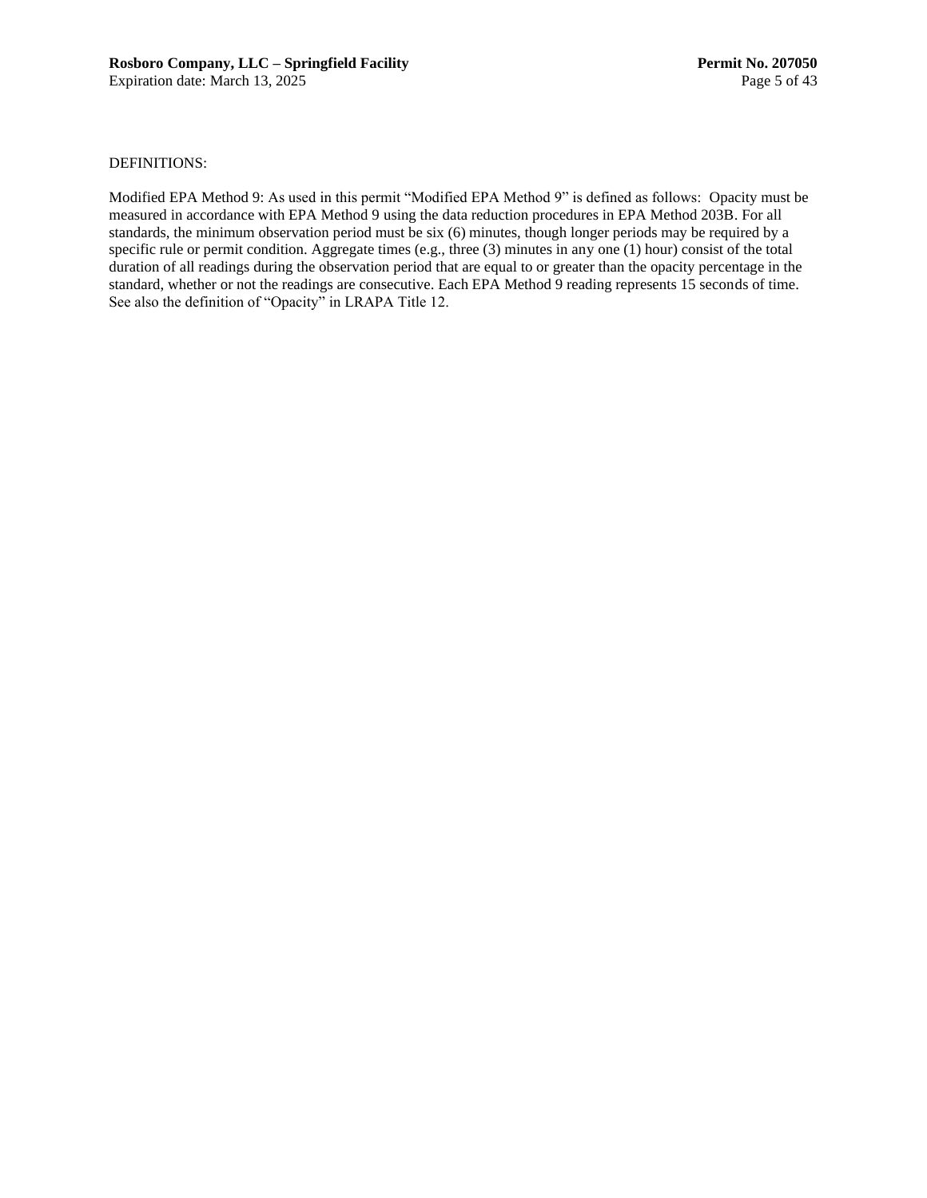DEFINITIONS:

Modified EPA Method 9: As used in this permit “Modified EPA Method 9” is defined as follows: Opacity must be measured in accordance with EPA Method 9 using the data reduction procedures in EPA Method 203B. For all standards, the minimum observation period must be six (6) minutes, though longer periods may be required by a specific rule or permit condition. Aggregate times (e.g., three (3) minutes in any one (1) hour) consist of the total duration of all readings during the observation period that are equal to or greater than the opacity percentage in the standard, whether or not the readings are consecutive. Each EPA Method 9 reading represents 15 seconds of time. See also the definition of “Opacity” in LRAPA Title 12.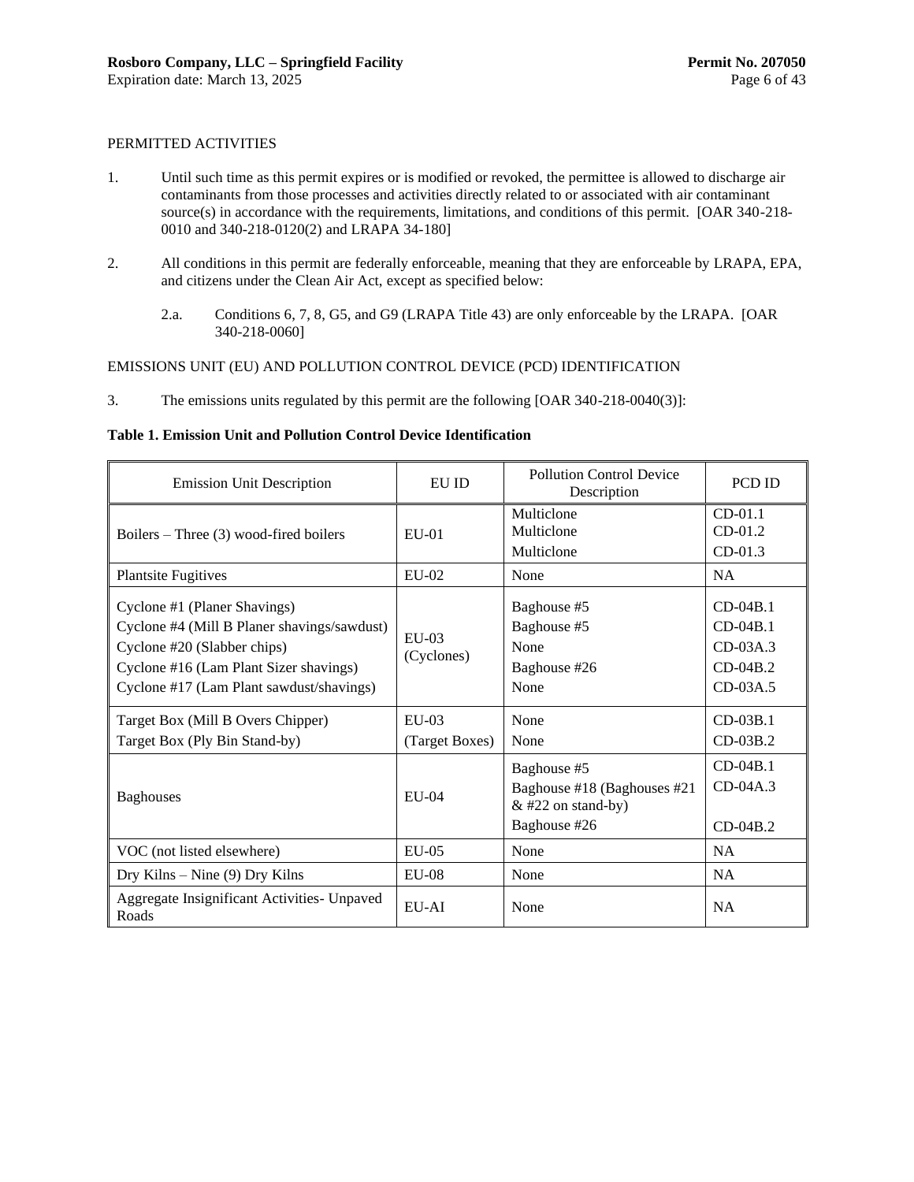PERMITTED ACTIVITIES

1. Until such time as this permit expires or is modified or revoked, the permittee is allowed to discharge air contaminants from those processes and activities directly related to or associated with air contaminant source(s) in accordance with the requirements, limitations, and conditions of this permit. [OAR 340-218-0010 and 340-218-0120(2) and LRAPA 34-180]

2. All conditions in this permit are federally enforceable, meaning that they are enforceable by LRAPA, EPA, and citizens under the Clean Air Act, except as specified below:

   2.a. Conditions 6, 7, 8, G5, and G9 (LRAPA Title 43) are only enforceable by the LRAPA. [OAR 340-218-0060]

EMISSIONS UNIT (EU) AND POLLUTION CONTROL DEVICE (PCD) IDENTIFICATION

3. The emissions units regulated by this permit are the following [OAR 340-218-0040(3)]:

**Table 1. Emission Unit and Pollution Control Device Identification**

| Emission Unit Description | EU ID | Pollution Control Device Description | PCD ID |
|---|---|---|---|
| Boilers – Three (3) wood-fired boilers | EU-01 | Multiclone<br>Multiclone<br>Multiclone | CD-01.1<br>CD-01.2<br>CD-01.3 |
| Plantsite Fugitives | EU-02 | None | NA |
| Cyclone #1 (Planer Shavings)<br>Cyclone #4 (Mill B Planer shavings/sawdust)<br>Cyclone #20 (Slabber chips)<br>Cyclone #16 (Lam Plant Sizer shavings)<br>Cyclone #17 (Lam Plant sawdust/shavings) | EU-03 (Cyclones) | Baghouse #5<br>Baghouse #5<br>None<br>Baghouse #26<br>None | CD-04B.1<br>CD-04B.1<br>CD-03A.3<br>CD-04B.2<br>CD-03A.5 |
| Target Box (Mill B Overs Chipper)<br>Target Box (Ply Bin Stand-by) | EU-03<br>(Target Boxes) | None<br>None | CD-03B.1<br>CD-03B.2 |
| Baghouses | EU-04 | Baghouse #5<br>Baghouse #18 (Baghouses #21 & #22 on stand-by)<br>Baghouse #26 | CD-04B.1<br>CD-04A.3<br>CD-04B.2 |
| VOC (not listed elsewhere) | EU-05 | None | NA |
| Dry Kilns – Nine (9) Dry Kilns | EU-08 | None | NA |
| Aggregate Insignificant Activities- Unpaved Roads | EU-AI | None | NA |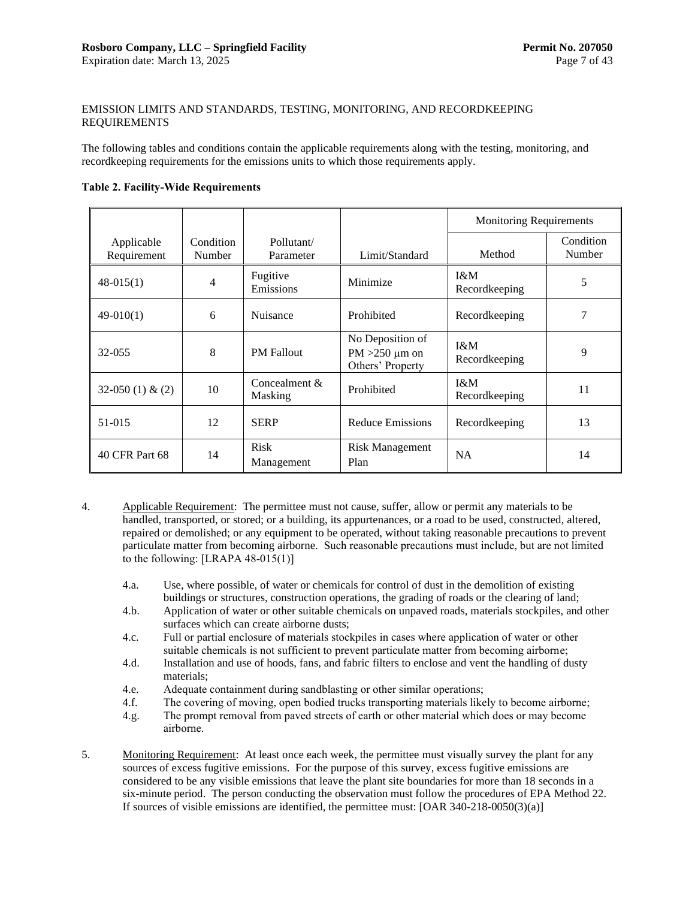EMISSION LIMITS AND STANDARDS, TESTING, MONITORING, AND RECORDKEEPING REQUIREMENTS

The following tables and conditions contain the applicable requirements along with the testing, monitoring, and recordkeeping requirements for the emissions units to which those requirements apply.

**Table 2. Facility-Wide Requirements**

| Applicable Requirement | Condition Number | Pollutant/ Parameter | Limit/Standard | Monitoring Requirements | |
|---|---|---|---|---|---|
| | | | | Method | Condition Number |
| 48-015(1) | 4 | Fugitive Emissions | Minimize | I&M Recordkeeping | 5 |
| 49-010(1) | 6 | Nuisance | Prohibited | Recordkeeping | 7 |
| 32-055 | 8 | PM Fallout | No Deposition of PM >250 μm on Others' Property | I&M Recordkeeping | 9 |
| 32-050 (1) & (2) | 10 | Concealment & Masking | Prohibited | I&M Recordkeeping | 11 |
| 51-015 | 12 | SERP | Reduce Emissions | Recordkeeping | 13 |
| 40 CFR Part 68 | 14 | Risk Management | Risk Management Plan | NA | 14 |

4. Applicable Requirement: The permittee must not cause, suffer, allow or permit any materials to be handled, transported, or stored; or a building, its appurtenances, or a road to be used, constructed, altered, repaired or demolished; or any equipment to be operated, without taking reasonable precautions to prevent particulate matter from becoming airborne. Such reasonable precautions must include, but are not limited to the following: [LRAPA 48-015(1)]

   4.a. Use, where possible, of water or chemicals for control of dust in the demolition of existing buildings or structures, construction operations, the grading of roads or the clearing of land;
   4.b. Application of water or other suitable chemicals on unpaved roads, materials stockpiles, and other surfaces which can create airborne dusts;
   4.c. Full or partial enclosure of materials stockpiles in cases where application of water or other suitable chemicals is not sufficient to prevent particulate matter from becoming airborne;
   4.d. Installation and use of hoods, fans, and fabric filters to enclose and vent the handling of dusty materials;
   4.e. Adequate containment during sandblasting or other similar operations;
   4.f. The covering of moving, open bodied trucks transporting materials likely to become airborne;
   4.g. The prompt removal from paved streets of earth or other material which does or may become airborne.

5. Monitoring Requirement: At least once each week, the permittee must visually survey the plant for any sources of excess fugitive emissions. For the purpose of this survey, excess fugitive emissions are considered to be any visible emissions that leave the plant site boundaries for more than 18 seconds in a six-minute period. The person conducting the observation must follow the procedures of EPA Method 22. If sources of visible emissions are identified, the permittee must: [OAR 340-218-0050(3)(a)]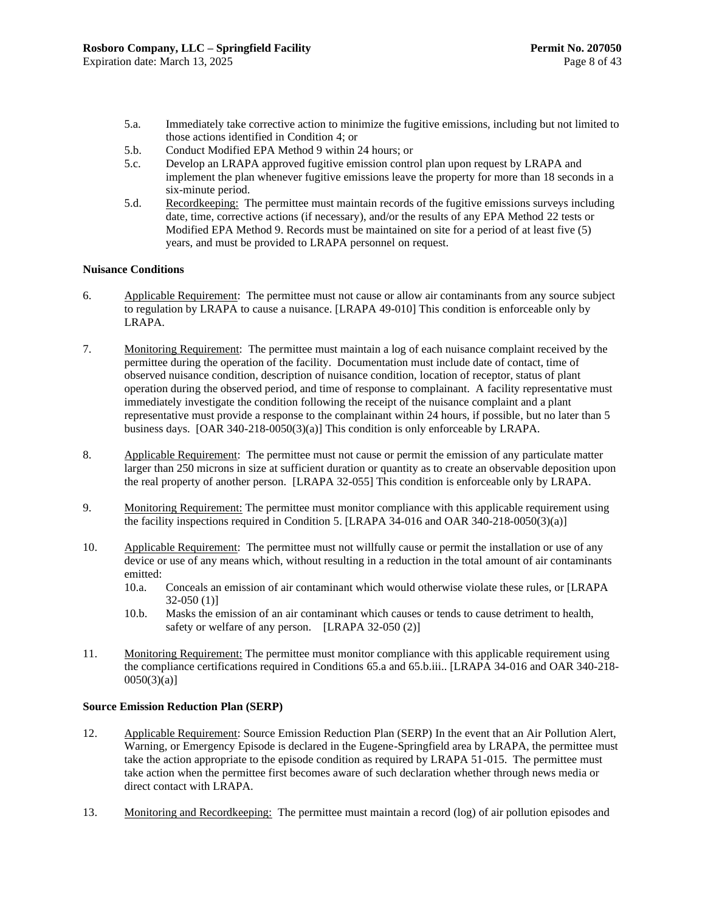5.a. Immediately take corrective action to minimize the fugitive emissions, including but not limited to those actions identified in Condition 4; or

5.b. Conduct Modified EPA Method 9 within 24 hours; or

5.c. Develop an LRAPA approved fugitive emission control plan upon request by LRAPA and implement the plan whenever fugitive emissions leave the property for more than 18 seconds in a six-minute period.

5.d. Recordkeeping: The permittee must maintain records of the fugitive emissions surveys including date, time, corrective actions (if necessary), and/or the results of any EPA Method 22 tests or Modified EPA Method 9. Records must be maintained on site for a period of at least five (5) years, and must be provided to LRAPA personnel on request.

**Nuisance Conditions**

6. Applicable Requirement: The permittee must not cause or allow air contaminants from any source subject to regulation by LRAPA to cause a nuisance. [LRAPA 49-010] This condition is enforceable only by LRAPA.

7. Monitoring Requirement: The permittee must maintain a log of each nuisance complaint received by the permittee during the operation of the facility. Documentation must include date of contact, time of observed nuisance condition, description of nuisance condition, location of receptor, status of plant operation during the observed period, and time of response to complainant. A facility representative must immediately investigate the condition following the receipt of the nuisance complaint and a plant representative must provide a response to the complainant within 24 hours, if possible, but no later than 5 business days. [OAR 340-218-0050(3)(a)] This condition is only enforceable by LRAPA.

8. Applicable Requirement: The permittee must not cause or permit the emission of any particulate matter larger than 250 microns in size at sufficient duration or quantity as to create an observable deposition upon the real property of another person. [LRAPA 32-055] This condition is enforceable only by LRAPA.

9. Monitoring Requirement: The permittee must monitor compliance with this applicable requirement using the facility inspections required in Condition 5. [LRAPA 34-016 and OAR 340-218-0050(3)(a)]

10. Applicable Requirement: The permittee must not willfully cause or permit the installation or use of any device or use of any means which, without resulting in a reduction in the total amount of air contaminants emitted:

    10.a. Conceals an emission of air contaminant which would otherwise violate these rules, or [LRAPA 32-050 (1)]

    10.b. Masks the emission of an air contaminant which causes or tends to cause detriment to health, safety or welfare of any person. [LRAPA 32-050 (2)]

11. Monitoring Requirement: The permittee must monitor compliance with this applicable requirement using the compliance certifications required in Conditions 65.a and 65.b.iii.. [LRAPA 34-016 and OAR 340-218-0050(3)(a)]

**Source Emission Reduction Plan (SERP)**

12. Applicable Requirement: Source Emission Reduction Plan (SERP) In the event that an Air Pollution Alert, Warning, or Emergency Episode is declared in the Eugene-Springfield area by LRAPA, the permittee must take the action appropriate to the episode condition as required by LRAPA 51-015. The permittee must take action when the permittee first becomes aware of such declaration whether through news media or direct contact with LRAPA.

13. Monitoring and Recordkeeping: The permittee must maintain a record (log) of air pollution episodes and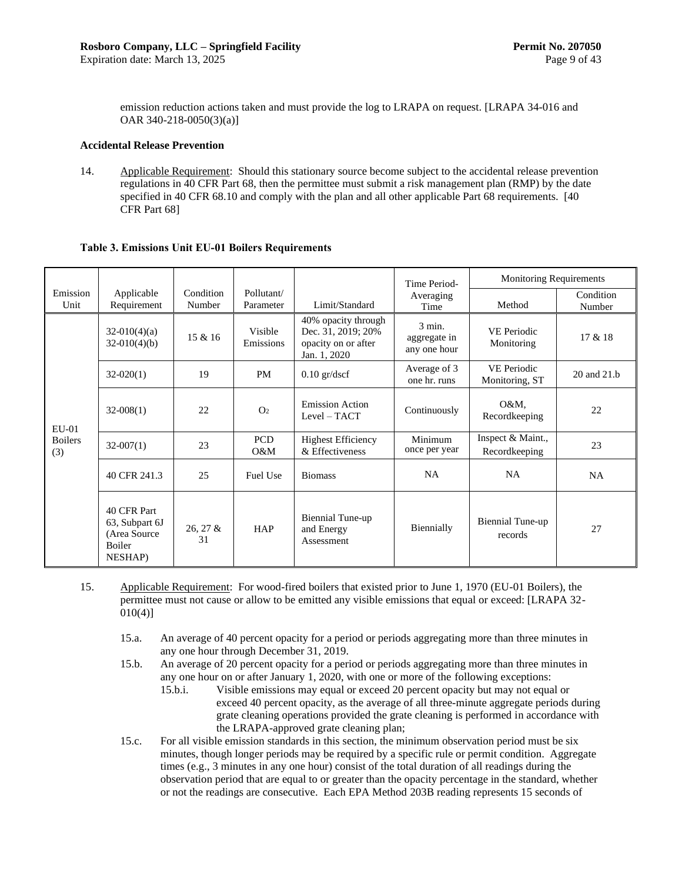emission reduction actions taken and must provide the log to LRAPA on request. [LRAPA 34-016 and OAR 340-218-0050(3)(a)]

**Accidental Release Prevention**

14. Applicable Requirement: Should this stationary source become subject to the accidental release prevention regulations in 40 CFR Part 68, then the permittee must submit a risk management plan (RMP) by the date specified in 40 CFR 68.10 and comply with the plan and all other applicable Part 68 requirements. [40 CFR Part 68]

**Table 3. Emissions Unit EU-01 Boilers Requirements**

| Emission Unit | Applicable Requirement | Condition Number | Pollutant/ Parameter | Limit/Standard | Time Period- Averaging Time | Monitoring Requirements | |
|---|---|---|---|---|---|---|---|
| | | | | | | Method | Condition Number |
| EU-01 Boilers (3) | 32-010(4)(a) 32-010(4)(b) | 15 & 16 | Visible Emissions | 40% opacity through Dec. 31, 2019; 20% opacity on or after Jan. 1, 2020 | 3 min. aggregate in any one hour | VE Periodic Monitoring | 17 & 18 |
| | 32-020(1) | 19 | PM | 0.10 gr/dscf | Average of 3 one hr. runs | VE Periodic Monitoring, ST | 20 and 21.b |
| | 32-008(1) | 22 | $O_2$ | Emission Action Level – TACT | Continuously | O&M, Recordkeeping | 22 |
| | 32-007(1) | 23 | PCD O&M | Highest Efficiency & Effectiveness | Minimum once per year | Inspect & Maint., Recordkeeping | 23 |
| | 40 CFR 241.3 | 25 | Fuel Use | Biomass | NA | NA | NA |
| | 40 CFR Part 63, Subpart 6J (Area Source Boiler NESHAP) | 26, 27 & 31 | HAP | Biennial Tune-up and Energy Assessment | Biennially | Biennial Tune-up records | 27 |

15. Applicable Requirement: For wood-fired boilers that existed prior to June 1, 1970 (EU-01 Boilers), the permittee must not cause or allow to be emitted any visible emissions that equal or exceed: [LRAPA 32-010(4)]

    15.a. An average of 40 percent opacity for a period or periods aggregating more than three minutes in any one hour through December 31, 2019.

    15.b. An average of 20 percent opacity for a period or periods aggregating more than three minutes in any one hour on or after January 1, 2020, with one or more of the following exceptions:

    15.b.i. Visible emissions may equal or exceed 20 percent opacity but may not equal or exceed 40 percent opacity, as the average of all three-minute aggregate periods during grate cleaning operations provided the grate cleaning is performed in accordance with the LRAPA-approved grate cleaning plan;

    15.c. For all visible emission standards in this section, the minimum observation period must be six minutes, though longer periods may be required by a specific rule or permit condition. Aggregate times (e.g., 3 minutes in any one hour) consist of the total duration of all readings during the observation period that are equal to or greater than the opacity percentage in the standard, whether or not the readings are consecutive. Each EPA Method 203B reading represents 15 seconds of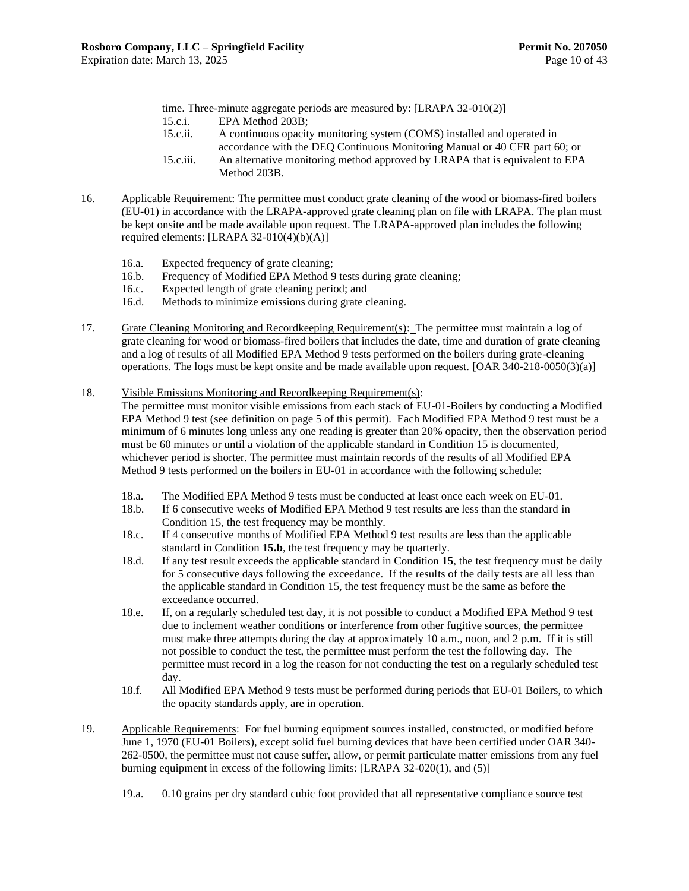time. Three-minute aggregate periods are measured by: [LRAPA 32-010(2)]

15.c.i. EPA Method 203B;

15.c.ii. A continuous opacity monitoring system (COMS) installed and operated in accordance with the DEQ Continuous Monitoring Manual or 40 CFR part 60; or

15.c.iii. An alternative monitoring method approved by LRAPA that is equivalent to EPA Method 203B.

16. Applicable Requirement: The permittee must conduct grate cleaning of the wood or biomass-fired boilers (EU-01) in accordance with the LRAPA-approved grate cleaning plan on file with LRAPA. The plan must be kept onsite and be made available upon request. The LRAPA-approved plan includes the following required elements: [LRAPA 32-010(4)(b)(A)]

   16.a. Expected frequency of grate cleaning;

   16.b. Frequency of Modified EPA Method 9 tests during grate cleaning;

   16.c. Expected length of grate cleaning period; and

   16.d. Methods to minimize emissions during grate cleaning.

17. Grate Cleaning Monitoring and Recordkeeping Requirement(s): The permittee must maintain a log of grate cleaning for wood or biomass-fired boilers that includes the date, time and duration of grate cleaning and a log of results of all Modified EPA Method 9 tests performed on the boilers during grate-cleaning operations. The logs must be kept onsite and be made available upon request. [OAR 340-218-0050(3)(a)]

18. Visible Emissions Monitoring and Recordkeeping Requirement(s):
The permittee must monitor visible emissions from each stack of EU-01-Boilers by conducting a Modified EPA Method 9 test (see definition on page 5 of this permit). Each Modified EPA Method 9 test must be a minimum of 6 minutes long unless any one reading is greater than 20% opacity, then the observation period must be 60 minutes or until a violation of the applicable standard in Condition 15 is documented, whichever period is shorter. The permittee must maintain records of the results of all Modified EPA Method 9 tests performed on the boilers in EU-01 in accordance with the following schedule:

   18.a. The Modified EPA Method 9 tests must be conducted at least once each week on EU-01.

   18.b. If 6 consecutive weeks of Modified EPA Method 9 test results are less than the standard in Condition 15, the test frequency may be monthly.

   18.c. If 4 consecutive months of Modified EPA Method 9 test results are less than the applicable standard in Condition **15.b**, the test frequency may be quarterly.

   18.d. If any test result exceeds the applicable standard in Condition **15**, the test frequency must be daily for 5 consecutive days following the exceedance. If the results of the daily tests are all less than the applicable standard in Condition 15, the test frequency must be the same as before the exceedance occurred.

   18.e. If, on a regularly scheduled test day, it is not possible to conduct a Modified EPA Method 9 test due to inclement weather conditions or interference from other fugitive sources, the permittee must make three attempts during the day at approximately 10 a.m., noon, and 2 p.m. If it is still not possible to conduct the test, the permittee must perform the test the following day. The permittee must record in a log the reason for not conducting the test on a regularly scheduled test day.

   18.f. All Modified EPA Method 9 tests must be performed during periods that EU-01 Boilers, to which the opacity standards apply, are in operation.

19. Applicable Requirements: For fuel burning equipment sources installed, constructed, or modified before June 1, 1970 (EU-01 Boilers), except solid fuel burning devices that have been certified under OAR 340-262-0500, the permittee must not cause suffer, allow, or permit particulate matter emissions from any fuel burning equipment in excess of the following limits: [LRAPA 32-020(1), and (5)]

   19.a. 0.10 grains per dry standard cubic foot provided that all representative compliance source test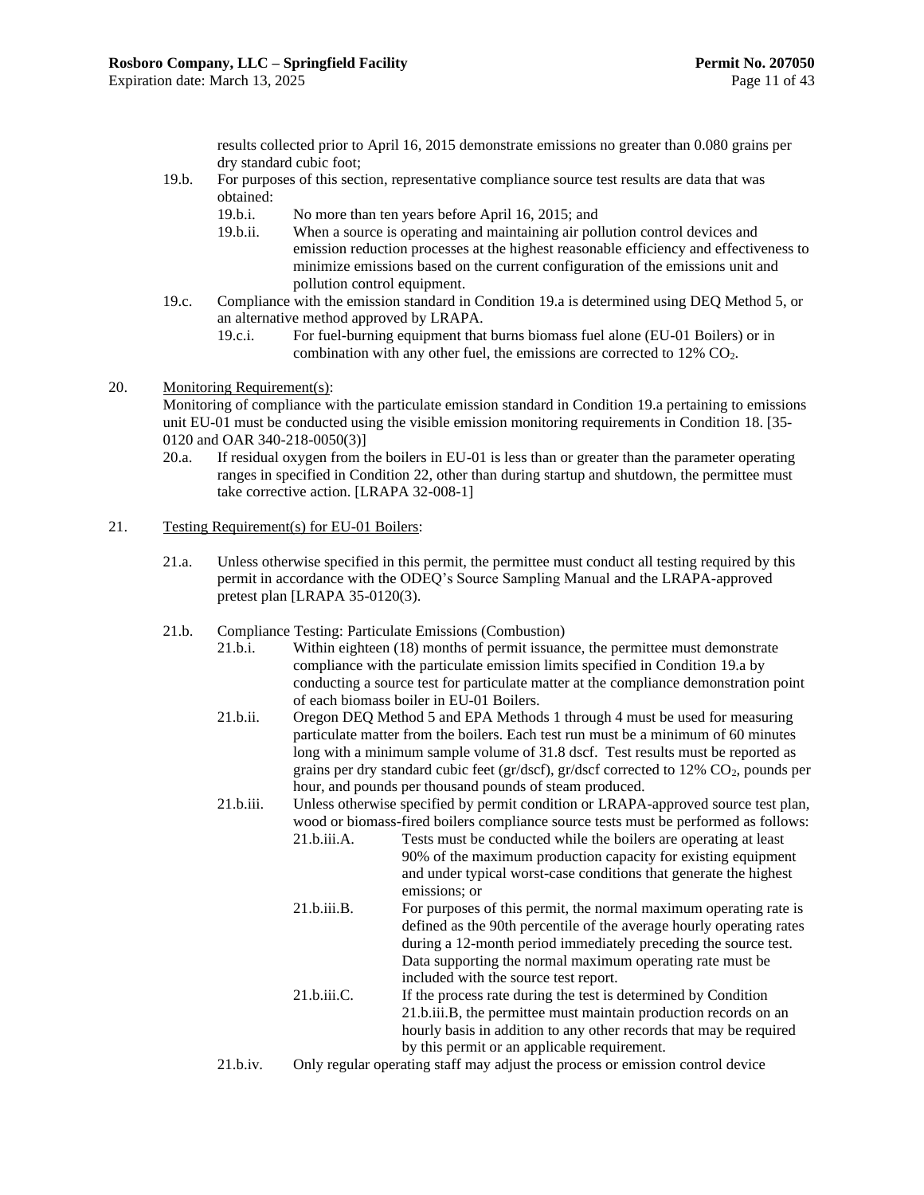results collected prior to April 16, 2015 demonstrate emissions no greater than 0.080 grains per dry standard cubic foot;

19.b. For purposes of this section, representative compliance source test results are data that was obtained:

 19.b.i. No more than ten years before April 16, 2015; and

 19.b.ii. When a source is operating and maintaining air pollution control devices and emission reduction processes at the highest reasonable efficiency and effectiveness to minimize emissions based on the current configuration of the emissions unit and pollution control equipment.

19.c. Compliance with the emission standard in Condition 19.a is determined using DEQ Method 5, or an alternative method approved by LRAPA.

 19.c.i. For fuel-burning equipment that burns biomass fuel alone (EU-01 Boilers) or in combination with any other fuel, the emissions are corrected to 12% $CO_2$.

20. Monitoring Requirement(s):

Monitoring of compliance with the particulate emission standard in Condition 19.a pertaining to emissions unit EU-01 must be conducted using the visible emission monitoring requirements in Condition 18. [35-0120 and OAR 340-218-0050(3)]

 20.a. If residual oxygen from the boilers in EU-01 is less than or greater than the parameter operating ranges in specified in Condition 22, other than during startup and shutdown, the permittee must take corrective action. [LRAPA 32-008-1]

21. Testing Requirement(s) for EU-01 Boilers:

 21.a. Unless otherwise specified in this permit, the permittee must conduct all testing required by this permit in accordance with the ODEQ's Source Sampling Manual and the LRAPA-approved pretest plan [LRAPA 35-0120(3).

 21.b. Compliance Testing: Particulate Emissions (Combustion)

  21.b.i. Within eighteen (18) months of permit issuance, the permittee must demonstrate compliance with the particulate emission limits specified in Condition 19.a by conducting a source test for particulate matter at the compliance demonstration point of each biomass boiler in EU-01 Boilers.

  21.b.ii. Oregon DEQ Method 5 and EPA Methods 1 through 4 must be used for measuring particulate matter from the boilers. Each test run must be a minimum of 60 minutes long with a minimum sample volume of 31.8 dscf. Test results must be reported as grains per dry standard cubic feet (gr/dscf), gr/dscf corrected to 12% $CO_2$, pounds per hour, and pounds per thousand pounds of steam produced.

  21.b.iii. Unless otherwise specified by permit condition or LRAPA-approved source test plan, wood or biomass-fired boilers compliance source tests must be performed as follows:

   21.b.iii.A. Tests must be conducted while the boilers are operating at least 90% of the maximum production capacity for existing equipment and under typical worst-case conditions that generate the highest emissions; or

   21.b.iii.B. For purposes of this permit, the normal maximum operating rate is defined as the 90th percentile of the average hourly operating rates during a 12-month period immediately preceding the source test. Data supporting the normal maximum operating rate must be included with the source test report.

   21.b.iii.C. If the process rate during the test is determined by Condition 21.b.iii.B, the permittee must maintain production records on an hourly basis in addition to any other records that may be required by this permit or an applicable requirement.

  21.b.iv. Only regular operating staff may adjust the process or emission control device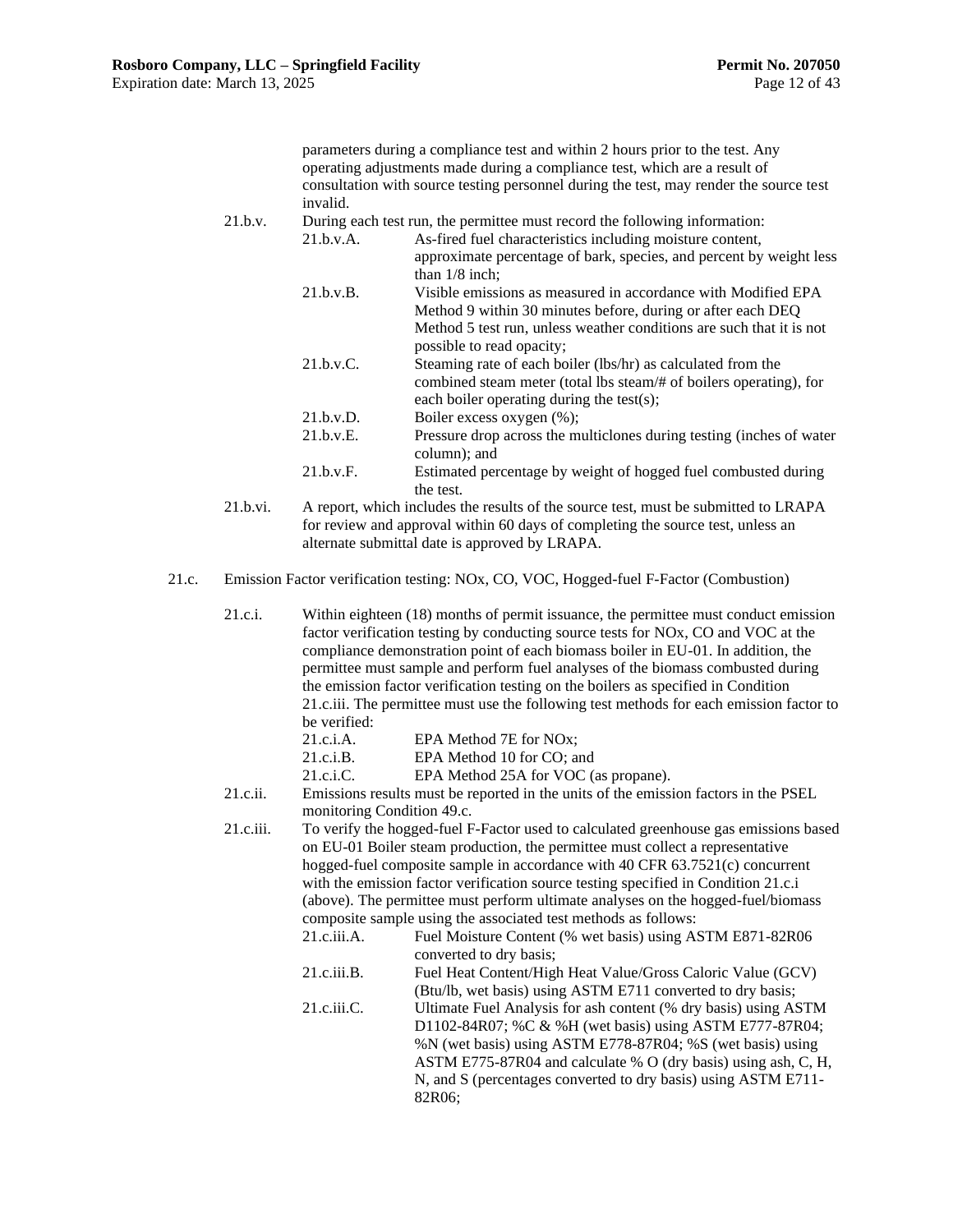parameters during a compliance test and within 2 hours prior to the test. Any operating adjustments made during a compliance test, which are a result of consultation with source testing personnel during the test, may render the source test invalid.

21.b.v. During each test run, the permittee must record the following information:

- 21.b.v.A. As-fired fuel characteristics including moisture content, approximate percentage of bark, species, and percent by weight less than 1/8 inch;
- 21.b.v.B. Visible emissions as measured in accordance with Modified EPA Method 9 within 30 minutes before, during or after each DEQ Method 5 test run, unless weather conditions are such that it is not possible to read opacity;
- 21.b.v.C. Steaming rate of each boiler (lbs/hr) as calculated from the combined steam meter (total lbs steam/# of boilers operating), for each boiler operating during the test(s);
- 21.b.v.D. Boiler excess oxygen (%);
- 21.b.v.E. Pressure drop across the multiclones during testing (inches of water column); and
- 21.b.v.F. Estimated percentage by weight of hogged fuel combusted during the test.

21.b.vi. A report, which includes the results of the source test, must be submitted to LRAPA for review and approval within 60 days of completing the source test, unless an alternate submittal date is approved by LRAPA.

21.c. Emission Factor verification testing: NOx, CO, VOC, Hogged-fuel F-Factor (Combustion)

21.c.i. Within eighteen (18) months of permit issuance, the permittee must conduct emission factor verification testing by conducting source tests for NOx, CO and VOC at the compliance demonstration point of each biomass boiler in EU-01. In addition, the permittee must sample and perform fuel analyses of the biomass combusted during the emission factor verification testing on the boilers as specified in Condition 21.c.iii. The permittee must use the following test methods for each emission factor to be verified:

- 21.c.i.A. EPA Method 7E for NOx;
- 21.c.i.B. EPA Method 10 for CO; and
- 21.c.i.C. EPA Method 25A for VOC (as propane).

21.c.ii. Emissions results must be reported in the units of the emission factors in the PSEL monitoring Condition 49.c.

21.c.iii. To verify the hogged-fuel F-Factor used to calculated greenhouse gas emissions based on EU-01 Boiler steam production, the permittee must collect a representative hogged-fuel composite sample in accordance with 40 CFR 63.7521(c) concurrent with the emission factor verification source testing specified in Condition 21.c.i (above). The permittee must perform ultimate analyses on the hogged-fuel/biomass composite sample using the associated test methods as follows:

- 21.c.iii.A. Fuel Moisture Content (% wet basis) using ASTM E871-82R06 converted to dry basis;
- 21.c.iii.B. Fuel Heat Content/High Heat Value/Gross Caloric Value (GCV) (Btu/lb, wet basis) using ASTM E711 converted to dry basis;
- 21.c.iii.C. Ultimate Fuel Analysis for ash content (% dry basis) using ASTM D1102-84R07; %C & %H (wet basis) using ASTM E777-87R04; %N (wet basis) using ASTM E778-87R04; %S (wet basis) using ASTM E775-87R04 and calculate % O (dry basis) using ash, C, H, N, and S (percentages converted to dry basis) using ASTM E711-82R06;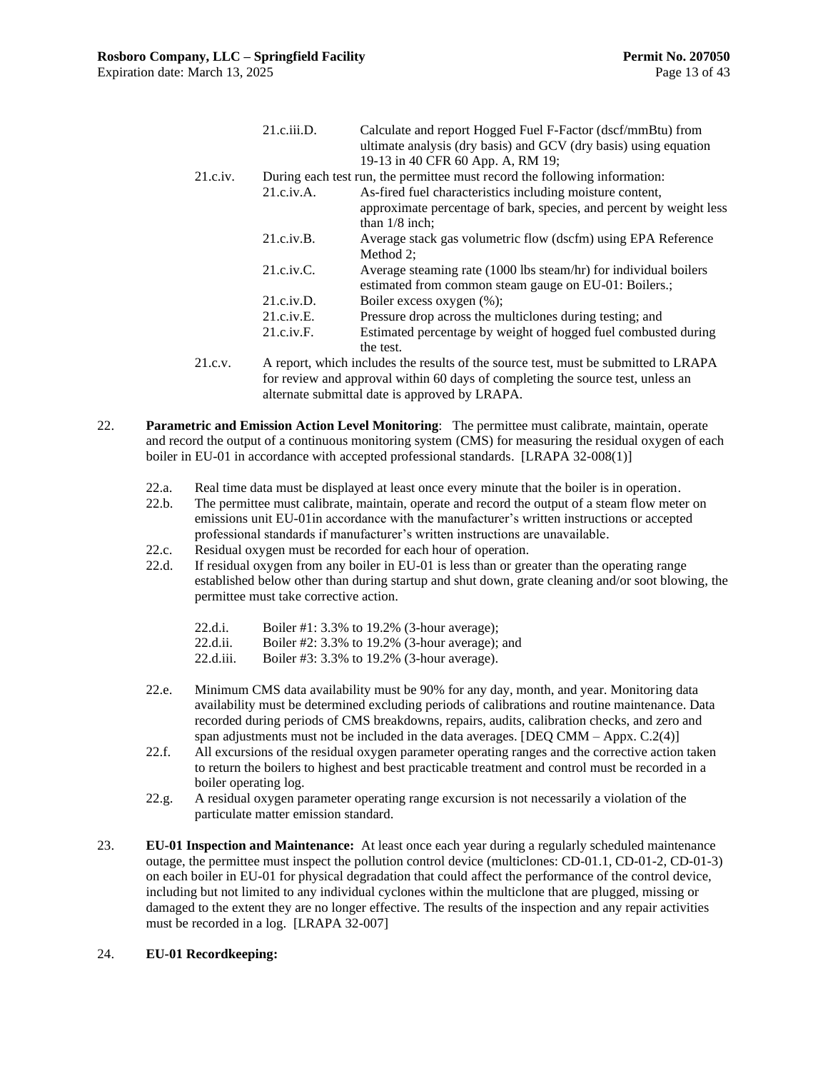21.c.iii.D. Calculate and report Hogged Fuel F-Factor (dscf/mmBtu) from ultimate analysis (dry basis) and GCV (dry basis) using equation 19-13 in 40 CFR 60 App. A, RM 19;

21.c.iv. During each test run, the permittee must record the following information:

- 21.c.iv.A. As-fired fuel characteristics including moisture content, approximate percentage of bark, species, and percent by weight less than 1/8 inch;
- 21.c.iv.B. Average stack gas volumetric flow (dscfm) using EPA Reference Method 2;
- 21.c.iv.C. Average steaming rate (1000 lbs steam/hr) for individual boilers estimated from common steam gauge on EU-01: Boilers.;
- 21.c.iv.D. Boiler excess oxygen (%);
- 21.c.iv.E. Pressure drop across the multiclones during testing; and
- 21.c.iv.F. Estimated percentage by weight of hogged fuel combusted during the test.

21.c.v. A report, which includes the results of the source test, must be submitted to LRAPA for review and approval within 60 days of completing the source test, unless an alternate submittal date is approved by LRAPA.

22. **Parametric and Emission Action Level Monitoring**: The permittee must calibrate, maintain, operate and record the output of a continuous monitoring system (CMS) for measuring the residual oxygen of each boiler in EU-01 in accordance with accepted professional standards. [LRAPA 32-008(1)]

- 22.a. Real time data must be displayed at least once every minute that the boiler is in operation.
- 22.b. The permittee must calibrate, maintain, operate and record the output of a steam flow meter on emissions unit EU-01in accordance with the manufacturer's written instructions or accepted professional standards if manufacturer's written instructions are unavailable.
- 22.c. Residual oxygen must be recorded for each hour of operation.
- 22.d. If residual oxygen from any boiler in EU-01 is less than or greater than the operating range established below other than during startup and shut down, grate cleaning and/or soot blowing, the permittee must take corrective action.
  - 22.d.i. Boiler #1: 3.3% to 19.2% (3-hour average);
  - 22.d.ii. Boiler #2: 3.3% to 19.2% (3-hour average); and
  - 22.d.iii. Boiler #3: 3.3% to 19.2% (3-hour average).
- 22.e. Minimum CMS data availability must be 90% for any day, month, and year. Monitoring data availability must be determined excluding periods of calibrations and routine maintenance. Data recorded during periods of CMS breakdowns, repairs, audits, calibration checks, and zero and span adjustments must not be included in the data averages. [DEQ CMM – Appx. C.2(4)]
- 22.f. All excursions of the residual oxygen parameter operating ranges and the corrective action taken to return the boilers to highest and best practicable treatment and control must be recorded in a boiler operating log.
- 22.g. A residual oxygen parameter operating range excursion is not necessarily a violation of the particulate matter emission standard.

23. **EU-01 Inspection and Maintenance:** At least once each year during a regularly scheduled maintenance outage, the permittee must inspect the pollution control device (multiclones: CD-01.1, CD-01-2, CD-01-3) on each boiler in EU-01 for physical degradation that could affect the performance of the control device, including but not limited to any individual cyclones within the multiclone that are plugged, missing or damaged to the extent they are no longer effective. The results of the inspection and any repair activities must be recorded in a log. [LRAPA 32-007]

24. **EU-01 Recordkeeping:**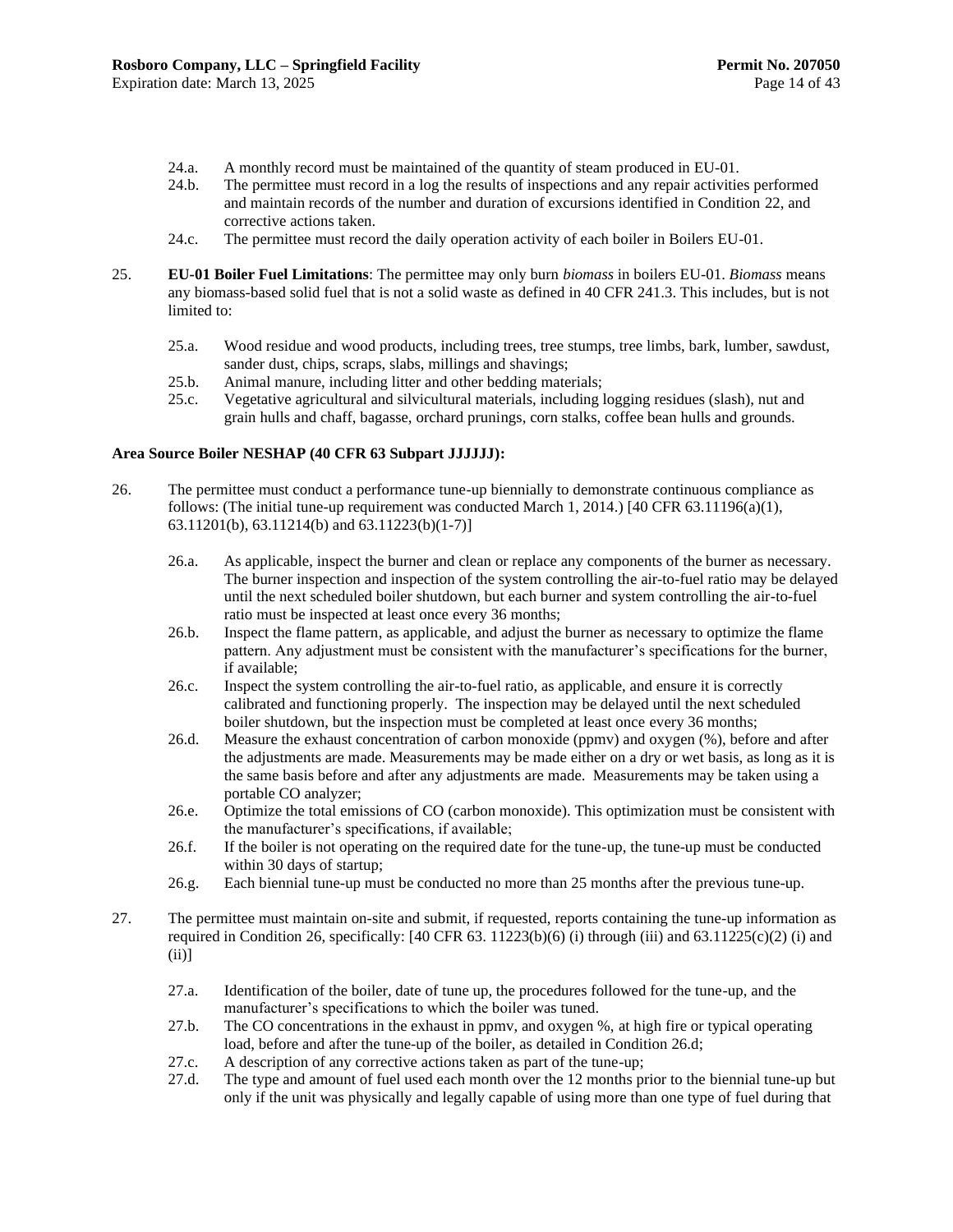24.a. A monthly record must be maintained of the quantity of steam produced in EU-01.

24.b. The permittee must record in a log the results of inspections and any repair activities performed and maintain records of the number and duration of excursions identified in Condition 22, and corrective actions taken.

24.c. The permittee must record the daily operation activity of each boiler in Boilers EU-01.

25. **EU-01 Boiler Fuel Limitations**: The permittee may only burn *biomass* in boilers EU-01. *Biomass* means any biomass-based solid fuel that is not a solid waste as defined in 40 CFR 241.3. This includes, but is not limited to:

25.a. Wood residue and wood products, including trees, tree stumps, tree limbs, bark, lumber, sawdust, sander dust, chips, scraps, slabs, millings and shavings;

25.b. Animal manure, including litter and other bedding materials;

25.c. Vegetative agricultural and silvicultural materials, including logging residues (slash), nut and grain hulls and chaff, bagasse, orchard prunings, corn stalks, coffee bean hulls and grounds.

**Area Source Boiler NESHAP (40 CFR 63 Subpart JJJJJJ):**

26. The permittee must conduct a performance tune-up biennially to demonstrate continuous compliance as follows: (The initial tune-up requirement was conducted March 1, 2014.) [40 CFR 63.11196(a)(1), 63.11201(b), 63.11214(b) and 63.11223(b)(1-7)]

26.a. As applicable, inspect the burner and clean or replace any components of the burner as necessary. The burner inspection and inspection of the system controlling the air-to-fuel ratio may be delayed until the next scheduled boiler shutdown, but each burner and system controlling the air-to-fuel ratio must be inspected at least once every 36 months;

26.b. Inspect the flame pattern, as applicable, and adjust the burner as necessary to optimize the flame pattern. Any adjustment must be consistent with the manufacturer's specifications for the burner, if available;

26.c. Inspect the system controlling the air-to-fuel ratio, as applicable, and ensure it is correctly calibrated and functioning properly. The inspection may be delayed until the next scheduled boiler shutdown, but the inspection must be completed at least once every 36 months;

26.d. Measure the exhaust concentration of carbon monoxide (ppmv) and oxygen (%), before and after the adjustments are made. Measurements may be made either on a dry or wet basis, as long as it is the same basis before and after any adjustments are made. Measurements may be taken using a portable CO analyzer;

26.e. Optimize the total emissions of CO (carbon monoxide). This optimization must be consistent with the manufacturer's specifications, if available;

26.f. If the boiler is not operating on the required date for the tune-up, the tune-up must be conducted within 30 days of startup;

26.g. Each biennial tune-up must be conducted no more than 25 months after the previous tune-up.

27. The permittee must maintain on-site and submit, if requested, reports containing the tune-up information as required in Condition 26, specifically: [40 CFR 63. 11223(b)(6) (i) through (iii) and 63.11225(c)(2) (i) and (ii)]

27.a. Identification of the boiler, date of tune up, the procedures followed for the tune-up, and the manufacturer's specifications to which the boiler was tuned.

27.b. The CO concentrations in the exhaust in ppmv, and oxygen %, at high fire or typical operating load, before and after the tune-up of the boiler, as detailed in Condition 26.d;

27.c. A description of any corrective actions taken as part of the tune-up;

27.d. The type and amount of fuel used each month over the 12 months prior to the biennial tune-up but only if the unit was physically and legally capable of using more than one type of fuel during that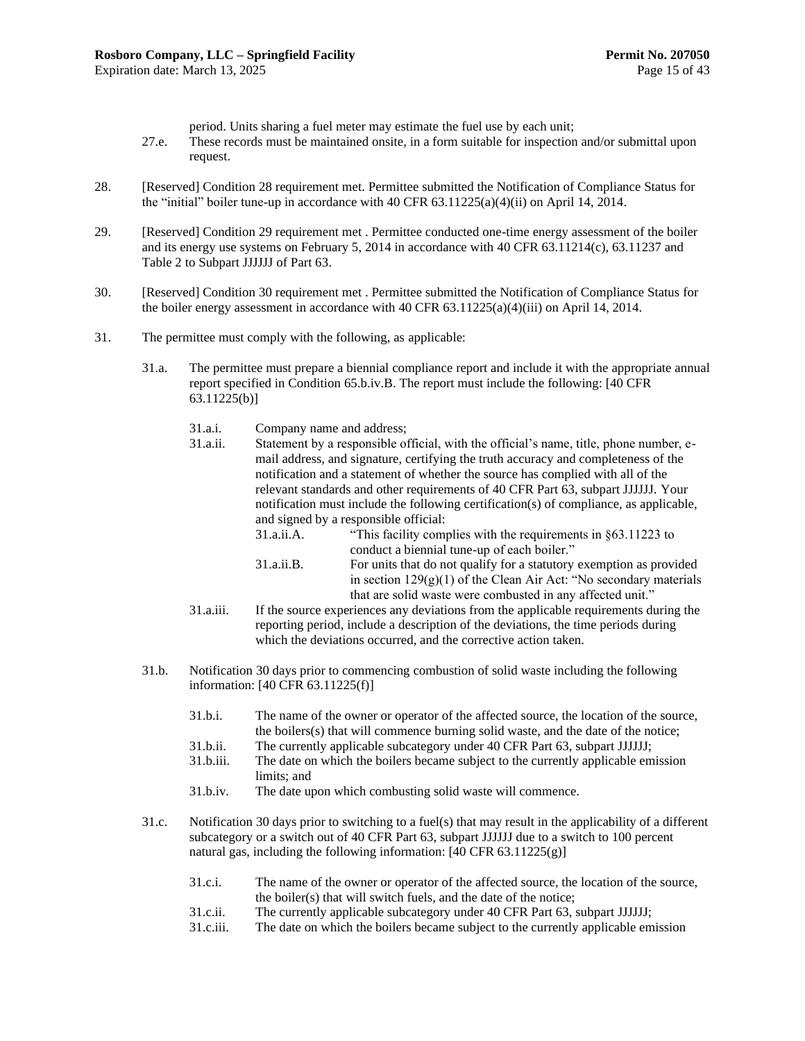period. Units sharing a fuel meter may estimate the fuel use by each unit;

27.e. These records must be maintained onsite, in a form suitable for inspection and/or submittal upon request.

28. [Reserved] Condition 28 requirement met. Permittee submitted the Notification of Compliance Status for the "initial" boiler tune-up in accordance with 40 CFR 63.11225(a)(4)(ii) on April 14, 2014.

29. [Reserved] Condition 29 requirement met . Permittee conducted one-time energy assessment of the boiler and its energy use systems on February 5, 2014 in accordance with 40 CFR 63.11214(c), 63.11237 and Table 2 to Subpart JJJJJJ of Part 63.

30. [Reserved] Condition 30 requirement met . Permittee submitted the Notification of Compliance Status for the boiler energy assessment in accordance with 40 CFR 63.11225(a)(4)(iii) on April 14, 2014.

31. The permittee must comply with the following, as applicable:

31.a. The permittee must prepare a biennial compliance report and include it with the appropriate annual report specified in Condition 65.b.iv.B. The report must include the following: [40 CFR 63.11225(b)]

31.a.i. Company name and address;

31.a.ii. Statement by a responsible official, with the official's name, title, phone number, e-mail address, and signature, certifying the truth accuracy and completeness of the notification and a statement of whether the source has complied with all of the relevant standards and other requirements of 40 CFR Part 63, subpart JJJJJJ. Your notification must include the following certification(s) of compliance, as applicable, and signed by a responsible official:

31.a.ii.A. "This facility complies with the requirements in §63.11223 to conduct a biennial tune-up of each boiler."

31.a.ii.B. For units that do not qualify for a statutory exemption as provided in section 129(g)(1) of the Clean Air Act: "No secondary materials that are solid waste were combusted in any affected unit."

31.a.iii. If the source experiences any deviations from the applicable requirements during the reporting period, include a description of the deviations, the time periods during which the deviations occurred, and the corrective action taken.

31.b. Notification 30 days prior to commencing combustion of solid waste including the following information: [40 CFR 63.11225(f)]

31.b.i. The name of the owner or operator of the affected source, the location of the source, the boilers(s) that will commence burning solid waste, and the date of the notice;

31.b.ii. The currently applicable subcategory under 40 CFR Part 63, subpart JJJJJJ;

31.b.iii. The date on which the boilers became subject to the currently applicable emission limits; and

31.b.iv. The date upon which combusting solid waste will commence.

31.c. Notification 30 days prior to switching to a fuel(s) that may result in the applicability of a different subcategory or a switch out of 40 CFR Part 63, subpart JJJJJJ due to a switch to 100 percent natural gas, including the following information: [40 CFR 63.11225(g)]

31.c.i. The name of the owner or operator of the affected source, the location of the source, the boiler(s) that will switch fuels, and the date of the notice;

31.c.ii. The currently applicable subcategory under 40 CFR Part 63, subpart JJJJJJ;

31.c.iii. The date on which the boilers became subject to the currently applicable emission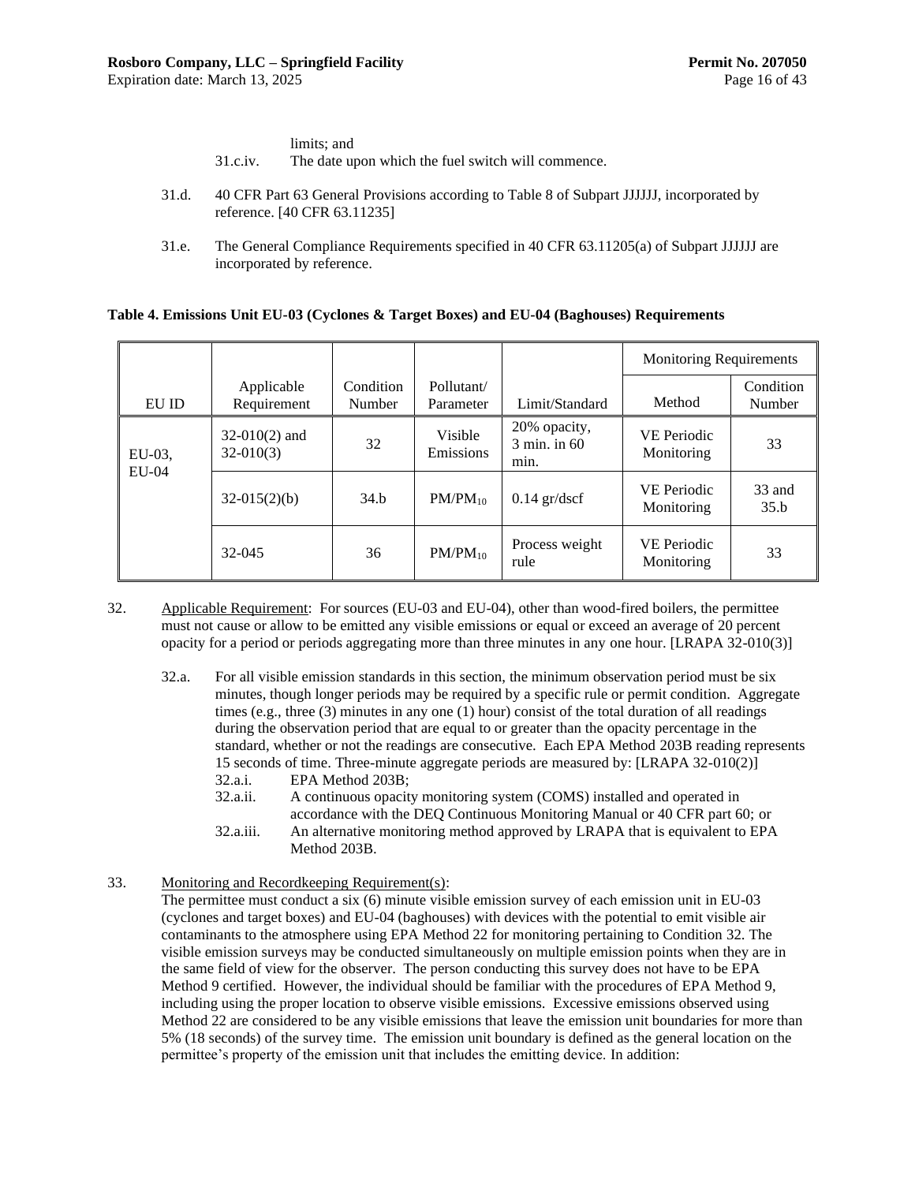limits; and

31.c.iv. The date upon which the fuel switch will commence.

31.d. 40 CFR Part 63 General Provisions according to Table 8 of Subpart JJJJJJ, incorporated by reference. [40 CFR 63.11235]

31.e. The General Compliance Requirements specified in 40 CFR 63.11205(a) of Subpart JJJJJJ are incorporated by reference.

**Table 4. Emissions Unit EU-03 (Cyclones & Target Boxes) and EU-04 (Baghouses) Requirements**

| EU ID | Applicable Requirement | Condition Number | Pollutant/ Parameter | Limit/Standard | Monitoring Requirements | |
|---|---|---|---|---|---|---|
| | | | | | Method | Condition Number |
| EU-03, EU-04 | 32-010(2) and 32-010(3) | 32 | Visible Emissions | 20% opacity, 3 min. in 60 min. | VE Periodic Monitoring | 33 |
| | 32-015(2)(b) | 34.b | $PM/PM_{10}$ | 0.14 gr/dscf | VE Periodic Monitoring | 33 and 35.b |
| | 32-045 | 36 | $PM/PM_{10}$ | Process weight rule | VE Periodic Monitoring | 33 |

32. Applicable Requirement: For sources (EU-03 and EU-04), other than wood-fired boilers, the permittee must not cause or allow to be emitted any visible emissions or equal or exceed an average of 20 percent opacity for a period or periods aggregating more than three minutes in any one hour. [LRAPA 32-010(3)]

    32.a. For all visible emission standards in this section, the minimum observation period must be six minutes, though longer periods may be required by a specific rule or permit condition. Aggregate times (e.g., three (3) minutes in any one (1) hour) consist of the total duration of all readings during the observation period that are equal to or greater than the opacity percentage in the standard, whether or not the readings are consecutive. Each EPA Method 203B reading represents 15 seconds of time. Three-minute aggregate periods are measured by: [LRAPA 32-010(2)]

    32.a.i. EPA Method 203B;

    32.a.ii. A continuous opacity monitoring system (COMS) installed and operated in accordance with the DEQ Continuous Monitoring Manual or 40 CFR part 60; or

    32.a.iii. An alternative monitoring method approved by LRAPA that is equivalent to EPA Method 203B.

33. Monitoring and Recordkeeping Requirement(s):
The permittee must conduct a six (6) minute visible emission survey of each emission unit in EU-03 (cyclones and target boxes) and EU-04 (baghouses) with devices with the potential to emit visible air contaminants to the atmosphere using EPA Method 22 for monitoring pertaining to Condition 32. The visible emission surveys may be conducted simultaneously on multiple emission points when they are in the same field of view for the observer. The person conducting this survey does not have to be EPA Method 9 certified. However, the individual should be familiar with the procedures of EPA Method 9, including using the proper location to observe visible emissions. Excessive emissions observed using Method 22 are considered to be any visible emissions that leave the emission unit boundaries for more than 5% (18 seconds) of the survey time. The emission unit boundary is defined as the general location on the permittee's property of the emission unit that includes the emitting device. In addition: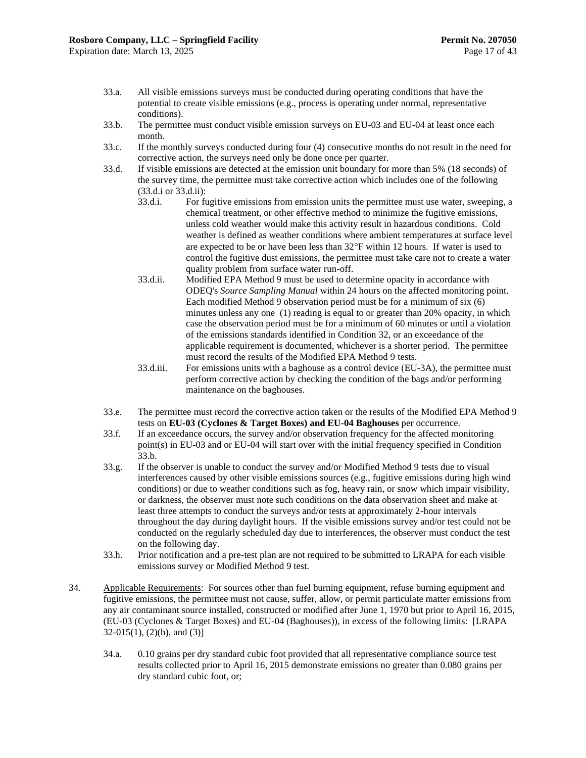33.a. All visible emissions surveys must be conducted during operating conditions that have the potential to create visible emissions (e.g., process is operating under normal, representative conditions).

33.b. The permittee must conduct visible emission surveys on EU-03 and EU-04 at least once each month.

33.c. If the monthly surveys conducted during four (4) consecutive months do not result in the need for corrective action, the surveys need only be done once per quarter.

33.d. If visible emissions are detected at the emission unit boundary for more than 5% (18 seconds) of the survey time, the permittee must take corrective action which includes one of the following (33.d.i or 33.d.ii):

- 33.d.i. For fugitive emissions from emission units the permittee must use water, sweeping, a chemical treatment, or other effective method to minimize the fugitive emissions, unless cold weather would make this activity result in hazardous conditions. Cold weather is defined as weather conditions where ambient temperatures at surface level are expected to be or have been less than 32°F within 12 hours. If water is used to control the fugitive dust emissions, the permittee must take care not to create a water quality problem from surface water run-off.
- 33.d.ii. Modified EPA Method 9 must be used to determine opacity in accordance with ODEQ's *Source Sampling Manual* within 24 hours on the affected monitoring point. Each modified Method 9 observation period must be for a minimum of six (6) minutes unless any one (1) reading is equal to or greater than 20% opacity, in which case the observation period must be for a minimum of 60 minutes or until a violation of the emissions standards identified in Condition 32, or an exceedance of the applicable requirement is documented, whichever is a shorter period. The permittee must record the results of the Modified EPA Method 9 tests.
- 33.d.iii. For emissions units with a baghouse as a control device (EU-3A), the permittee must perform corrective action by checking the condition of the bags and/or performing maintenance on the baghouses.

33.e. The permittee must record the corrective action taken or the results of the Modified EPA Method 9 tests on **EU-03 (Cyclones & Target Boxes) and EU-04 Baghouses** per occurrence.

33.f. If an exceedance occurs, the survey and/or observation frequency for the affected monitoring point(s) in EU-03 and or EU-04 will start over with the initial frequency specified in Condition 33.b.

33.g. If the observer is unable to conduct the survey and/or Modified Method 9 tests due to visual interferences caused by other visible emissions sources (e.g., fugitive emissions during high wind conditions) or due to weather conditions such as fog, heavy rain, or snow which impair visibility, or darkness, the observer must note such conditions on the data observation sheet and make at least three attempts to conduct the surveys and/or tests at approximately 2-hour intervals throughout the day during daylight hours. If the visible emissions survey and/or test could not be conducted on the regularly scheduled day due to interferences, the observer must conduct the test on the following day.

33.h. Prior notification and a pre-test plan are not required to be submitted to LRAPA for each visible emissions survey or Modified Method 9 test.

34. Applicable Requirements: For sources other than fuel burning equipment, refuse burning equipment and fugitive emissions, the permittee must not cause, suffer, allow, or permit particulate matter emissions from any air contaminant source installed, constructed or modified after June 1, 1970 but prior to April 16, 2015, (EU-03 (Cyclones & Target Boxes) and EU-04 (Baghouses)), in excess of the following limits: [LRAPA 32-015(1), (2)(b), and (3)]

34.a. 0.10 grains per dry standard cubic foot provided that all representative compliance source test results collected prior to April 16, 2015 demonstrate emissions no greater than 0.080 grains per dry standard cubic foot, or;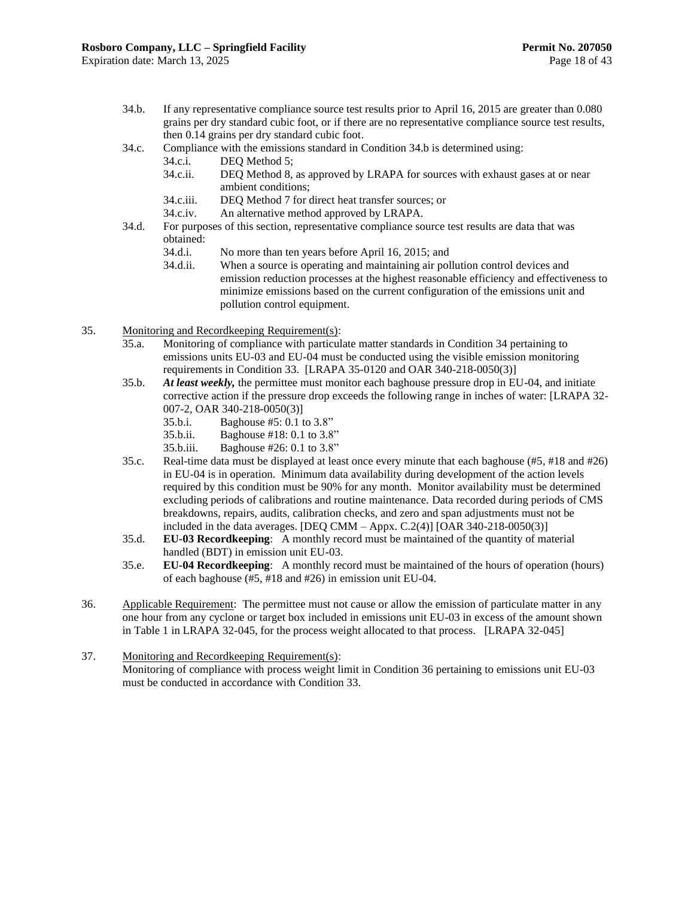34.b. If any representative compliance source test results prior to April 16, 2015 are greater than 0.080 grains per dry standard cubic foot, or if there are no representative compliance source test results, then 0.14 grains per dry standard cubic foot.

34.c. Compliance with the emissions standard in Condition 34.b is determined using:

- 34.c.i. DEQ Method 5;
- 34.c.ii. DEQ Method 8, as approved by LRAPA for sources with exhaust gases at or near ambient conditions;
- 34.c.iii. DEQ Method 7 for direct heat transfer sources; or
- 34.c.iv. An alternative method approved by LRAPA.

34.d. For purposes of this section, representative compliance source test results are data that was obtained:

- 34.d.i. No more than ten years before April 16, 2015; and
- 34.d.ii. When a source is operating and maintaining air pollution control devices and emission reduction processes at the highest reasonable efficiency and effectiveness to minimize emissions based on the current configuration of the emissions unit and pollution control equipment.

35. Monitoring and Recordkeeping Requirement(s):

35.a. Monitoring of compliance with particulate matter standards in Condition 34 pertaining to emissions units EU-03 and EU-04 must be conducted using the visible emission monitoring requirements in Condition 33. [LRAPA 35-0120 and OAR 340-218-0050(3)]

35.b. ***At least weekly,*** the permittee must monitor each baghouse pressure drop in EU-04, and initiate corrective action if the pressure drop exceeds the following range in inches of water: [LRAPA 32-007-2, OAR 340-218-0050(3)]

- 35.b.i. Baghouse #5: 0.1 to 3.8"
- 35.b.ii. Baghouse #18: 0.1 to 3.8"
- 35.b.iii. Baghouse #26: 0.1 to 3.8"

35.c. Real-time data must be displayed at least once every minute that each baghouse (#5, #18 and #26) in EU-04 is in operation. Minimum data availability during development of the action levels required by this condition must be 90% for any month. Monitor availability must be determined excluding periods of calibrations and routine maintenance. Data recorded during periods of CMS breakdowns, repairs, audits, calibration checks, and zero and span adjustments must not be included in the data averages. [DEQ CMM – Appx. C.2(4)] [OAR 340-218-0050(3)]

35.d. **EU-03 Recordkeeping**: A monthly record must be maintained of the quantity of material handled (BDT) in emission unit EU-03.

35.e. **EU-04 Recordkeeping**: A monthly record must be maintained of the hours of operation (hours) of each baghouse (#5, #18 and #26) in emission unit EU-04.

36. Applicable Requirement: The permittee must not cause or allow the emission of particulate matter in any one hour from any cyclone or target box included in emissions unit EU-03 in excess of the amount shown in Table 1 in LRAPA 32-045, for the process weight allocated to that process. [LRAPA 32-045]

37. Monitoring and Recordkeeping Requirement(s):
Monitoring of compliance with process weight limit in Condition 36 pertaining to emissions unit EU-03 must be conducted in accordance with Condition 33.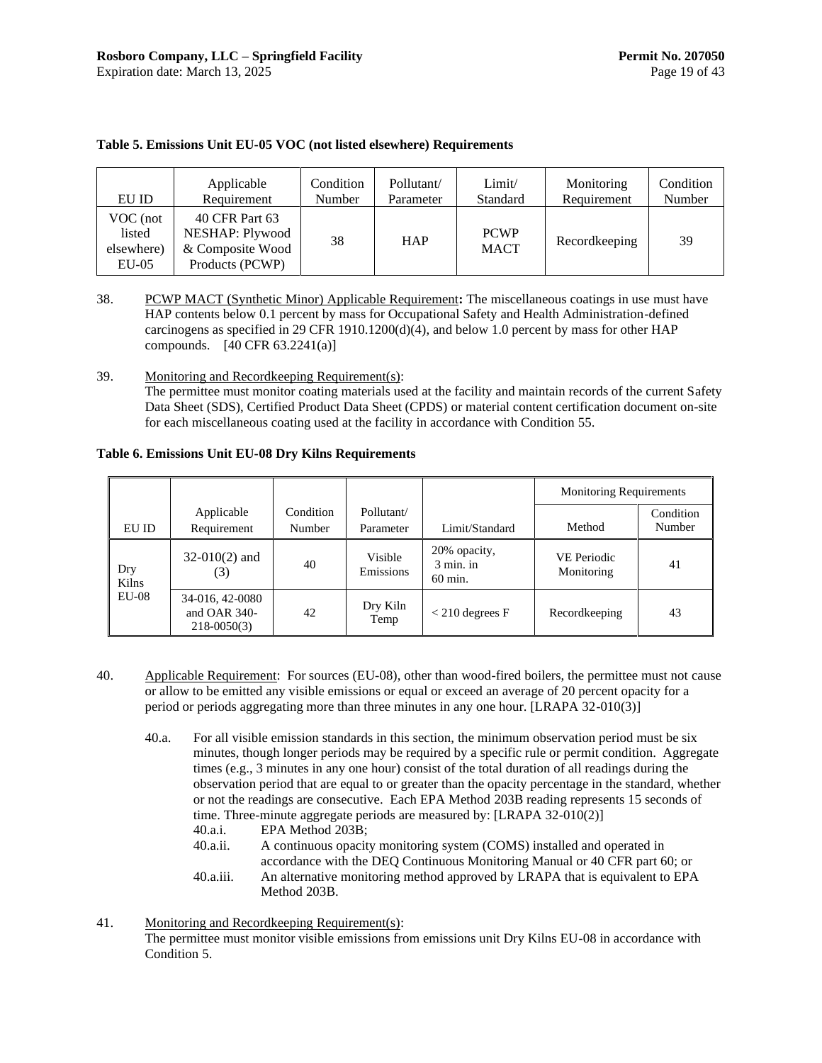**Table 5. Emissions Unit EU-05 VOC (not listed elsewhere) Requirements**

| EU ID | Applicable Requirement | Condition Number | Pollutant/ Parameter | Limit/ Standard | Monitoring Requirement | Condition Number |
|---|---|---|---|---|---|---|
| VOC (not listed elsewhere) EU-05 | 40 CFR Part 63 NESHAP: Plywood & Composite Wood Products (PCWP) | 38 | HAP | PCWP MACT | Recordkeeping | 39 |

38. PCWP MACT (Synthetic Minor) Applicable Requirement**:** The miscellaneous coatings in use must have HAP contents below 0.1 percent by mass for Occupational Safety and Health Administration-defined carcinogens as specified in 29 CFR 1910.1200(d)(4), and below 1.0 percent by mass for other HAP compounds. [40 CFR 63.2241(a)]

39. Monitoring and Recordkeeping Requirement(s):
The permittee must monitor coating materials used at the facility and maintain records of the current Safety Data Sheet (SDS), Certified Product Data Sheet (CPDS) or material content certification document on-site for each miscellaneous coating used at the facility in accordance with Condition 55.

**Table 6. Emissions Unit EU-08 Dry Kilns Requirements**

| EU ID | Applicable Requirement | Condition Number | Pollutant/ Parameter | Limit/Standard | Monitoring Requirements | |
|---|---|---|---|---|---|---|
| | | | | | Method | Condition Number |
| Dry Kilns EU-08 | 32-010(2) and (3) | 40 | Visible Emissions | 20% opacity, 3 min. in 60 min. | VE Periodic Monitoring | 41 |
| | 34-016, 42-0080 and OAR 340-218-0050(3) | 42 | Dry Kiln Temp | < 210 degrees F | Recordkeeping | 43 |

40. Applicable Requirement: For sources (EU-08), other than wood-fired boilers, the permittee must not cause or allow to be emitted any visible emissions or equal or exceed an average of 20 percent opacity for a period or periods aggregating more than three minutes in any one hour. [LRAPA 32-010(3)]

    40.a. For all visible emission standards in this section, the minimum observation period must be six minutes, though longer periods may be required by a specific rule or permit condition. Aggregate times (e.g., 3 minutes in any one hour) consist of the total duration of all readings during the observation period that are equal to or greater than the opacity percentage in the standard, whether or not the readings are consecutive. Each EPA Method 203B reading represents 15 seconds of time. Three-minute aggregate periods are measured by: [LRAPA 32-010(2)]
    - 40.a.i. EPA Method 203B;
    - 40.a.ii. A continuous opacity monitoring system (COMS) installed and operated in accordance with the DEQ Continuous Monitoring Manual or 40 CFR part 60; or
    - 40.a.iii. An alternative monitoring method approved by LRAPA that is equivalent to EPA Method 203B.

41. Monitoring and Recordkeeping Requirement(s):
The permittee must monitor visible emissions from emissions unit Dry Kilns EU-08 in accordance with Condition 5.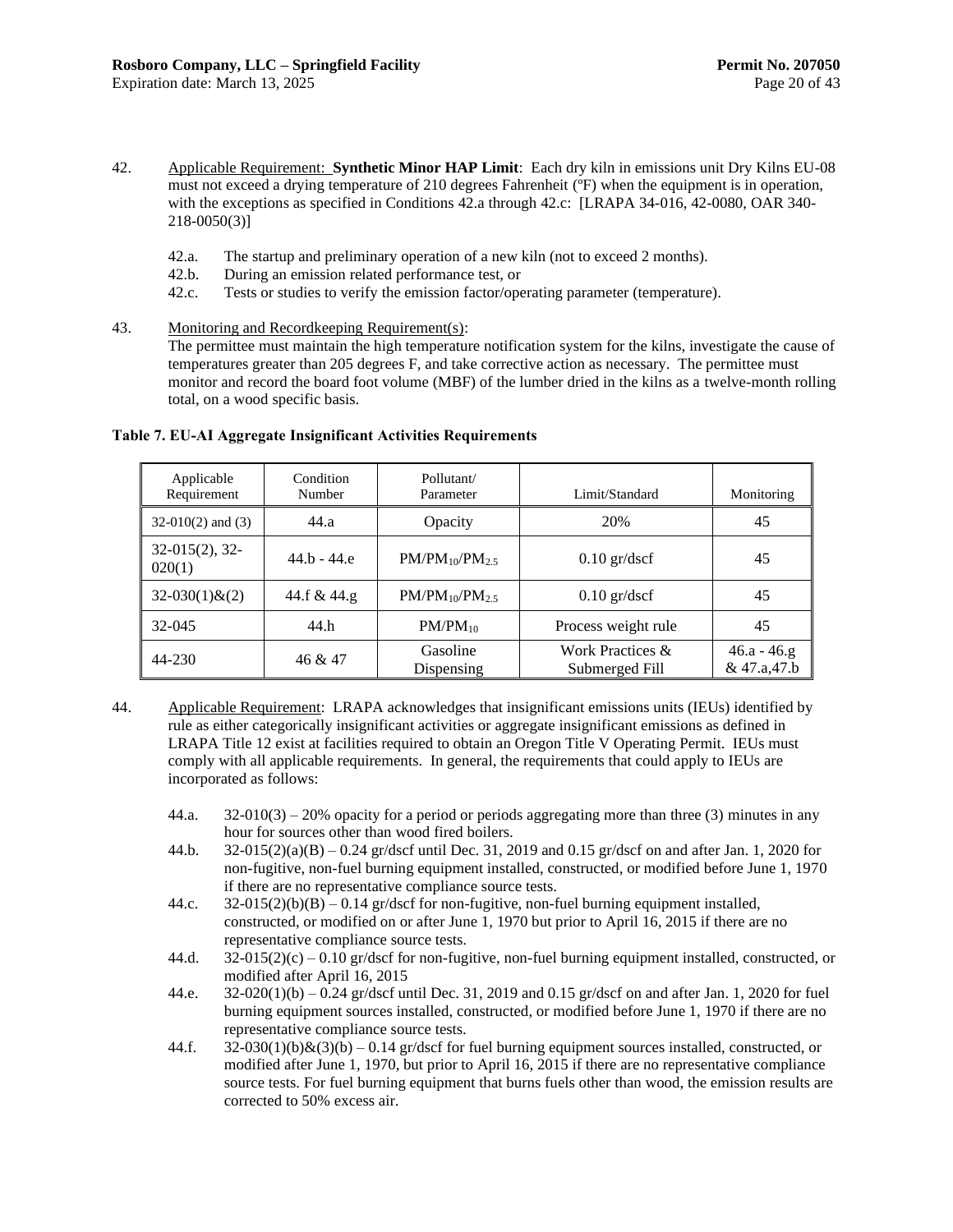42. Applicable Requirement: **Synthetic Minor HAP Limit**: Each dry kiln in emissions unit Dry Kilns EU-08 must not exceed a drying temperature of 210 degrees Fahrenheit (ºF) when the equipment is in operation, with the exceptions as specified in Conditions 42.a through 42.c: [LRAPA 34-016, 42-0080, OAR 340-218-0050(3)]

    42.a. The startup and preliminary operation of a new kiln (not to exceed 2 months).
    42.b. During an emission related performance test, or
    42.c. Tests or studies to verify the emission factor/operating parameter (temperature).

43. Monitoring and Recordkeeping Requirement(s):
    The permittee must maintain the high temperature notification system for the kilns, investigate the cause of temperatures greater than 205 degrees F, and take corrective action as necessary. The permittee must monitor and record the board foot volume (MBF) of the lumber dried in the kilns as a twelve-month rolling total, on a wood specific basis.

**Table 7. EU-AI Aggregate Insignificant Activities Requirements**

| Applicable Requirement | Condition Number | Pollutant/ Parameter | Limit/Standard | Monitoring |
|---|---|---|---|---|
| 32-010(2) and (3) | 44.a | Opacity | 20% | 45 |
| 32-015(2), 32-020(1) | 44.b - 44.e | $PM/PM_{10}/PM_{2.5}$ | 0.10 gr/dscf | 45 |
| 32-030(1)&(2) | 44.f & 44.g | $PM/PM_{10}/PM_{2.5}$ | 0.10 gr/dscf | 45 |
| 32-045 | 44.h | $PM/PM_{10}$ | Process weight rule | 45 |
| 44-230 | 46 & 47 | Gasoline Dispensing | Work Practices & Submerged Fill | 46.a - 46.g & 47.a,47.b |

44. Applicable Requirement: LRAPA acknowledges that insignificant emissions units (IEUs) identified by rule as either categorically insignificant activities or aggregate insignificant emissions as defined in LRAPA Title 12 exist at facilities required to obtain an Oregon Title V Operating Permit. IEUs must comply with all applicable requirements. In general, the requirements that could apply to IEUs are incorporated as follows:

    44.a. 32-010(3) – 20% opacity for a period or periods aggregating more than three (3) minutes in any hour for sources other than wood fired boilers.
    44.b. 32-015(2)(a)(B) – 0.24 gr/dscf until Dec. 31, 2019 and 0.15 gr/dscf on and after Jan. 1, 2020 for non-fugitive, non-fuel burning equipment installed, constructed, or modified before June 1, 1970 if there are no representative compliance source tests.
    44.c. 32-015(2)(b)(B) – 0.14 gr/dscf for non-fugitive, non-fuel burning equipment installed, constructed, or modified on or after June 1, 1970 but prior to April 16, 2015 if there are no representative compliance source tests.
    44.d. 32-015(2)(c) – 0.10 gr/dscf for non-fugitive, non-fuel burning equipment installed, constructed, or modified after April 16, 2015
    44.e. 32-020(1)(b) – 0.24 gr/dscf until Dec. 31, 2019 and 0.15 gr/dscf on and after Jan. 1, 2020 for fuel burning equipment sources installed, constructed, or modified before June 1, 1970 if there are no representative compliance source tests.
    44.f. 32-030(1)(b)&(3)(b) – 0.14 gr/dscf for fuel burning equipment sources installed, constructed, or modified after June 1, 1970, but prior to April 16, 2015 if there are no representative compliance source tests. For fuel burning equipment that burns fuels other than wood, the emission results are corrected to 50% excess air.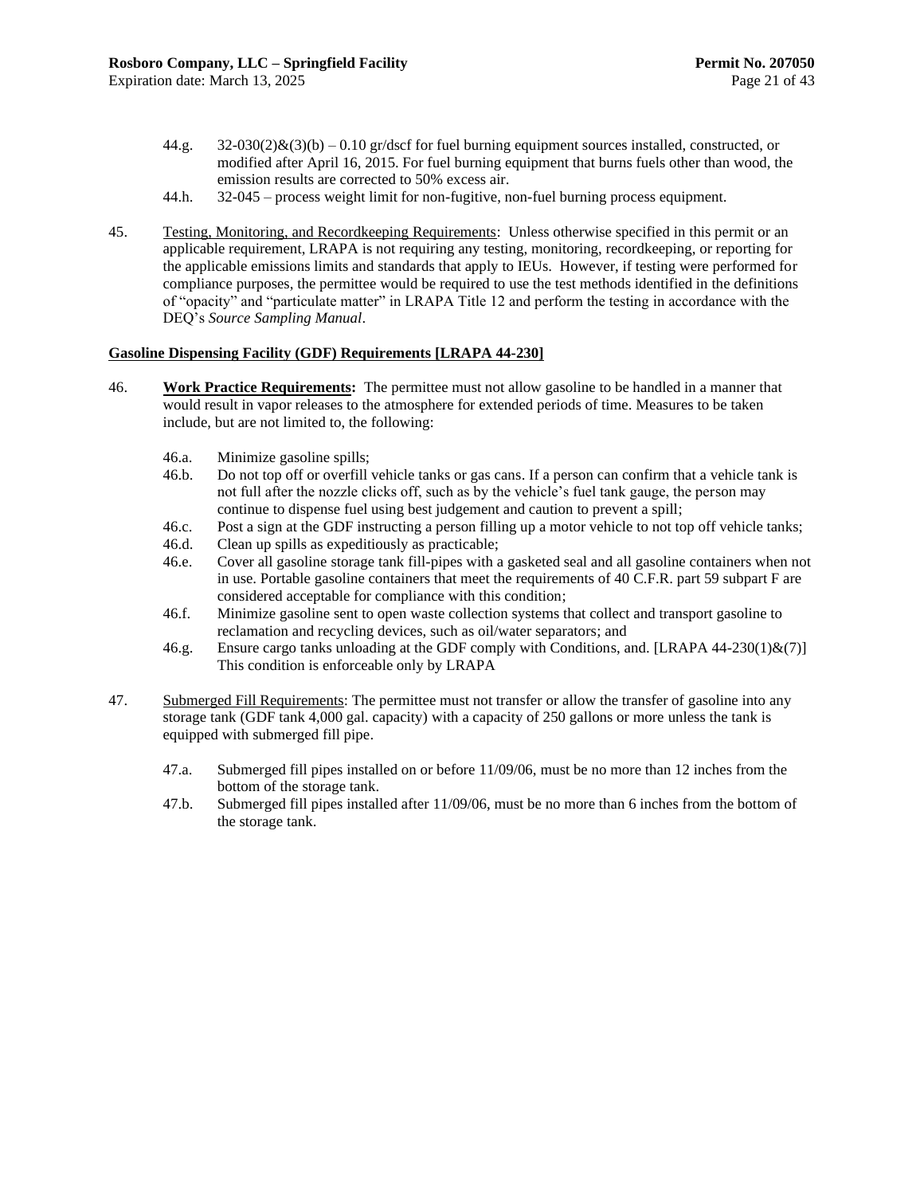44.g. 32-030(2)&(3)(b) – 0.10 gr/dscf for fuel burning equipment sources installed, constructed, or modified after April 16, 2015. For fuel burning equipment that burns fuels other than wood, the emission results are corrected to 50% excess air.

44.h. 32-045 – process weight limit for non-fugitive, non-fuel burning process equipment.

45. Testing, Monitoring, and Recordkeeping Requirements: Unless otherwise specified in this permit or an applicable requirement, LRAPA is not requiring any testing, monitoring, recordkeeping, or reporting for the applicable emissions limits and standards that apply to IEUs. However, if testing were performed for compliance purposes, the permittee would be required to use the test methods identified in the definitions of "opacity" and "particulate matter" in LRAPA Title 12 and perform the testing in accordance with the DEQ's *Source Sampling Manual*.

**Gasoline Dispensing Facility (GDF) Requirements [LRAPA 44-230]**

46. **Work Practice Requirements:** The permittee must not allow gasoline to be handled in a manner that would result in vapor releases to the atmosphere for extended periods of time. Measures to be taken include, but are not limited to, the following:

  46.a. Minimize gasoline spills;
  
  46.b. Do not top off or overfill vehicle tanks or gas cans. If a person can confirm that a vehicle tank is not full after the nozzle clicks off, such as by the vehicle's fuel tank gauge, the person may continue to dispense fuel using best judgement and caution to prevent a spill;
  
  46.c. Post a sign at the GDF instructing a person filling up a motor vehicle to not top off vehicle tanks;
  
  46.d. Clean up spills as expeditiously as practicable;
  
  46.e. Cover all gasoline storage tank fill-pipes with a gasketed seal and all gasoline containers when not in use. Portable gasoline containers that meet the requirements of 40 C.F.R. part 59 subpart F are considered acceptable for compliance with this condition;
  
  46.f. Minimize gasoline sent to open waste collection systems that collect and transport gasoline to reclamation and recycling devices, such as oil/water separators; and
  
  46.g. Ensure cargo tanks unloading at the GDF comply with Conditions, and. [LRAPA 44-230(1)&(7)] This condition is enforceable only by LRAPA

47. Submerged Fill Requirements: The permittee must not transfer or allow the transfer of gasoline into any storage tank (GDF tank 4,000 gal. capacity) with a capacity of 250 gallons or more unless the tank is equipped with submerged fill pipe.

  47.a. Submerged fill pipes installed on or before 11/09/06, must be no more than 12 inches from the bottom of the storage tank.
  
  47.b. Submerged fill pipes installed after 11/09/06, must be no more than 6 inches from the bottom of the storage tank.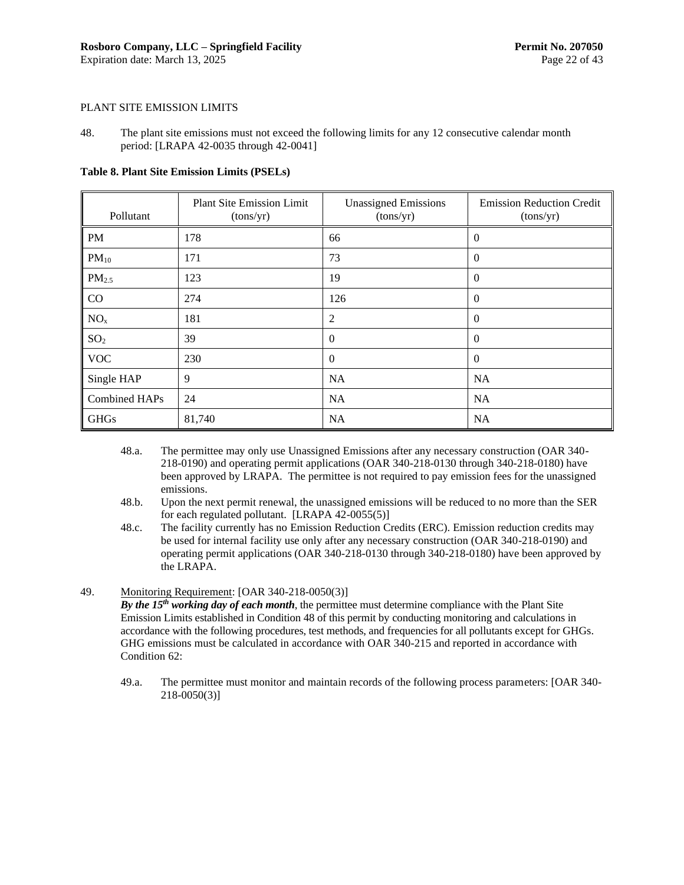PLANT SITE EMISSION LIMITS

48. The plant site emissions must not exceed the following limits for any 12 consecutive calendar month period: [LRAPA 42-0035 through 42-0041]

**Table 8. Plant Site Emission Limits (PSELs)**

| Pollutant | Plant Site Emission Limit (tons/yr) | Unassigned Emissions (tons/yr) | Emission Reduction Credit (tons/yr) |
|---|---|---|---|
| PM | 178 | 66 | 0 |
| $PM_{10}$ | 171 | 73 | 0 |
| $PM_{2.5}$ | 123 | 19 | 0 |
| CO | 274 | 126 | 0 |
| $NO_x$ | 181 | 2 | 0 |
| $SO_2$ | 39 | 0 | 0 |
| VOC | 230 | 0 | 0 |
| Single HAP | 9 | NA | NA |
| Combined HAPs | 24 | NA | NA |
| GHGs | 81,740 | NA | NA |

48.a. The permittee may only use Unassigned Emissions after any necessary construction (OAR 340-218-0190) and operating permit applications (OAR 340-218-0130 through 340-218-0180) have been approved by LRAPA. The permittee is not required to pay emission fees for the unassigned emissions.

48.b. Upon the next permit renewal, the unassigned emissions will be reduced to no more than the SER for each regulated pollutant. [LRAPA 42-0055(5)]

48.c. The facility currently has no Emission Reduction Credits (ERC). Emission reduction credits may be used for internal facility use only after any necessary construction (OAR 340-218-0190) and operating permit applications (OAR 340-218-0130 through 340-218-0180) have been approved by the LRAPA.

49. Monitoring Requirement: [OAR 340-218-0050(3)]
***By the 15th working day of each month***, the permittee must determine compliance with the Plant Site Emission Limits established in Condition 48 of this permit by conducting monitoring and calculations in accordance with the following procedures, test methods, and frequencies for all pollutants except for GHGs. GHG emissions must be calculated in accordance with OAR 340-215 and reported in accordance with Condition 62:

49.a. The permittee must monitor and maintain records of the following process parameters: [OAR 340-218-0050(3)]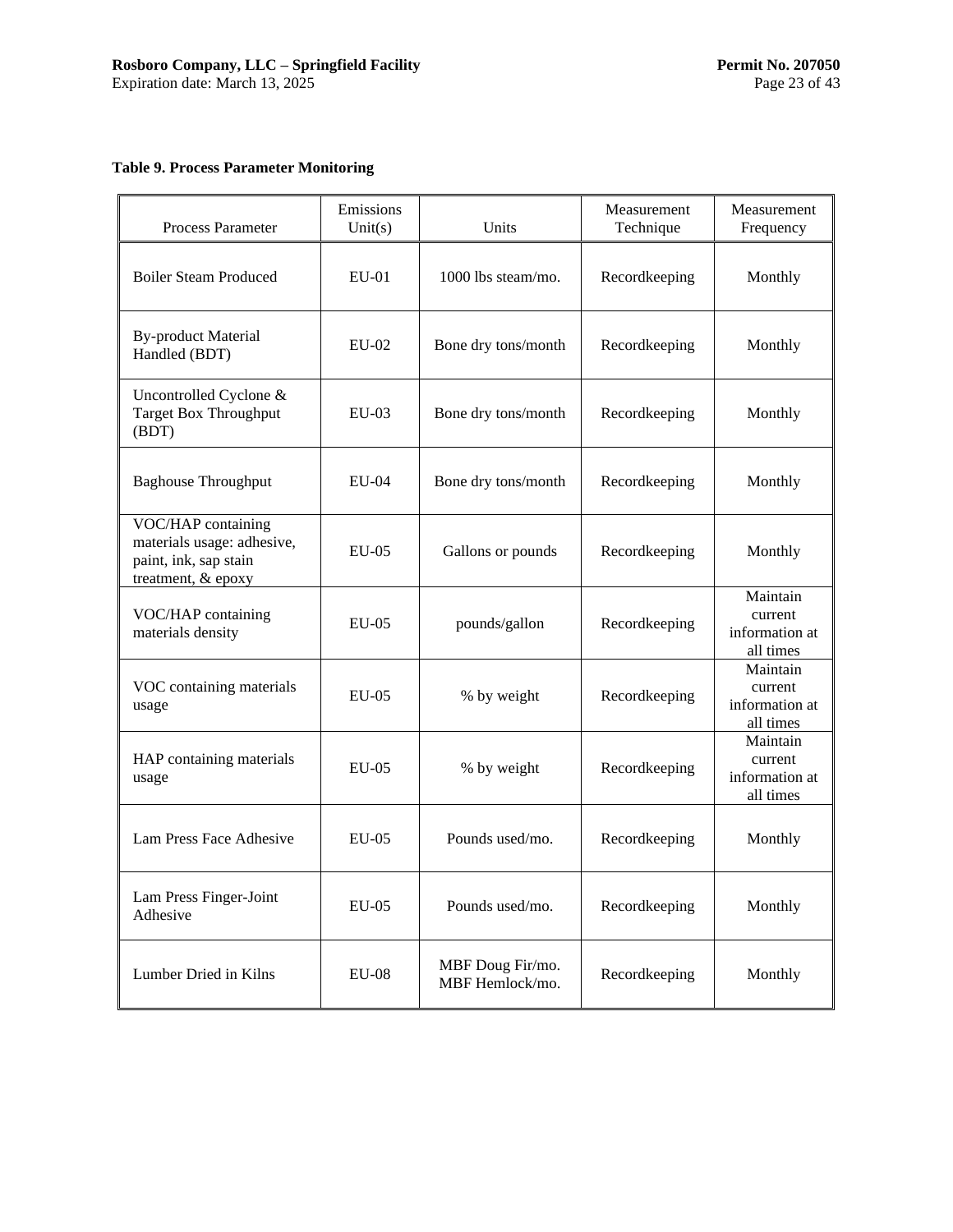**Table 9. Process Parameter Monitoring**

| Process Parameter | Emissions Unit(s) | Units | Measurement Technique | Measurement Frequency |
|---|---|---|---|---|
| Boiler Steam Produced | EU-01 | 1000 lbs steam/mo. | Recordkeeping | Monthly |
| By-product Material Handled (BDT) | EU-02 | Bone dry tons/month | Recordkeeping | Monthly |
| Uncontrolled Cyclone & Target Box Throughput (BDT) | EU-03 | Bone dry tons/month | Recordkeeping | Monthly |
| Baghouse Throughput | EU-04 | Bone dry tons/month | Recordkeeping | Monthly |
| VOC/HAP containing materials usage: adhesive, paint, ink, sap stain treatment, & epoxy | EU-05 | Gallons or pounds | Recordkeeping | Monthly |
| VOC/HAP containing materials density | EU-05 | pounds/gallon | Recordkeeping | Maintain current information at all times |
| VOC containing materials usage | EU-05 | % by weight | Recordkeeping | Maintain current information at all times |
| HAP containing materials usage | EU-05 | % by weight | Recordkeeping | Maintain current information at all times |
| Lam Press Face Adhesive | EU-05 | Pounds used/mo. | Recordkeeping | Monthly |
| Lam Press Finger-Joint Adhesive | EU-05 | Pounds used/mo. | Recordkeeping | Monthly |
| Lumber Dried in Kilns | EU-08 | MBF Doug Fir/mo.<br>MBF Hemlock/mo. | Recordkeeping | Monthly |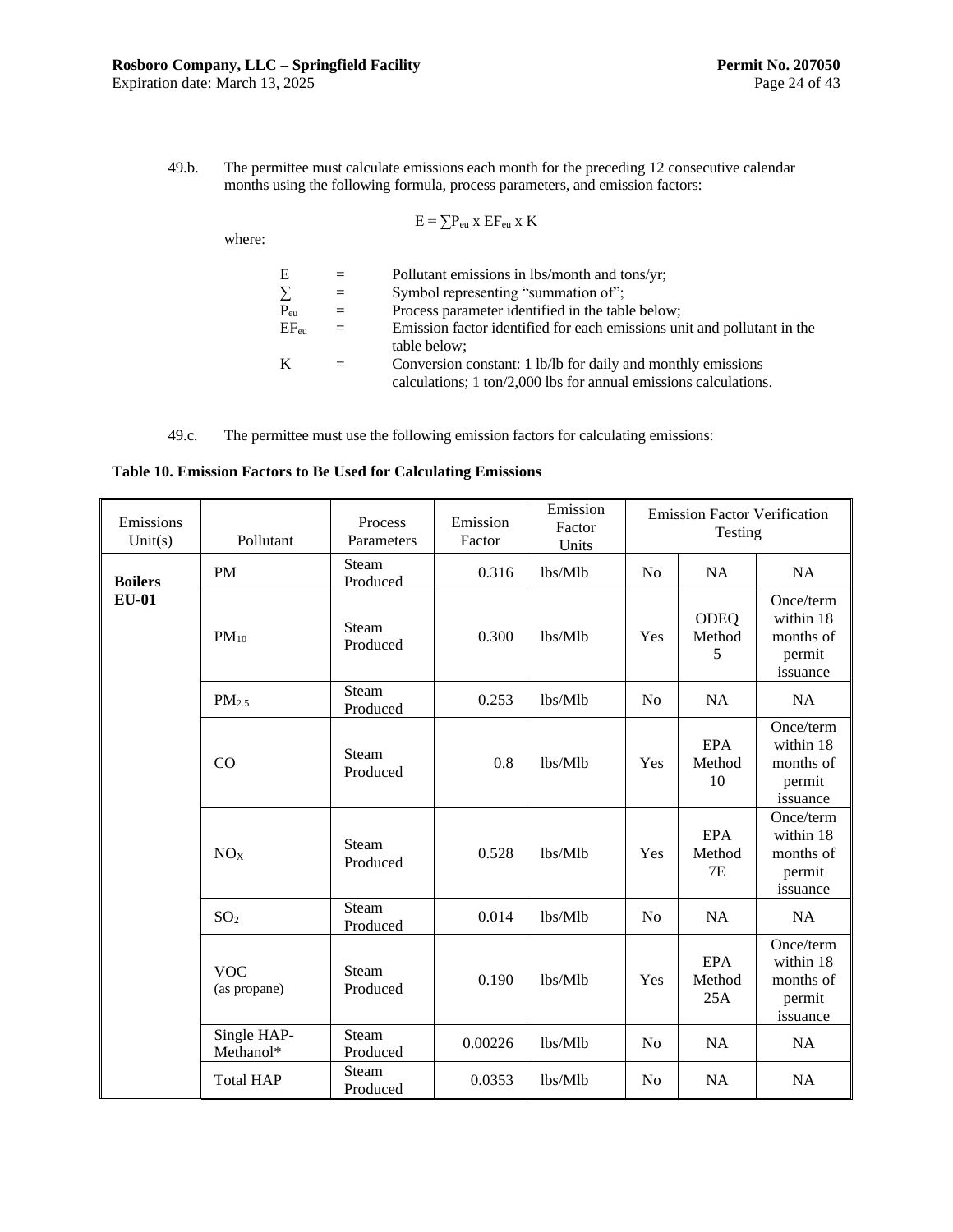49.b. The permittee must calculate emissions each month for the preceding 12 consecutive calendar months using the following formula, process parameters, and emission factors:

$$E = \sum P_{eu} \times EF_{eu} \times K$$

where:

| | | |
|---|---|---|
| E | = | Pollutant emissions in lbs/month and tons/yr; |
| ∑ | = | Symbol representing "summation of"; |
| $P_{eu}$ | = | Process parameter identified in the table below; |
| $EF_{eu}$ | = | Emission factor identified for each emissions unit and pollutant in the table below; |
| K | = | Conversion constant: 1 lb/lb for daily and monthly emissions calculations; 1 ton/2,000 lbs for annual emissions calculations. |

49.c. The permittee must use the following emission factors for calculating emissions:

**Table 10. Emission Factors to Be Used for Calculating Emissions**

| Emissions Unit(s) | Pollutant | Process Parameters | Emission Factor | Emission Factor Units | Emission Factor Verification Testing | | |
|---|---|---|---|---|---|---|---|
| **Boilers EU-01** | PM | Steam Produced | 0.316 | lbs/Mlb | No | NA | NA |
| | $PM_{10}$ | Steam Produced | 0.300 | lbs/Mlb | Yes | ODEQ Method 5 | Once/term within 18 months of permit issuance |
| | $PM_{2.5}$ | Steam Produced | 0.253 | lbs/Mlb | No | NA | NA |
| | CO | Steam Produced | 0.8 | lbs/Mlb | Yes | EPA Method 10 | Once/term within 18 months of permit issuance |
| | $NO_X$ | Steam Produced | 0.528 | lbs/Mlb | Yes | EPA Method 7E | Once/term within 18 months of permit issuance |
| | $SO_2$ | Steam Produced | 0.014 | lbs/Mlb | No | NA | NA |
| | VOC (as propane) | Steam Produced | 0.190 | lbs/Mlb | Yes | EPA Method 25A | Once/term within 18 months of permit issuance |
| | Single HAP-Methanol* | Steam Produced | 0.00226 | lbs/Mlb | No | NA | NA |
| | Total HAP | Steam Produced | 0.0353 | lbs/Mlb | No | NA | NA |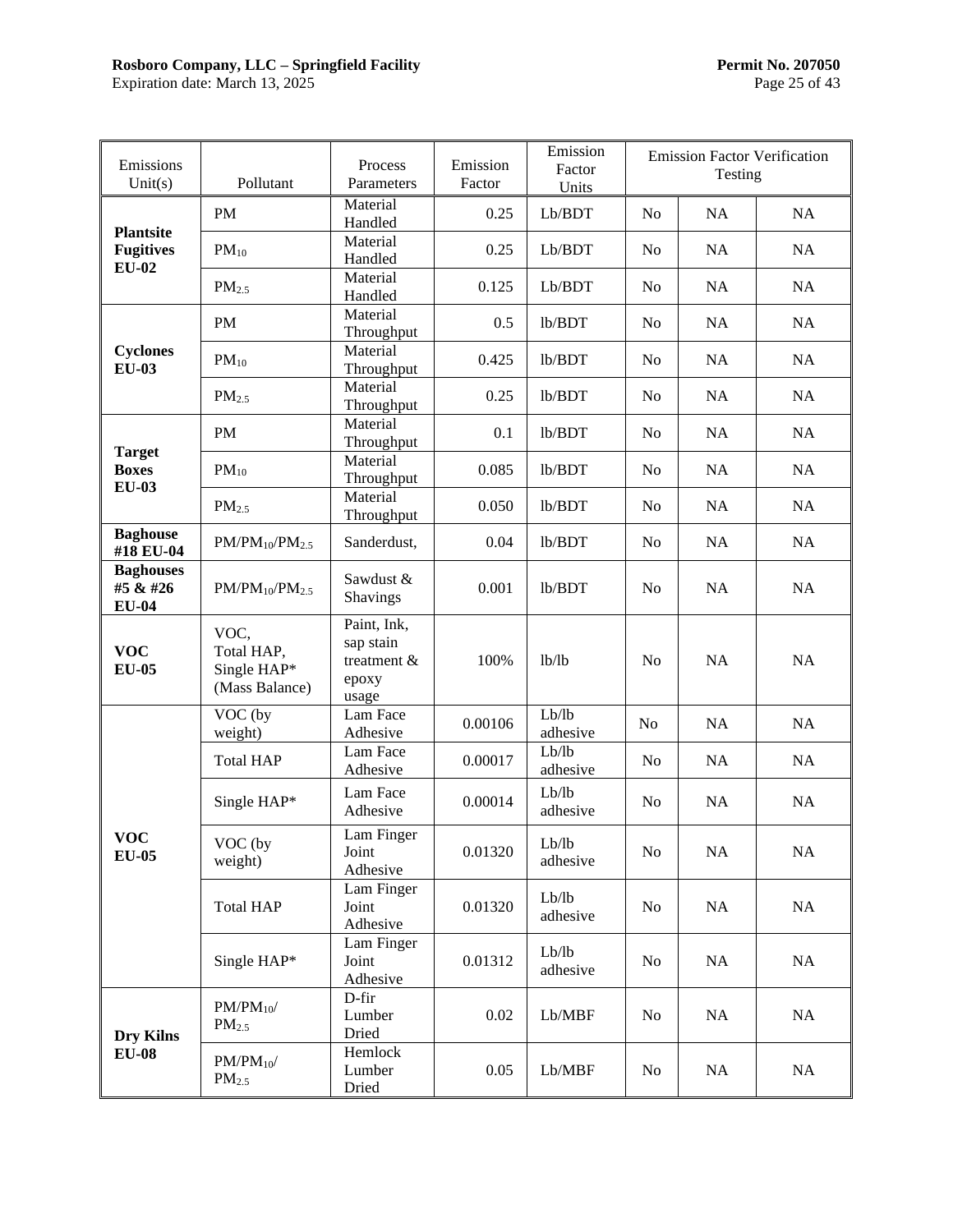| Emissions Unit(s) | Pollutant | Process Parameters | Emission Factor | Emission Factor Units | Emission Factor Verification Testing | | |
|---|---|---|---|---|---|---|---|
| **Plantsite Fugitives EU-02** | PM | Material Handled | 0.25 | Lb/BDT | No | NA | NA |
| | $PM_{10}$ | Material Handled | 0.25 | Lb/BDT | No | NA | NA |
| | $PM_{2.5}$ | Material Handled | 0.125 | Lb/BDT | No | NA | NA |
| **Cyclones EU-03** | PM | Material Throughput | 0.5 | lb/BDT | No | NA | NA |
| | $PM_{10}$ | Material Throughput | 0.425 | lb/BDT | No | NA | NA |
| | $PM_{2.5}$ | Material Throughput | 0.25 | lb/BDT | No | NA | NA |
| **Target Boxes EU-03** | PM | Material Throughput | 0.1 | lb/BDT | No | NA | NA |
| | $PM_{10}$ | Material Throughput | 0.085 | lb/BDT | No | NA | NA |
| | $PM_{2.5}$ | Material Throughput | 0.050 | lb/BDT | No | NA | NA |
| **Baghouse #18 EU-04** | $PM/PM_{10}/PM_{2.5}$ | Sanderdust, | 0.04 | lb/BDT | No | NA | NA |
| **Baghouses #5 & #26 EU-04** | $PM/PM_{10}/PM_{2.5}$ | Sawdust & Shavings | 0.001 | lb/BDT | No | NA | NA |
| **VOC EU-05** | VOC, Total HAP, Single HAP* (Mass Balance) | Paint, Ink, sap stain treatment & epoxy usage | 100% | lb/lb | No | NA | NA |
| **VOC EU-05** | VOC (by weight) | Lam Face Adhesive | 0.00106 | Lb/lb adhesive | No | NA | NA |
| | Total HAP | Lam Face Adhesive | 0.00017 | Lb/lb adhesive | No | NA | NA |
| | Single HAP* | Lam Face Adhesive | 0.00014 | Lb/lb adhesive | No | NA | NA |
| | VOC (by weight) | Lam Finger Joint Adhesive | 0.01320 | Lb/lb adhesive | No | NA | NA |
| | Total HAP | Lam Finger Joint Adhesive | 0.01320 | Lb/lb adhesive | No | NA | NA |
| | Single HAP* | Lam Finger Joint Adhesive | 0.01312 | Lb/lb adhesive | No | NA | NA |
| **Dry Kilns EU-08** | $PM/PM_{10}/PM_{2.5}$ | D-fir Lumber Dried | 0.02 | Lb/MBF | No | NA | NA |
| | $PM/PM_{10}/PM_{2.5}$ | Hemlock Lumber Dried | 0.05 | Lb/MBF | No | NA | NA |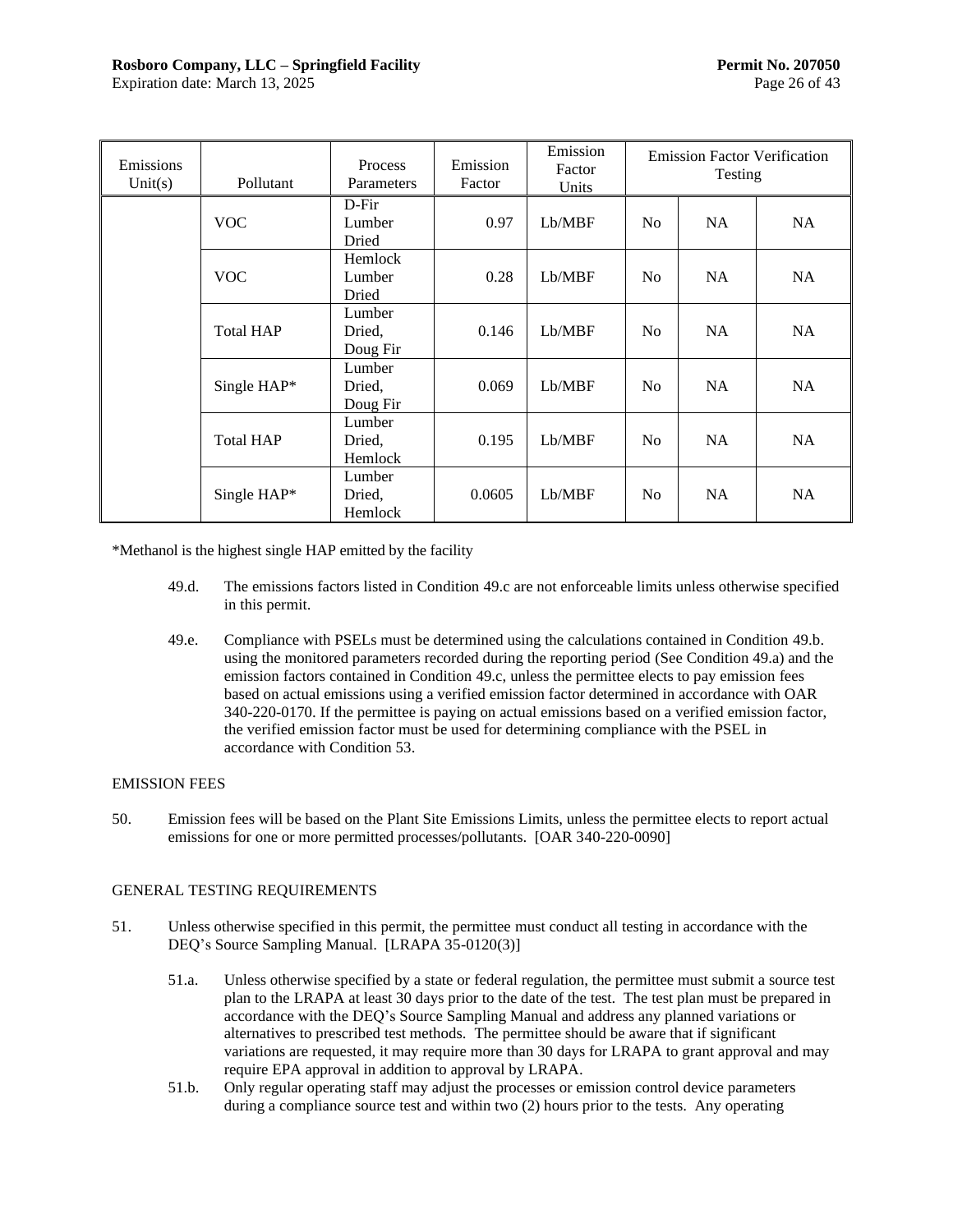| Emissions Unit(s) | Pollutant | Process Parameters | Emission Factor | Emission Factor Units | Emission Factor Verification Testing | | |
|---|---|---|---|---|---|---|---|
| | VOC | D-Fir Lumber Dried | 0.97 | Lb/MBF | No | NA | NA |
| | VOC | Hemlock Lumber Dried | 0.28 | Lb/MBF | No | NA | NA |
| | Total HAP | Lumber Dried, Doug Fir | 0.146 | Lb/MBF | No | NA | NA |
| | Single HAP* | Lumber Dried, Doug Fir | 0.069 | Lb/MBF | No | NA | NA |
| | Total HAP | Lumber Dried, Hemlock | 0.195 | Lb/MBF | No | NA | NA |
| | Single HAP* | Lumber Dried, Hemlock | 0.0605 | Lb/MBF | No | NA | NA |

*Methanol is the highest single HAP emitted by the facility

49.d. The emissions factors listed in Condition 49.c are not enforceable limits unless otherwise specified in this permit.

49.e. Compliance with PSELs must be determined using the calculations contained in Condition 49.b. using the monitored parameters recorded during the reporting period (See Condition 49.a) and the emission factors contained in Condition 49.c, unless the permittee elects to pay emission fees based on actual emissions using a verified emission factor determined in accordance with OAR 340-220-0170. If the permittee is paying on actual emissions based on a verified emission factor, the verified emission factor must be used for determining compliance with the PSEL in accordance with Condition 53.

EMISSION FEES

50. Emission fees will be based on the Plant Site Emissions Limits, unless the permittee elects to report actual emissions for one or more permitted processes/pollutants. [OAR 340-220-0090]

GENERAL TESTING REQUIREMENTS

51. Unless otherwise specified in this permit, the permittee must conduct all testing in accordance with the DEQ's Source Sampling Manual. [LRAPA 35-0120(3)]

51.a. Unless otherwise specified by a state or federal regulation, the permittee must submit a source test plan to the LRAPA at least 30 days prior to the date of the test. The test plan must be prepared in accordance with the DEQ's Source Sampling Manual and address any planned variations or alternatives to prescribed test methods. The permittee should be aware that if significant variations are requested, it may require more than 30 days for LRAPA to grant approval and may require EPA approval in addition to approval by LRAPA.

51.b. Only regular operating staff may adjust the processes or emission control device parameters during a compliance source test and within two (2) hours prior to the tests. Any operating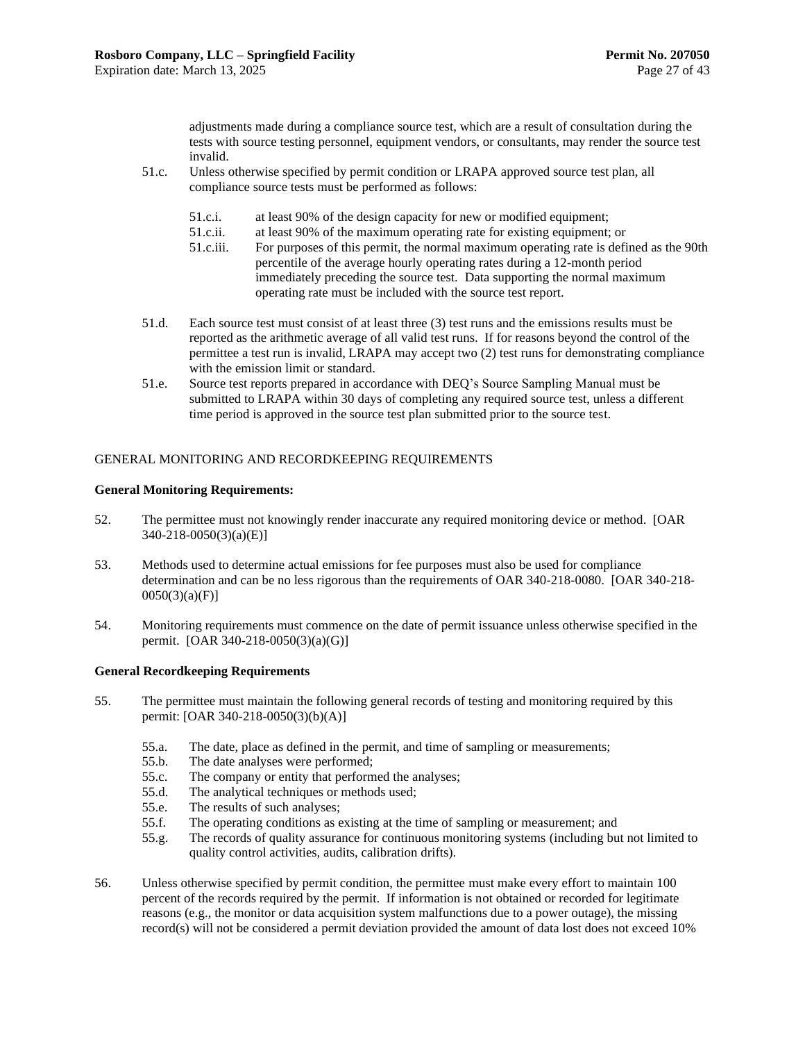adjustments made during a compliance source test, which are a result of consultation during the tests with source testing personnel, equipment vendors, or consultants, may render the source test invalid.

51.c. Unless otherwise specified by permit condition or LRAPA approved source test plan, all compliance source tests must be performed as follows:

- 51.c.i. at least 90% of the design capacity for new or modified equipment;
- 51.c.ii. at least 90% of the maximum operating rate for existing equipment; or
- 51.c.iii. For purposes of this permit, the normal maximum operating rate is defined as the 90th percentile of the average hourly operating rates during a 12-month period immediately preceding the source test. Data supporting the normal maximum operating rate must be included with the source test report.

51.d. Each source test must consist of at least three (3) test runs and the emissions results must be reported as the arithmetic average of all valid test runs. If for reasons beyond the control of the permittee a test run is invalid, LRAPA may accept two (2) test runs for demonstrating compliance with the emission limit or standard.

51.e. Source test reports prepared in accordance with DEQ's Source Sampling Manual must be submitted to LRAPA within 30 days of completing any required source test, unless a different time period is approved in the source test plan submitted prior to the source test.

## GENERAL MONITORING AND RECORDKEEPING REQUIREMENTS

### General Monitoring Requirements:

52. The permittee must not knowingly render inaccurate any required monitoring device or method. [OAR 340-218-0050(3)(a)(E)]

53. Methods used to determine actual emissions for fee purposes must also be used for compliance determination and can be no less rigorous than the requirements of OAR 340-218-0080. [OAR 340-218-0050(3)(a)(F)]

54. Monitoring requirements must commence on the date of permit issuance unless otherwise specified in the permit. [OAR 340-218-0050(3)(a)(G)]

### General Recordkeeping Requirements

55. The permittee must maintain the following general records of testing and monitoring required by this permit: [OAR 340-218-0050(3)(b)(A)]

- 55.a. The date, place as defined in the permit, and time of sampling or measurements;
- 55.b. The date analyses were performed;
- 55.c. The company or entity that performed the analyses;
- 55.d. The analytical techniques or methods used;
- 55.e. The results of such analyses;
- 55.f. The operating conditions as existing at the time of sampling or measurement; and
- 55.g. The records of quality assurance for continuous monitoring systems (including but not limited to quality control activities, audits, calibration drifts).

56. Unless otherwise specified by permit condition, the permittee must make every effort to maintain 100 percent of the records required by the permit. If information is not obtained or recorded for legitimate reasons (e.g., the monitor or data acquisition system malfunctions due to a power outage), the missing record(s) will not be considered a permit deviation provided the amount of data lost does not exceed 10%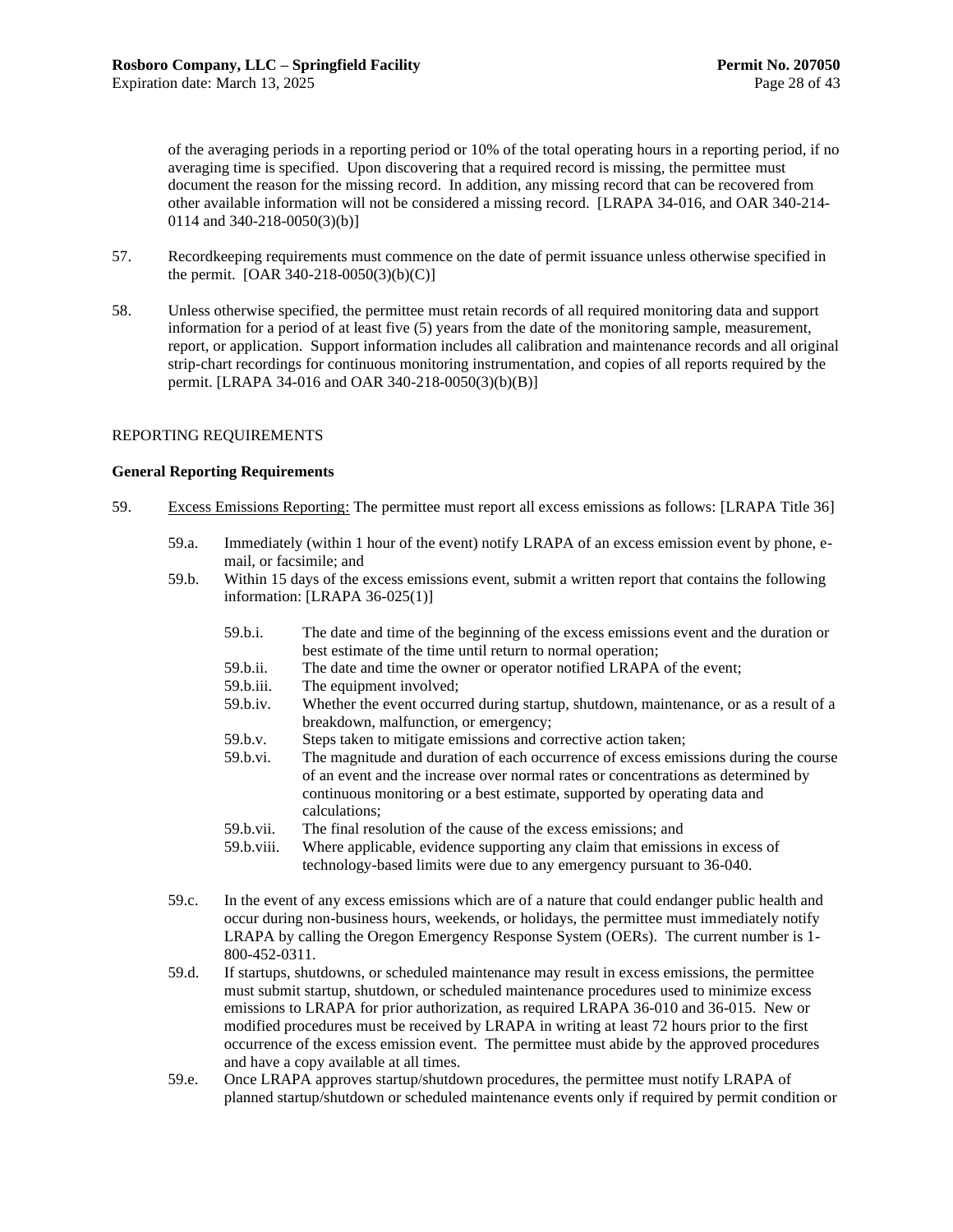of the averaging periods in a reporting period or 10% of the total operating hours in a reporting period, if no averaging time is specified. Upon discovering that a required record is missing, the permittee must document the reason for the missing record. In addition, any missing record that can be recovered from other available information will not be considered a missing record. [LRAPA 34-016, and OAR 340-214-0114 and 340-218-0050(3)(b)]

57. Recordkeeping requirements must commence on the date of permit issuance unless otherwise specified in the permit. [OAR 340-218-0050(3)(b)(C)]

58. Unless otherwise specified, the permittee must retain records of all required monitoring data and support information for a period of at least five (5) years from the date of the monitoring sample, measurement, report, or application. Support information includes all calibration and maintenance records and all original strip-chart recordings for continuous monitoring instrumentation, and copies of all reports required by the permit. [LRAPA 34-016 and OAR 340-218-0050(3)(b)(B)]

REPORTING REQUIREMENTS

**General Reporting Requirements**

59. Excess Emissions Reporting: The permittee must report all excess emissions as follows: [LRAPA Title 36]

    59.a. Immediately (within 1 hour of the event) notify LRAPA of an excess emission event by phone, e-mail, or facsimile; and

    59.b. Within 15 days of the excess emissions event, submit a written report that contains the following information: [LRAPA 36-025(1)]

        59.b.i. The date and time of the beginning of the excess emissions event and the duration or best estimate of the time until return to normal operation;

        59.b.ii. The date and time the owner or operator notified LRAPA of the event;

        59.b.iii. The equipment involved;

        59.b.iv. Whether the event occurred during startup, shutdown, maintenance, or as a result of a breakdown, malfunction, or emergency;

        59.b.v. Steps taken to mitigate emissions and corrective action taken;

        59.b.vi. The magnitude and duration of each occurrence of excess emissions during the course of an event and the increase over normal rates or concentrations as determined by continuous monitoring or a best estimate, supported by operating data and calculations;

        59.b.vii. The final resolution of the cause of the excess emissions; and

        59.b.viii. Where applicable, evidence supporting any claim that emissions in excess of technology-based limits were due to any emergency pursuant to 36-040.

    59.c. In the event of any excess emissions which are of a nature that could endanger public health and occur during non-business hours, weekends, or holidays, the permittee must immediately notify LRAPA by calling the Oregon Emergency Response System (OERs). The current number is 1-800-452-0311.

    59.d. If startups, shutdowns, or scheduled maintenance may result in excess emissions, the permittee must submit startup, shutdown, or scheduled maintenance procedures used to minimize excess emissions to LRAPA for prior authorization, as required LRAPA 36-010 and 36-015. New or modified procedures must be received by LRAPA in writing at least 72 hours prior to the first occurrence of the excess emission event. The permittee must abide by the approved procedures and have a copy available at all times.

    59.e. Once LRAPA approves startup/shutdown procedures, the permittee must notify LRAPA of planned startup/shutdown or scheduled maintenance events only if required by permit condition or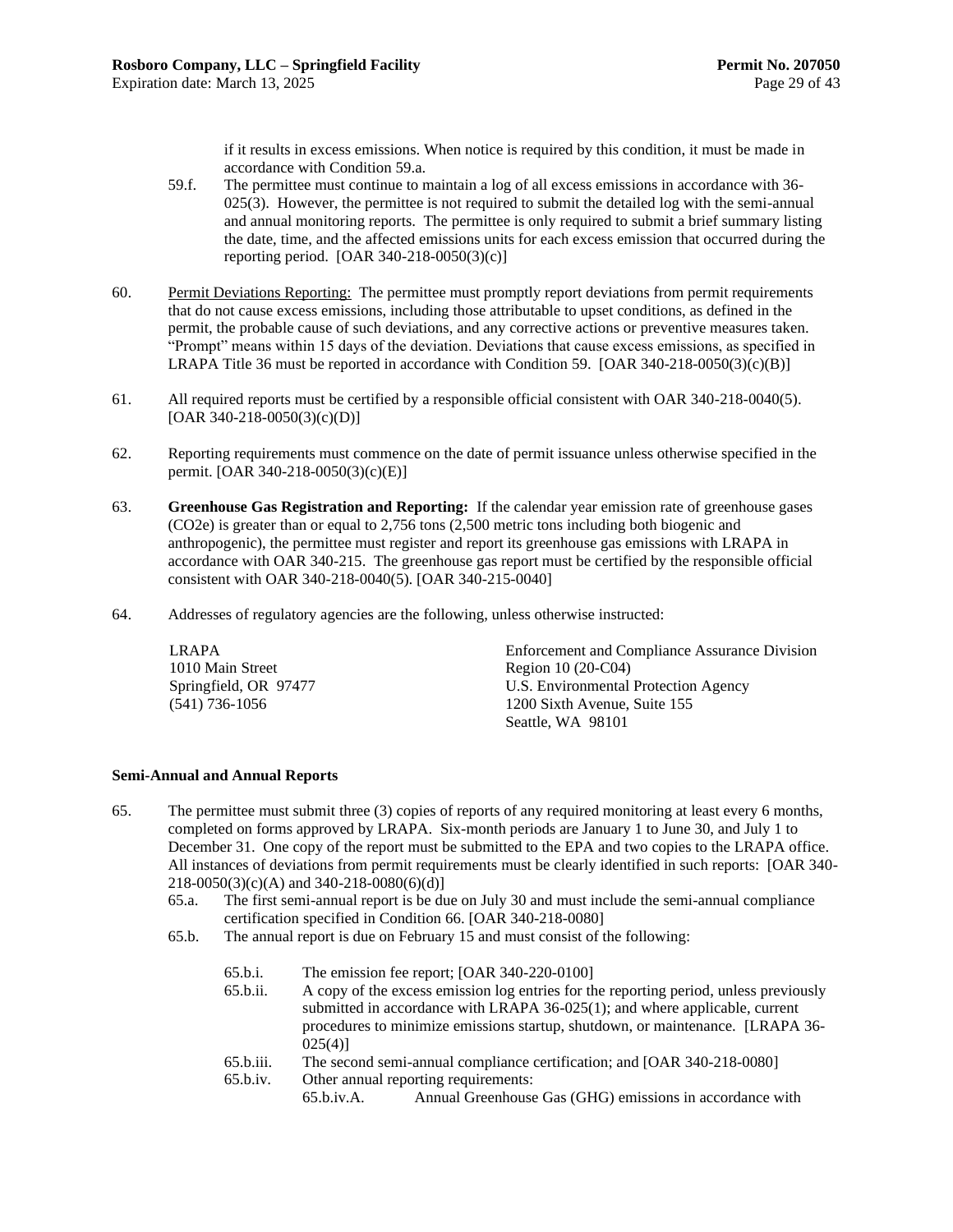if it results in excess emissions. When notice is required by this condition, it must be made in accordance with Condition 59.a.

59.f. The permittee must continue to maintain a log of all excess emissions in accordance with 36-025(3). However, the permittee is not required to submit the detailed log with the semi-annual and annual monitoring reports. The permittee is only required to submit a brief summary listing the date, time, and the affected emissions units for each excess emission that occurred during the reporting period. [OAR 340-218-0050(3)(c)]

60. Permit Deviations Reporting: The permittee must promptly report deviations from permit requirements that do not cause excess emissions, including those attributable to upset conditions, as defined in the permit, the probable cause of such deviations, and any corrective actions or preventive measures taken. "Prompt" means within 15 days of the deviation. Deviations that cause excess emissions, as specified in LRAPA Title 36 must be reported in accordance with Condition 59. [OAR 340-218-0050(3)(c)(B)]

61. All required reports must be certified by a responsible official consistent with OAR 340-218-0040(5). [OAR 340-218-0050(3)(c)(D)]

62. Reporting requirements must commence on the date of permit issuance unless otherwise specified in the permit. [OAR 340-218-0050(3)(c)(E)]

63. **Greenhouse Gas Registration and Reporting:** If the calendar year emission rate of greenhouse gases ($CO_2e$) is greater than or equal to 2,756 tons (2,500 metric tons including both biogenic and anthropogenic), the permittee must register and report its greenhouse gas emissions with LRAPA in accordance with OAR 340-215. The greenhouse gas report must be certified by the responsible official consistent with OAR 340-218-0040(5). [OAR 340-215-0040]

64. Addresses of regulatory agencies are the following, unless otherwise instructed:

LRAPA
1010 Main Street
Springfield, OR 97477
(541) 736-1056

Enforcement and Compliance Assurance Division
Region 10 (20-C04)
U.S. Environmental Protection Agency
1200 Sixth Avenue, Suite 155
Seattle, WA 98101

**Semi-Annual and Annual Reports**

65. The permittee must submit three (3) copies of reports of any required monitoring at least every 6 months, completed on forms approved by LRAPA. Six-month periods are January 1 to June 30, and July 1 to December 31. One copy of the report must be submitted to the EPA and two copies to the LRAPA office. All instances of deviations from permit requirements must be clearly identified in such reports: [OAR 340-218-0050(3)(c)(A) and 340-218-0080(6)(d)]

65.a. The first semi-annual report is be due on July 30 and must include the semi-annual compliance certification specified in Condition 66. [OAR 340-218-0080]

65.b. The annual report is due on February 15 and must consist of the following:

65.b.i. The emission fee report; [OAR 340-220-0100]

65.b.ii. A copy of the excess emission log entries for the reporting period, unless previously submitted in accordance with LRAPA 36-025(1); and where applicable, current procedures to minimize emissions startup, shutdown, or maintenance. [LRAPA 36-025(4)]

65.b.iii. The second semi-annual compliance certification; and [OAR 340-218-0080]

65.b.iv. Other annual reporting requirements:

65.b.iv.A. Annual Greenhouse Gas (GHG) emissions in accordance with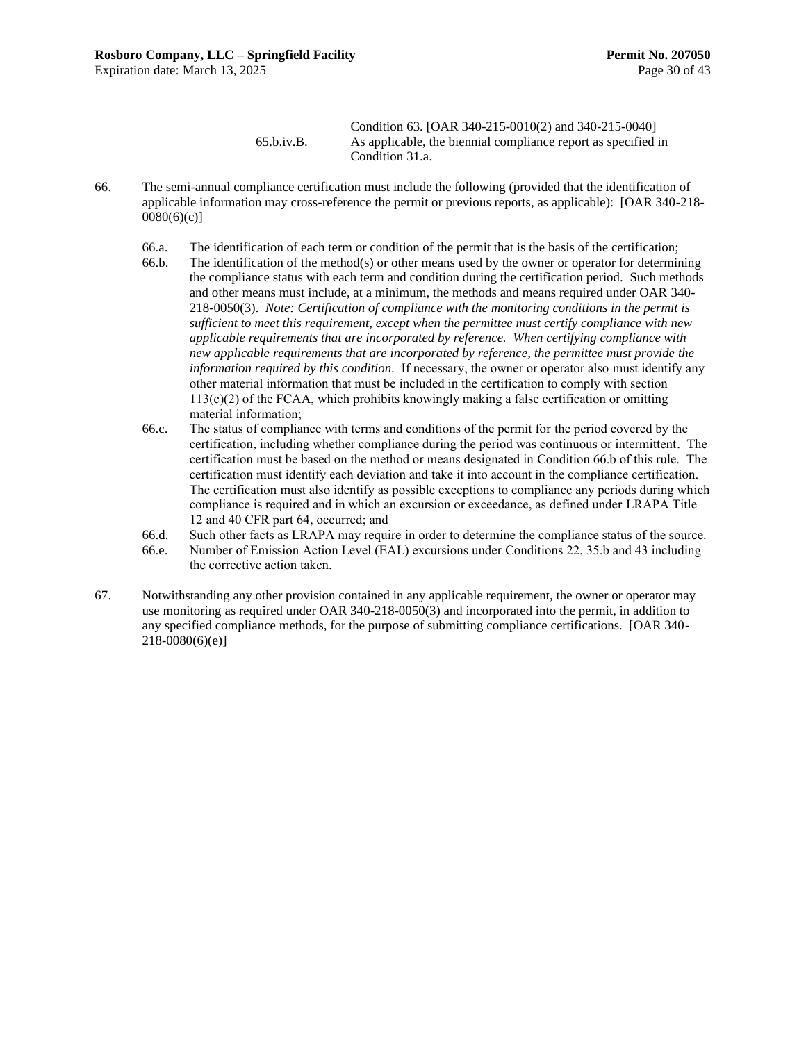Condition 63. [OAR 340-215-0010(2) and 340-215-0040]

65.b.iv.B. As applicable, the biennial compliance report as specified in Condition 31.a.

66. The semi-annual compliance certification must include the following (provided that the identification of applicable information may cross-reference the permit or previous reports, as applicable): [OAR 340-218-0080(6)(c)]

66.a. The identification of each term or condition of the permit that is the basis of the certification;

66.b. The identification of the method(s) or other means used by the owner or operator for determining the compliance status with each term and condition during the certification period. Such methods and other means must include, at a minimum, the methods and means required under OAR 340-218-0050(3). *Note: Certification of compliance with the monitoring conditions in the permit is sufficient to meet this requirement, except when the permittee must certify compliance with new applicable requirements that are incorporated by reference. When certifying compliance with new applicable requirements that are incorporated by reference, the permittee must provide the information required by this condition.* If necessary, the owner or operator also must identify any other material information that must be included in the certification to comply with section 113(c)(2) of the FCAA, which prohibits knowingly making a false certification or omitting material information;

66.c. The status of compliance with terms and conditions of the permit for the period covered by the certification, including whether compliance during the period was continuous or intermittent. The certification must be based on the method or means designated in Condition 66.b of this rule. The certification must identify each deviation and take it into account in the compliance certification. The certification must also identify as possible exceptions to compliance any periods during which compliance is required and in which an excursion or exceedance, as defined under LRAPA Title 12 and 40 CFR part 64, occurred; and

66.d. Such other facts as LRAPA may require in order to determine the compliance status of the source.

66.e. Number of Emission Action Level (EAL) excursions under Conditions 22, 35.b and 43 including the corrective action taken.

67. Notwithstanding any other provision contained in any applicable requirement, the owner or operator may use monitoring as required under OAR 340-218-0050(3) and incorporated into the permit, in addition to any specified compliance methods, for the purpose of submitting compliance certifications. [OAR 340-218-0080(6)(e)]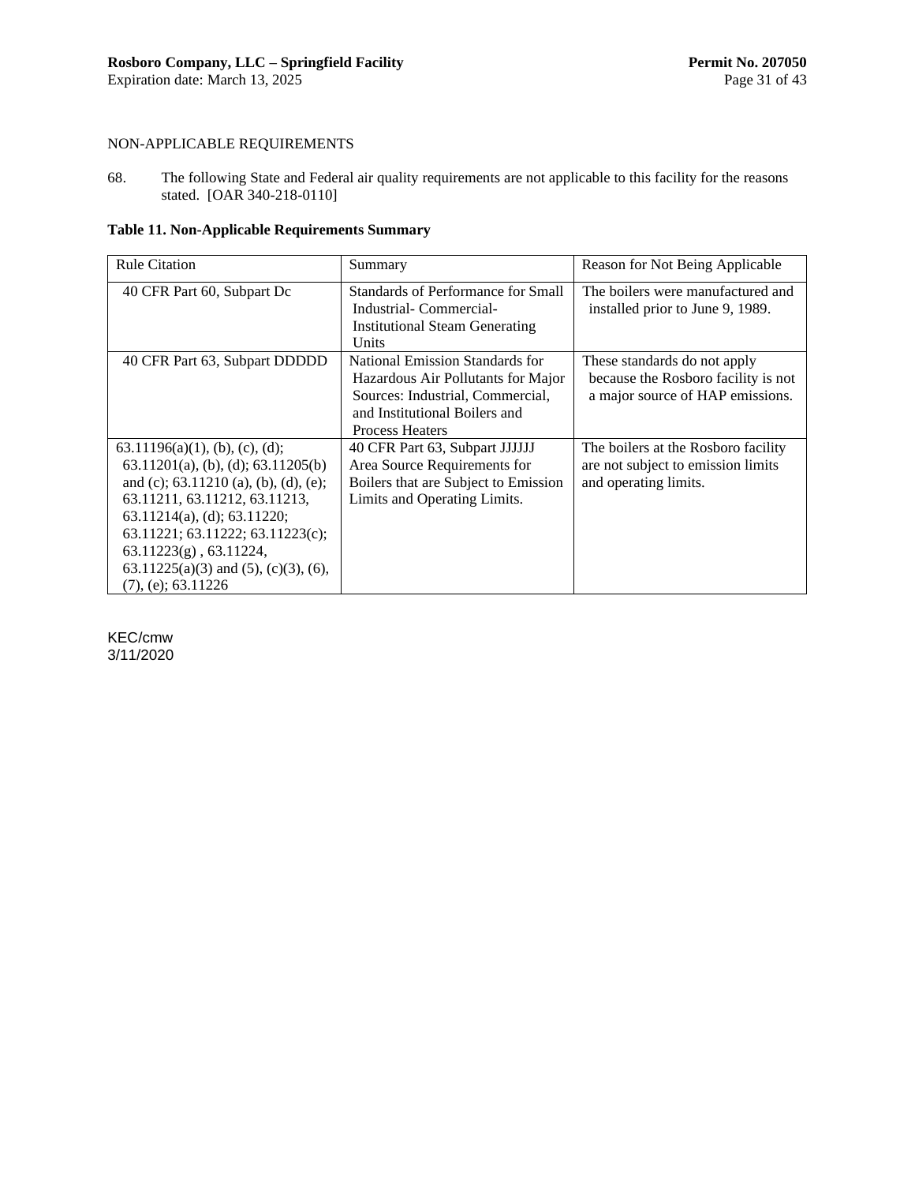NON-APPLICABLE REQUIREMENTS

68. The following State and Federal air quality requirements are not applicable to this facility for the reasons stated. [OAR 340-218-0110]

**Table 11. Non-Applicable Requirements Summary**

| Rule Citation | Summary | Reason for Not Being Applicable |
|---|---|---|
| 40 CFR Part 60, Subpart Dc | Standards of Performance for Small Industrial- Commercial-Institutional Steam Generating Units | The boilers were manufactured and installed prior to June 9, 1989. |
| 40 CFR Part 63, Subpart DDDDD | National Emission Standards for Hazardous Air Pollutants for Major Sources: Industrial, Commercial, and Institutional Boilers and Process Heaters | These standards do not apply because the Rosboro facility is not a major source of HAP emissions. |
| 63.11196(a)(1), (b), (c), (d); 63.11201(a), (b), (d); 63.11205(b) and (c); 63.11210 (a), (b), (d), (e); 63.11211, 63.11212, 63.11213, 63.11214(a), (d); 63.11220; 63.11221; 63.11222; 63.11223(c); 63.11223(g) , 63.11224, 63.11225(a)(3) and (5), (c)(3), (6), (7), (e); 63.11226 | 40 CFR Part 63, Subpart JJJJJJ Area Source Requirements for Boilers that are Subject to Emission Limits and Operating Limits. | The boilers at the Rosboro facility are not subject to emission limits and operating limits. |

KEC/cmw
3/11/2020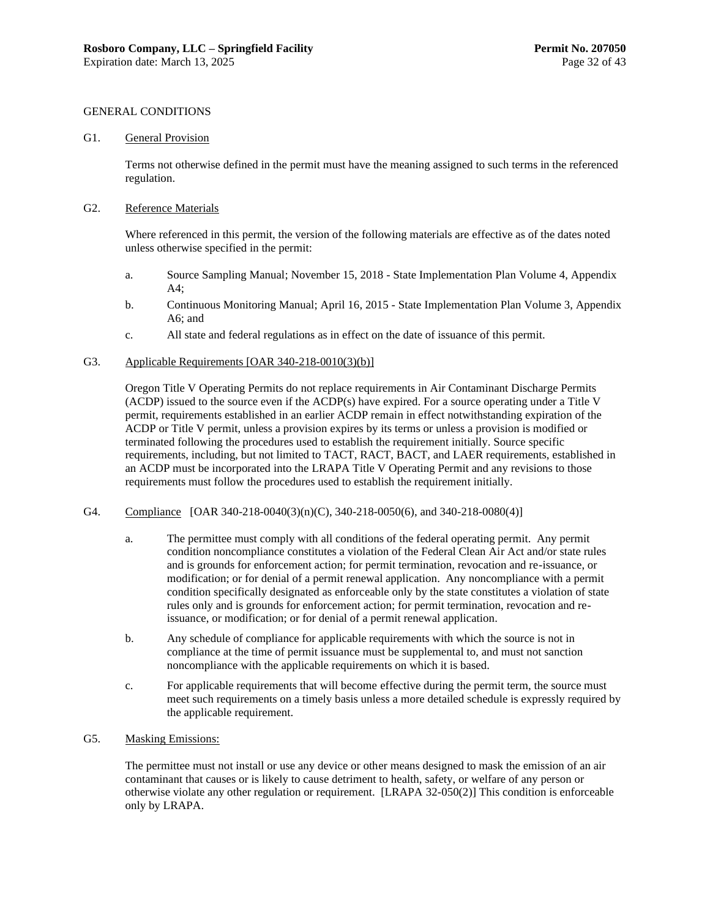GENERAL CONDITIONS

G1. General Provision

Terms not otherwise defined in the permit must have the meaning assigned to such terms in the referenced regulation.

G2. Reference Materials

Where referenced in this permit, the version of the following materials are effective as of the dates noted unless otherwise specified in the permit:

a. Source Sampling Manual; November 15, 2018 - State Implementation Plan Volume 4, Appendix A4;

b. Continuous Monitoring Manual; April 16, 2015 - State Implementation Plan Volume 3, Appendix A6; and

c. All state and federal regulations as in effect on the date of issuance of this permit.

G3. Applicable Requirements [OAR 340-218-0010(3)(b)]

Oregon Title V Operating Permits do not replace requirements in Air Contaminant Discharge Permits (ACDP) issued to the source even if the ACDP(s) have expired. For a source operating under a Title V permit, requirements established in an earlier ACDP remain in effect notwithstanding expiration of the ACDP or Title V permit, unless a provision expires by its terms or unless a provision is modified or terminated following the procedures used to establish the requirement initially. Source specific requirements, including, but not limited to TACT, RACT, BACT, and LAER requirements, established in an ACDP must be incorporated into the LRAPA Title V Operating Permit and any revisions to those requirements must follow the procedures used to establish the requirement initially.

G4. Compliance [OAR 340-218-0040(3)(n)(C), 340-218-0050(6), and 340-218-0080(4)]

a. The permittee must comply with all conditions of the federal operating permit. Any permit condition noncompliance constitutes a violation of the Federal Clean Air Act and/or state rules and is grounds for enforcement action; for permit termination, revocation and re-issuance, or modification; or for denial of a permit renewal application. Any noncompliance with a permit condition specifically designated as enforceable only by the state constitutes a violation of state rules only and is grounds for enforcement action; for permit termination, revocation and re-issuance, or modification; or for denial of a permit renewal application.

b. Any schedule of compliance for applicable requirements with which the source is not in compliance at the time of permit issuance must be supplemental to, and must not sanction noncompliance with the applicable requirements on which it is based.

c. For applicable requirements that will become effective during the permit term, the source must meet such requirements on a timely basis unless a more detailed schedule is expressly required by the applicable requirement.

G5. Masking Emissions:

The permittee must not install or use any device or other means designed to mask the emission of an air contaminant that causes or is likely to cause detriment to health, safety, or welfare of any person or otherwise violate any other regulation or requirement. [LRAPA 32-050(2)] This condition is enforceable only by LRAPA.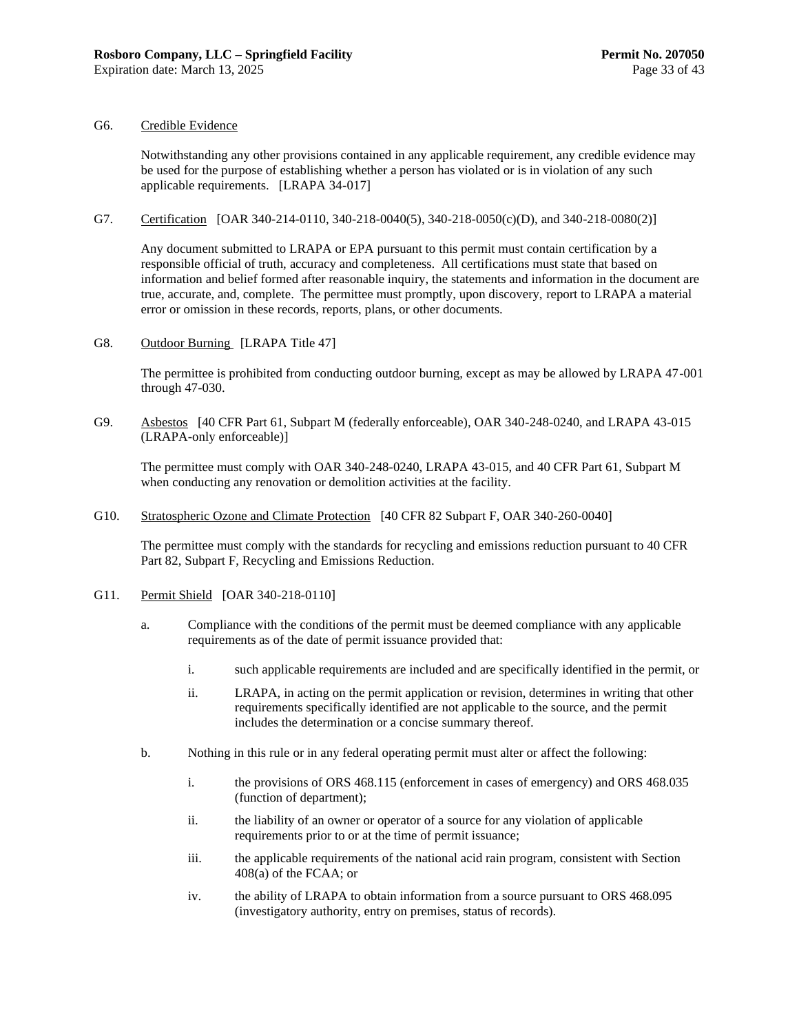G6. Credible Evidence

Notwithstanding any other provisions contained in any applicable requirement, any credible evidence may be used for the purpose of establishing whether a person has violated or is in violation of any such applicable requirements. [LRAPA 34-017]

G7. Certification [OAR 340-214-0110, 340-218-0040(5), 340-218-0050(c)(D), and 340-218-0080(2)]

Any document submitted to LRAPA or EPA pursuant to this permit must contain certification by a responsible official of truth, accuracy and completeness. All certifications must state that based on information and belief formed after reasonable inquiry, the statements and information in the document are true, accurate, and, complete. The permittee must promptly, upon discovery, report to LRAPA a material error or omission in these records, reports, plans, or other documents.

G8. Outdoor Burning [LRAPA Title 47]

The permittee is prohibited from conducting outdoor burning, except as may be allowed by LRAPA 47-001 through 47-030.

G9. Asbestos [40 CFR Part 61, Subpart M (federally enforceable), OAR 340-248-0240, and LRAPA 43-015 (LRAPA-only enforceable)]

The permittee must comply with OAR 340-248-0240, LRAPA 43-015, and 40 CFR Part 61, Subpart M when conducting any renovation or demolition activities at the facility.

G10. Stratospheric Ozone and Climate Protection [40 CFR 82 Subpart F, OAR 340-260-0040]

The permittee must comply with the standards for recycling and emissions reduction pursuant to 40 CFR Part 82, Subpart F, Recycling and Emissions Reduction.

G11. Permit Shield [OAR 340-218-0110]

a. Compliance with the conditions of the permit must be deemed compliance with any applicable requirements as of the date of permit issuance provided that:

   i. such applicable requirements are included and are specifically identified in the permit, or

   ii. LRAPA, in acting on the permit application or revision, determines in writing that other requirements specifically identified are not applicable to the source, and the permit includes the determination or a concise summary thereof.

b. Nothing in this rule or in any federal operating permit must alter or affect the following:

   i. the provisions of ORS 468.115 (enforcement in cases of emergency) and ORS 468.035 (function of department);

   ii. the liability of an owner or operator of a source for any violation of applicable requirements prior to or at the time of permit issuance;

   iii. the applicable requirements of the national acid rain program, consistent with Section 408(a) of the FCAA; or

   iv. the ability of LRAPA to obtain information from a source pursuant to ORS 468.095 (investigatory authority, entry on premises, status of records).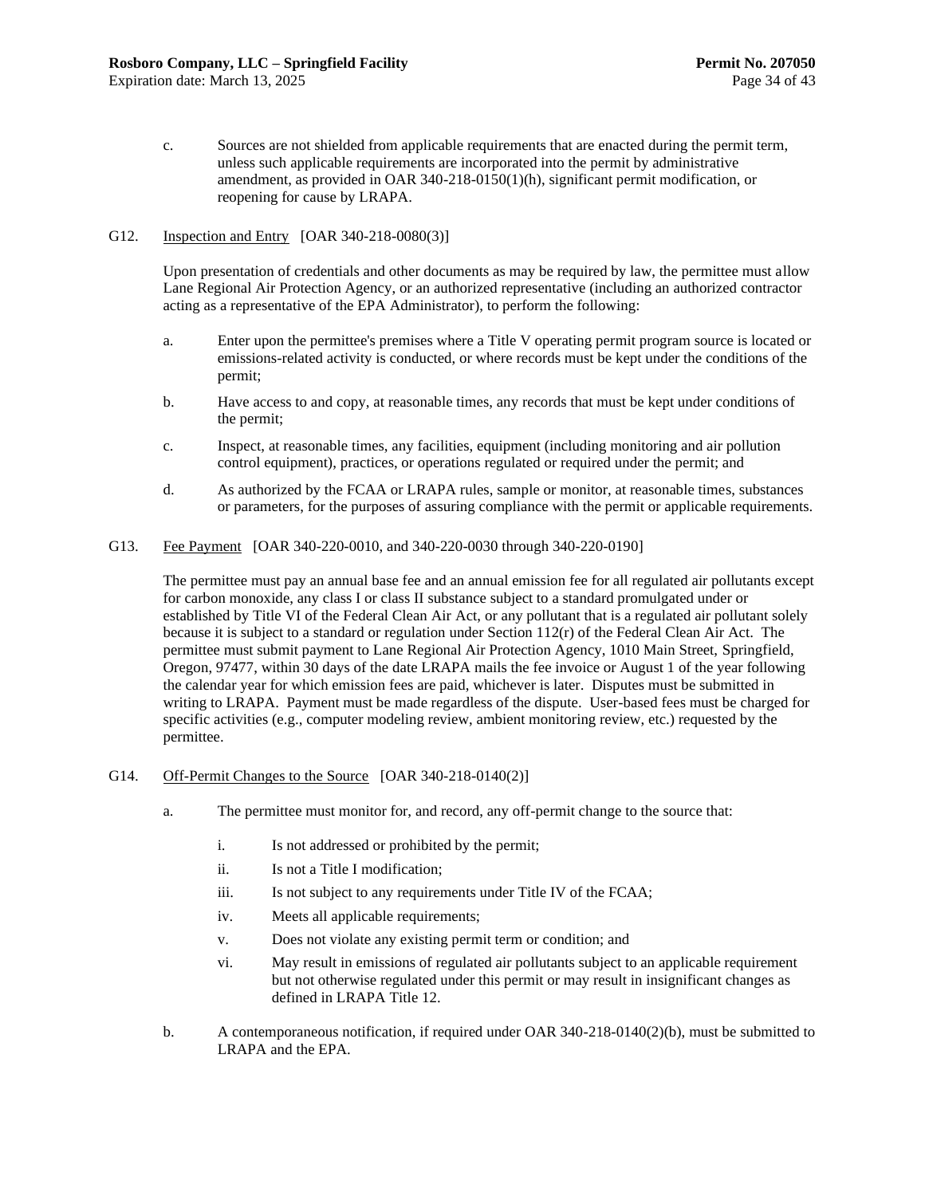c. Sources are not shielded from applicable requirements that are enacted during the permit term, unless such applicable requirements are incorporated into the permit by administrative amendment, as provided in OAR 340-218-0150(1)(h), significant permit modification, or reopening for cause by LRAPA.

G12. Inspection and Entry [OAR 340-218-0080(3)]

Upon presentation of credentials and other documents as may be required by law, the permittee must allow Lane Regional Air Protection Agency, or an authorized representative (including an authorized contractor acting as a representative of the EPA Administrator), to perform the following:

a. Enter upon the permittee's premises where a Title V operating permit program source is located or emissions-related activity is conducted, or where records must be kept under the conditions of the permit;

b. Have access to and copy, at reasonable times, any records that must be kept under conditions of the permit;

c. Inspect, at reasonable times, any facilities, equipment (including monitoring and air pollution control equipment), practices, or operations regulated or required under the permit; and

d. As authorized by the FCAA or LRAPA rules, sample or monitor, at reasonable times, substances or parameters, for the purposes of assuring compliance with the permit or applicable requirements.

G13. Fee Payment [OAR 340-220-0010, and 340-220-0030 through 340-220-0190]

The permittee must pay an annual base fee and an annual emission fee for all regulated air pollutants except for carbon monoxide, any class I or class II substance subject to a standard promulgated under or established by Title VI of the Federal Clean Air Act, or any pollutant that is a regulated air pollutant solely because it is subject to a standard or regulation under Section 112(r) of the Federal Clean Air Act. The permittee must submit payment to Lane Regional Air Protection Agency, 1010 Main Street, Springfield, Oregon, 97477, within 30 days of the date LRAPA mails the fee invoice or August 1 of the year following the calendar year for which emission fees are paid, whichever is later. Disputes must be submitted in writing to LRAPA. Payment must be made regardless of the dispute. User-based fees must be charged for specific activities (e.g., computer modeling review, ambient monitoring review, etc.) requested by the permittee.

G14. Off-Permit Changes to the Source [OAR 340-218-0140(2)]

a. The permittee must monitor for, and record, any off-permit change to the source that:

   i. Is not addressed or prohibited by the permit;

   ii. Is not a Title I modification;

   iii. Is not subject to any requirements under Title IV of the FCAA;

   iv. Meets all applicable requirements;

   v. Does not violate any existing permit term or condition; and

   vi. May result in emissions of regulated air pollutants subject to an applicable requirement but not otherwise regulated under this permit or may result in insignificant changes as defined in LRAPA Title 12.

b. A contemporaneous notification, if required under OAR 340-218-0140(2)(b), must be submitted to LRAPA and the EPA.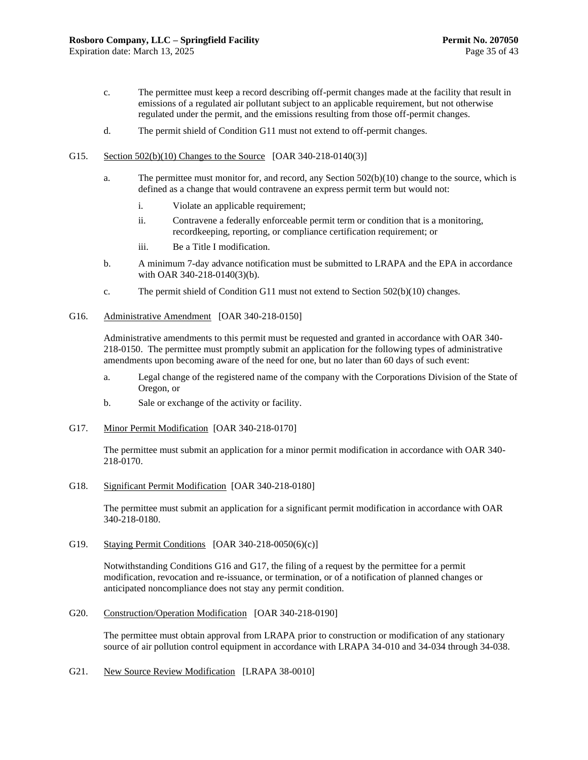c. The permittee must keep a record describing off-permit changes made at the facility that result in emissions of a regulated air pollutant subject to an applicable requirement, but not otherwise regulated under the permit, and the emissions resulting from those off-permit changes.

d. The permit shield of Condition G11 must not extend to off-permit changes.

G15. Section 502(b)(10) Changes to the Source [OAR 340-218-0140(3)]

a. The permittee must monitor for, and record, any Section 502(b)(10) change to the source, which is defined as a change that would contravene an express permit term but would not:

   i. Violate an applicable requirement;

   ii. Contravene a federally enforceable permit term or condition that is a monitoring, recordkeeping, reporting, or compliance certification requirement; or

   iii. Be a Title I modification.

b. A minimum 7-day advance notification must be submitted to LRAPA and the EPA in accordance with OAR 340-218-0140(3)(b).

c. The permit shield of Condition G11 must not extend to Section 502(b)(10) changes.

G16. Administrative Amendment [OAR 340-218-0150]

Administrative amendments to this permit must be requested and granted in accordance with OAR 340-218-0150. The permittee must promptly submit an application for the following types of administrative amendments upon becoming aware of the need for one, but no later than 60 days of such event:

a. Legal change of the registered name of the company with the Corporations Division of the State of Oregon, or

b. Sale or exchange of the activity or facility.

G17. Minor Permit Modification [OAR 340-218-0170]

The permittee must submit an application for a minor permit modification in accordance with OAR 340-218-0170.

G18. Significant Permit Modification [OAR 340-218-0180]

The permittee must submit an application for a significant permit modification in accordance with OAR 340-218-0180.

G19. Staying Permit Conditions [OAR 340-218-0050(6)(c)]

Notwithstanding Conditions G16 and G17, the filing of a request by the permittee for a permit modification, revocation and re-issuance, or termination, or of a notification of planned changes or anticipated noncompliance does not stay any permit condition.

G20. Construction/Operation Modification [OAR 340-218-0190]

The permittee must obtain approval from LRAPA prior to construction or modification of any stationary source of air pollution control equipment in accordance with LRAPA 34-010 and 34-034 through 34-038.

G21. New Source Review Modification [LRAPA 38-0010]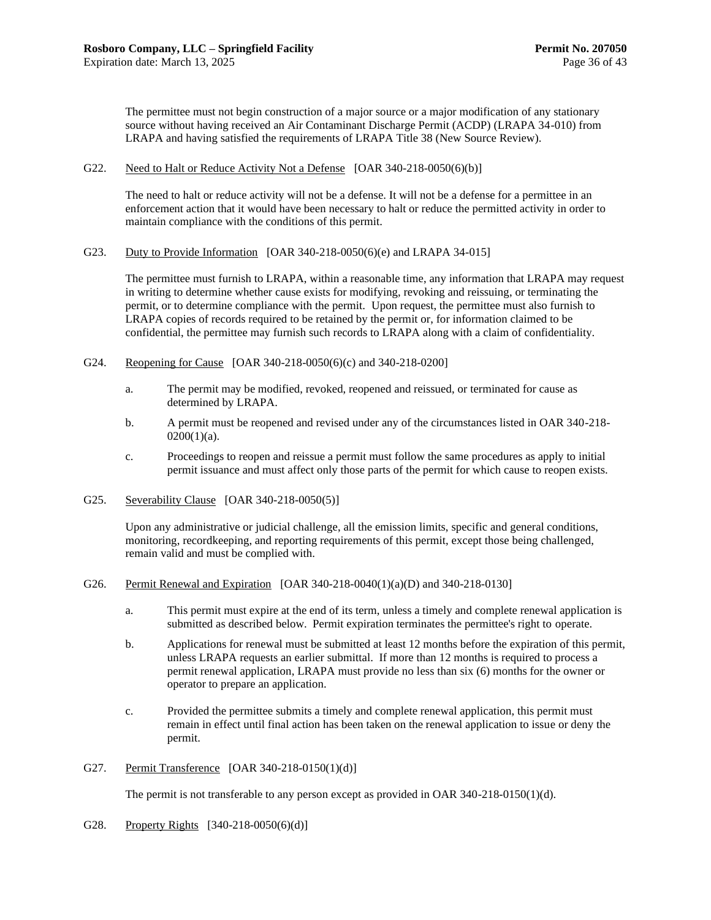The permittee must not begin construction of a major source or a major modification of any stationary source without having received an Air Contaminant Discharge Permit (ACDP) (LRAPA 34-010) from LRAPA and having satisfied the requirements of LRAPA Title 38 (New Source Review).

G22. Need to Halt or Reduce Activity Not a Defense [OAR 340-218-0050(6)(b)]

The need to halt or reduce activity will not be a defense. It will not be a defense for a permittee in an enforcement action that it would have been necessary to halt or reduce the permitted activity in order to maintain compliance with the conditions of this permit.

G23. Duty to Provide Information [OAR 340-218-0050(6)(e) and LRAPA 34-015]

The permittee must furnish to LRAPA, within a reasonable time, any information that LRAPA may request in writing to determine whether cause exists for modifying, revoking and reissuing, or terminating the permit, or to determine compliance with the permit. Upon request, the permittee must also furnish to LRAPA copies of records required to be retained by the permit or, for information claimed to be confidential, the permittee may furnish such records to LRAPA along with a claim of confidentiality.

G24. Reopening for Cause [OAR 340-218-0050(6)(c) and 340-218-0200]

a. The permit may be modified, revoked, reopened and reissued, or terminated for cause as determined by LRAPA.

b. A permit must be reopened and revised under any of the circumstances listed in OAR 340-218-0200(1)(a).

c. Proceedings to reopen and reissue a permit must follow the same procedures as apply to initial permit issuance and must affect only those parts of the permit for which cause to reopen exists.

G25. Severability Clause [OAR 340-218-0050(5)]

Upon any administrative or judicial challenge, all the emission limits, specific and general conditions, monitoring, recordkeeping, and reporting requirements of this permit, except those being challenged, remain valid and must be complied with.

G26. Permit Renewal and Expiration [OAR 340-218-0040(1)(a)(D) and 340-218-0130]

a. This permit must expire at the end of its term, unless a timely and complete renewal application is submitted as described below. Permit expiration terminates the permittee's right to operate.

b. Applications for renewal must be submitted at least 12 months before the expiration of this permit, unless LRAPA requests an earlier submittal. If more than 12 months is required to process a permit renewal application, LRAPA must provide no less than six (6) months for the owner or operator to prepare an application.

c. Provided the permittee submits a timely and complete renewal application, this permit must remain in effect until final action has been taken on the renewal application to issue or deny the permit.

G27. Permit Transference [OAR 340-218-0150(1)(d)]

The permit is not transferable to any person except as provided in OAR 340-218-0150(1)(d).

G28. Property Rights [340-218-0050(6)(d)]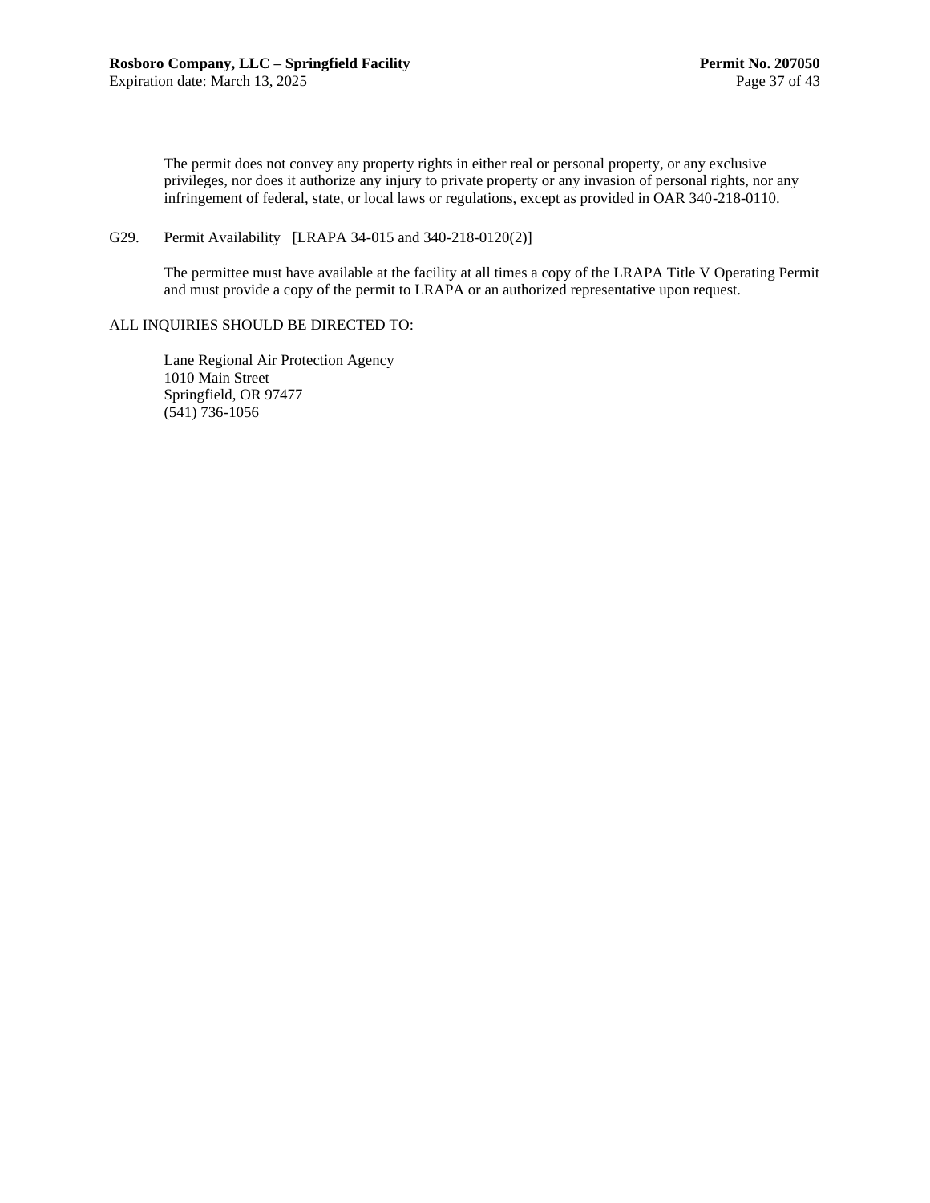The permit does not convey any property rights in either real or personal property, or any exclusive privileges, nor does it authorize any injury to private property or any invasion of personal rights, nor any infringement of federal, state, or local laws or regulations, except as provided in OAR 340-218-0110.

G29. Permit Availability [LRAPA 34-015 and 340-218-0120(2)]

The permittee must have available at the facility at all times a copy of the LRAPA Title V Operating Permit and must provide a copy of the permit to LRAPA or an authorized representative upon request.

ALL INQUIRIES SHOULD BE DIRECTED TO:

Lane Regional Air Protection Agency
1010 Main Street
Springfield, OR 97477
(541) 736-1056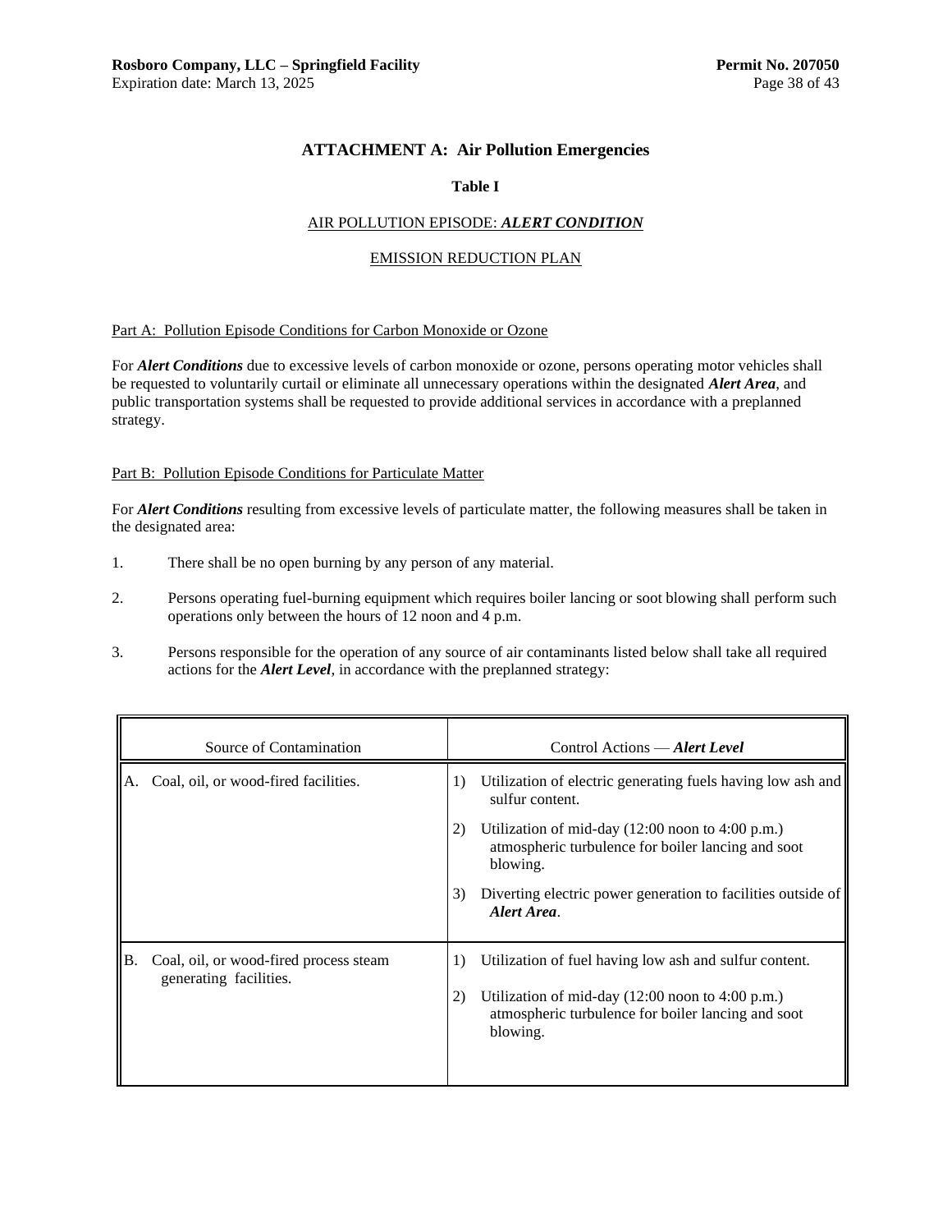## ATTACHMENT A: Air Pollution Emergencies

### Table I

AIR POLLUTION EPISODE: ***ALERT CONDITION***

EMISSION REDUCTION PLAN

Part A: Pollution Episode Conditions for Carbon Monoxide or Ozone

For ***Alert Conditions*** due to excessive levels of carbon monoxide or ozone, persons operating motor vehicles shall be requested to voluntarily curtail or eliminate all unnecessary operations within the designated ***Alert Area***, and public transportation systems shall be requested to provide additional services in accordance with a preplanned strategy.

Part B: Pollution Episode Conditions for Particulate Matter

For ***Alert Conditions*** resulting from excessive levels of particulate matter, the following measures shall be taken in the designated area:

1. There shall be no open burning by any person of any material.

2. Persons operating fuel-burning equipment which requires boiler lancing or soot blowing shall perform such operations only between the hours of 12 noon and 4 p.m.

3. Persons responsible for the operation of any source of air contaminants listed below shall take all required actions for the ***Alert Level***, in accordance with the preplanned strategy:

| Source of Contamination | Control Actions — ***Alert Level*** |
|---|---|
| A. Coal, oil, or wood-fired facilities. | 1) Utilization of electric generating fuels having low ash and sulfur content.<br>2) Utilization of mid-day (12:00 noon to 4:00 p.m.) atmospheric turbulence for boiler lancing and soot blowing.<br>3) Diverting electric power generation to facilities outside of ***Alert Area***. |
| B. Coal, oil, or wood-fired process steam generating facilities. | 1) Utilization of fuel having low ash and sulfur content.<br>2) Utilization of mid-day (12:00 noon to 4:00 p.m.) atmospheric turbulence for boiler lancing and soot blowing. |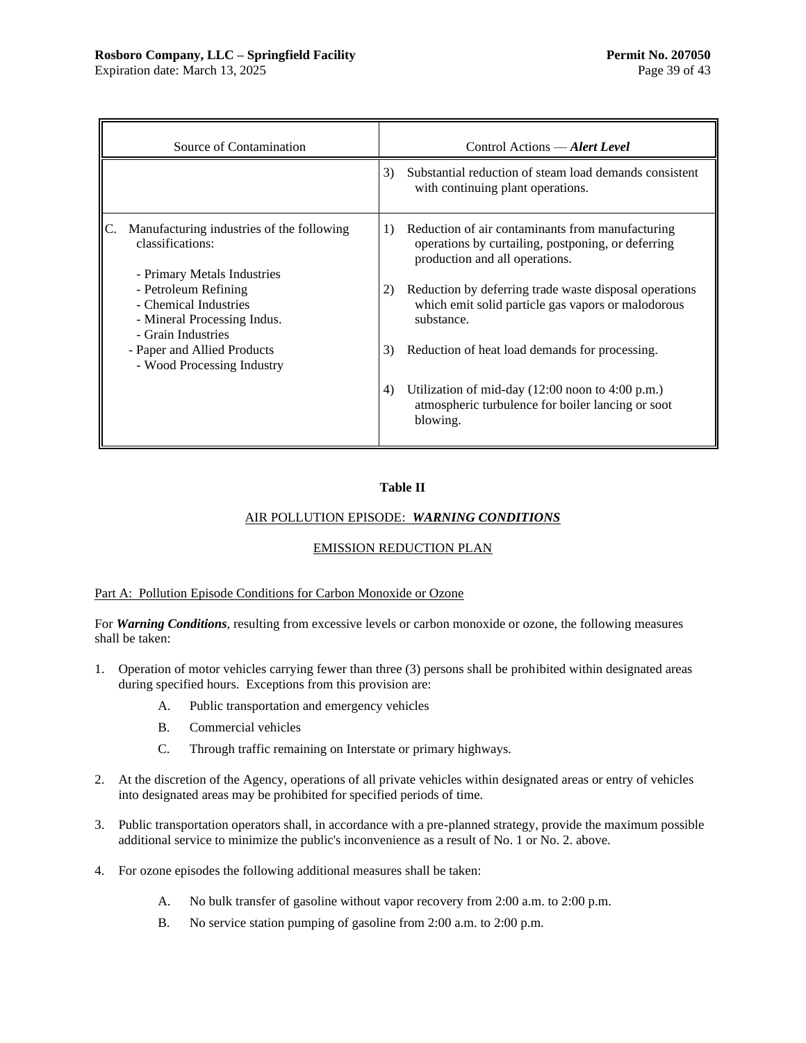| Source of Contamination | Control Actions — ***Alert Level*** |
|---|---|
| | 3) Substantial reduction of steam load demands consistent with continuing plant operations. |
| C. Manufacturing industries of the following classifications:<br><br>- Primary Metals Industries<br>- Petroleum Refining<br>- Chemical Industries<br>- Mineral Processing Indus.<br>- Grain Industries<br>- Paper and Allied Products<br>- Wood Processing Industry | 1) Reduction of air contaminants from manufacturing operations by curtailing, postponing, or deferring production and all operations.<br><br>2) Reduction by deferring trade waste disposal operations which emit solid particle gas vapors or malodorous substance.<br><br>3) Reduction of heat load demands for processing.<br><br>4) Utilization of mid-day (12:00 noon to 4:00 p.m.) atmospheric turbulence for boiler lancing or soot blowing. |

**Table II**

AIR POLLUTION EPISODE: ***WARNING CONDITIONS***

EMISSION REDUCTION PLAN

Part A: Pollution Episode Conditions for Carbon Monoxide or Ozone

For ***Warning Conditions***, resulting from excessive levels or carbon monoxide or ozone, the following measures shall be taken:

1. Operation of motor vehicles carrying fewer than three (3) persons shall be prohibited within designated areas during specified hours. Exceptions from this provision are:

   A. Public transportation and emergency vehicles

   B. Commercial vehicles

   C. Through traffic remaining on Interstate or primary highways.

2. At the discretion of the Agency, operations of all private vehicles within designated areas or entry of vehicles into designated areas may be prohibited for specified periods of time.

3. Public transportation operators shall, in accordance with a pre-planned strategy, provide the maximum possible additional service to minimize the public's inconvenience as a result of No. 1 or No. 2. above.

4. For ozone episodes the following additional measures shall be taken:

   A. No bulk transfer of gasoline without vapor recovery from 2:00 a.m. to 2:00 p.m.

   B. No service station pumping of gasoline from 2:00 a.m. to 2:00 p.m.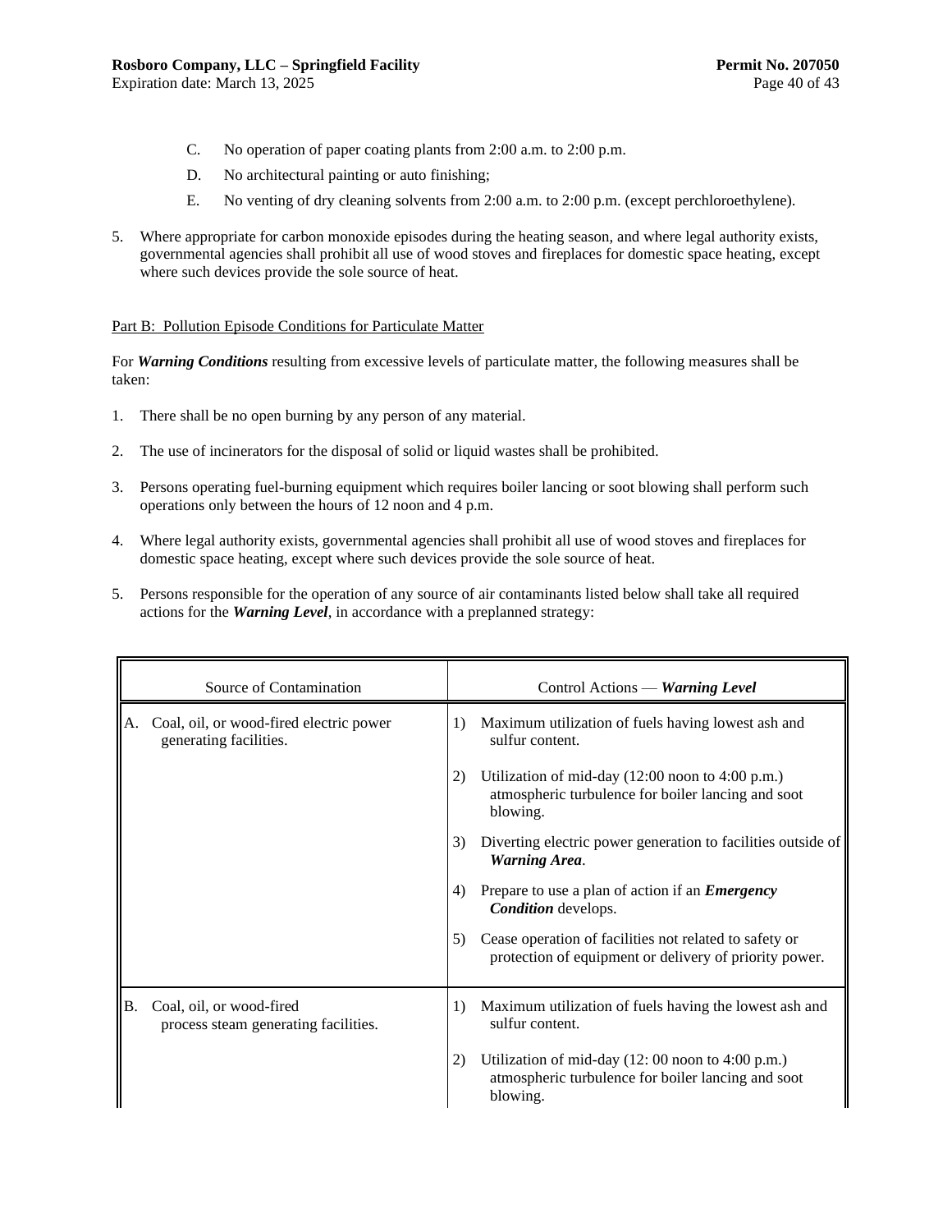C. No operation of paper coating plants from 2:00 a.m. to 2:00 p.m.

D. No architectural painting or auto finishing;

E. No venting of dry cleaning solvents from 2:00 a.m. to 2:00 p.m. (except perchloroethylene).

5. Where appropriate for carbon monoxide episodes during the heating season, and where legal authority exists, governmental agencies shall prohibit all use of wood stoves and fireplaces for domestic space heating, except where such devices provide the sole source of heat.

Part B: Pollution Episode Conditions for Particulate Matter

For ***Warning Conditions*** resulting from excessive levels of particulate matter, the following measures shall be taken:

1. There shall be no open burning by any person of any material.

2. The use of incinerators for the disposal of solid or liquid wastes shall be prohibited.

3. Persons operating fuel-burning equipment which requires boiler lancing or soot blowing shall perform such operations only between the hours of 12 noon and 4 p.m.

4. Where legal authority exists, governmental agencies shall prohibit all use of wood stoves and fireplaces for domestic space heating, except where such devices provide the sole source of heat.

5. Persons responsible for the operation of any source of air contaminants listed below shall take all required actions for the ***Warning Level***, in accordance with a preplanned strategy:

| Source of Contamination | Control Actions — ***Warning Level*** |
|---|---|
| A. Coal, oil, or wood-fired electric power generating facilities. | 1) Maximum utilization of fuels having lowest ash and sulfur content.<br>2) Utilization of mid-day (12:00 noon to 4:00 p.m.) atmospheric turbulence for boiler lancing and soot blowing.<br>3) Diverting electric power generation to facilities outside of ***Warning Area***.<br>4) Prepare to use a plan of action if an ***Emergency Condition*** develops.<br>5) Cease operation of facilities not related to safety or protection of equipment or delivery of priority power. |
| B. Coal, oil, or wood-fired process steam generating facilities. | 1) Maximum utilization of fuels having the lowest ash and sulfur content.<br>2) Utilization of mid-day (12: 00 noon to 4:00 p.m.) atmospheric turbulence for boiler lancing and soot blowing. |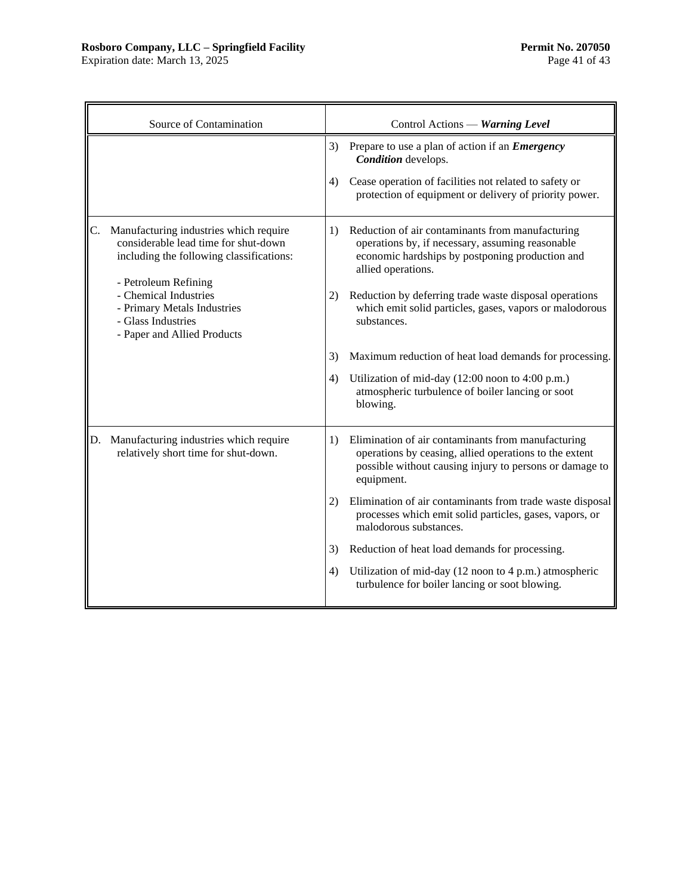| Source of Contamination | Control Actions — ***Warning Level*** |
|---|---|
| | 3) Prepare to use a plan of action if an ***Emergency Condition*** develops.<br><br>4) Cease operation of facilities not related to safety or protection of equipment or delivery of priority power. |
| C. Manufacturing industries which require considerable lead time for shut-down including the following classifications:<br><br>- Petroleum Refining<br>- Chemical Industries<br>- Primary Metals Industries<br>- Glass Industries<br>- Paper and Allied Products | 1) Reduction of air contaminants from manufacturing operations by, if necessary, assuming reasonable economic hardships by postponing production and allied operations.<br><br>2) Reduction by deferring trade waste disposal operations which emit solid particles, gases, vapors or malodorous substances.<br><br>3) Maximum reduction of heat load demands for processing.<br><br>4) Utilization of mid-day (12:00 noon to 4:00 p.m.) atmospheric turbulence of boiler lancing or soot blowing. |
| D. Manufacturing industries which require relatively short time for shut-down. | 1) Elimination of air contaminants from manufacturing operations by ceasing, allied operations to the extent possible without causing injury to persons or damage to equipment.<br><br>2) Elimination of air contaminants from trade waste disposal processes which emit solid particles, gases, vapors, or malodorous substances.<br><br>3) Reduction of heat load demands for processing.<br><br>4) Utilization of mid-day (12 noon to 4 p.m.) atmospheric turbulence for boiler lancing or soot blowing. |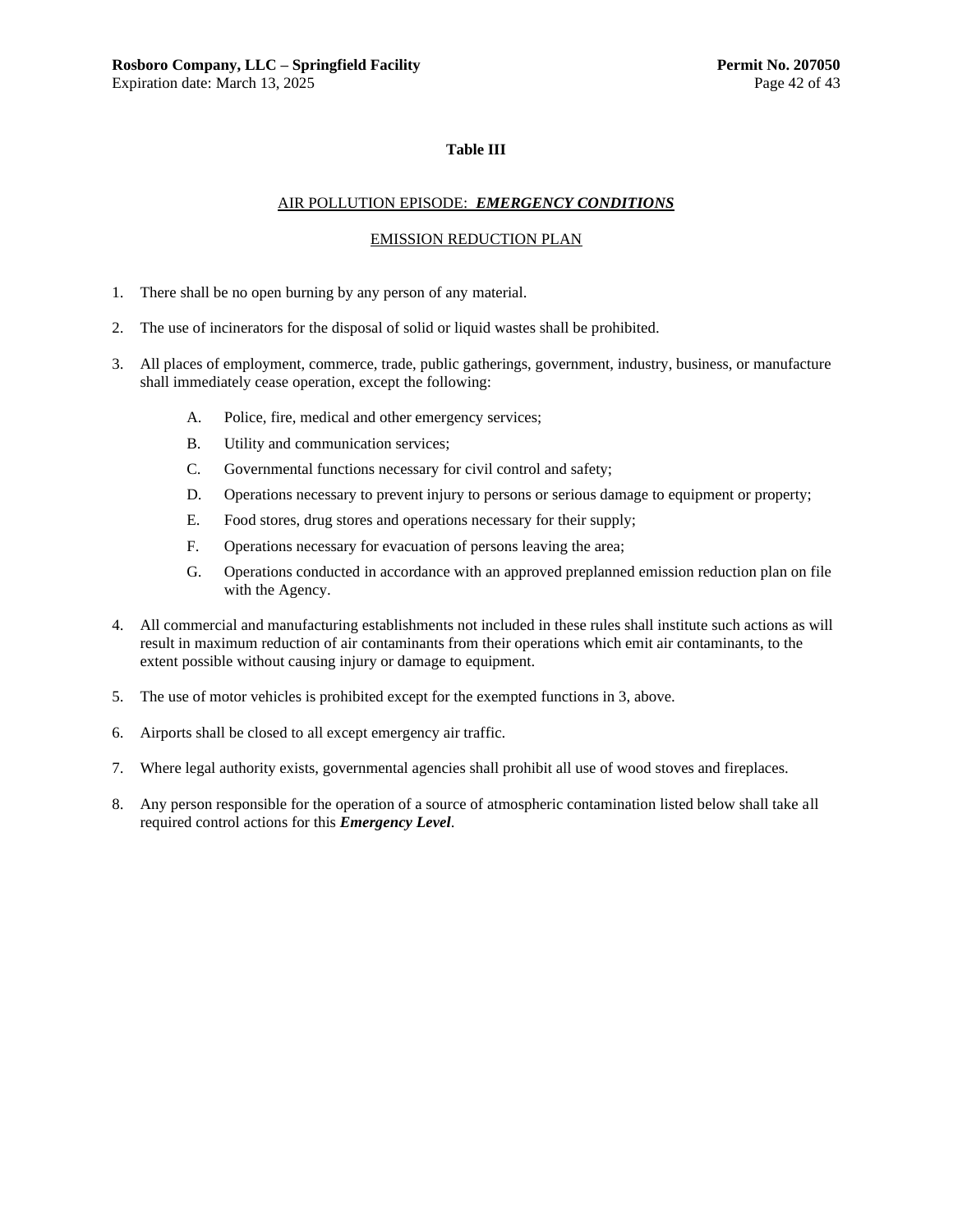## Table III

AIR POLLUTION EPISODE: ***EMERGENCY CONDITIONS***

EMISSION REDUCTION PLAN

1. There shall be no open burning by any person of any material.

2. The use of incinerators for the disposal of solid or liquid wastes shall be prohibited.

3. All places of employment, commerce, trade, public gatherings, government, industry, business, or manufacture shall immediately cease operation, except the following:

   A. Police, fire, medical and other emergency services;

   B. Utility and communication services;

   C. Governmental functions necessary for civil control and safety;

   D. Operations necessary to prevent injury to persons or serious damage to equipment or property;

   E. Food stores, drug stores and operations necessary for their supply;

   F. Operations necessary for evacuation of persons leaving the area;

   G. Operations conducted in accordance with an approved preplanned emission reduction plan on file with the Agency.

4. All commercial and manufacturing establishments not included in these rules shall institute such actions as will result in maximum reduction of air contaminants from their operations which emit air contaminants, to the extent possible without causing injury or damage to equipment.

5. The use of motor vehicles is prohibited except for the exempted functions in 3, above.

6. Airports shall be closed to all except emergency air traffic.

7. Where legal authority exists, governmental agencies shall prohibit all use of wood stoves and fireplaces.

8. Any person responsible for the operation of a source of atmospheric contamination listed below shall take all required control actions for this ***Emergency Level***.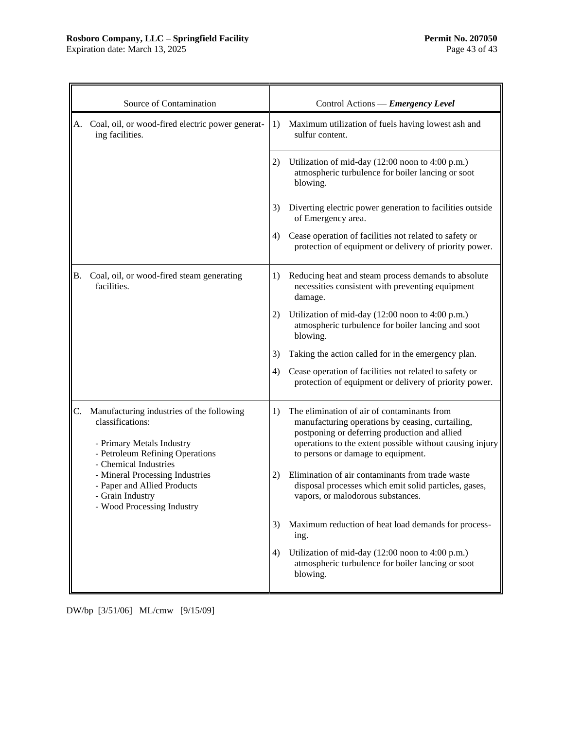| Source of Contamination | Control Actions — ***Emergency Level*** |
|---|---|
| A. Coal, oil, or wood-fired electric power generating facilities. | 1) Maximum utilization of fuels having lowest ash and sulfur content. |
| | 2) Utilization of mid-day (12:00 noon to 4:00 p.m.) atmospheric turbulence for boiler lancing or soot blowing.<br><br>3) Diverting electric power generation to facilities outside of Emergency area.<br><br>4) Cease operation of facilities not related to safety or protection of equipment or delivery of priority power. |
| B. Coal, oil, or wood-fired steam generating facilities. | 1) Reducing heat and steam process demands to absolute necessities consistent with preventing equipment damage.<br><br>2) Utilization of mid-day (12:00 noon to 4:00 p.m.) atmospheric turbulence for boiler lancing and soot blowing.<br><br>3) Taking the action called for in the emergency plan.<br><br>4) Cease operation of facilities not related to safety or protection of equipment or delivery of priority power. |
| C. Manufacturing industries of the following classifications:<br><br>- Primary Metals Industry<br>- Petroleum Refining Operations<br>- Chemical Industries<br>- Mineral Processing Industries<br>- Paper and Allied Products<br>- Grain Industry<br>- Wood Processing Industry | 1) The elimination of air of contaminants from manufacturing operations by ceasing, curtailing, postponing or deferring production and allied operations to the extent possible without causing injury to persons or damage to equipment.<br><br>2) Elimination of air contaminants from trade waste disposal processes which emit solid particles, gases, vapors, or malodorous substances.<br><br>3) Maximum reduction of heat load demands for processing.<br><br>4) Utilization of mid-day (12:00 noon to 4:00 p.m.) atmospheric turbulence for boiler lancing or soot blowing. |

DW/bp [3/51/06] ML/cmw [9/15/09]